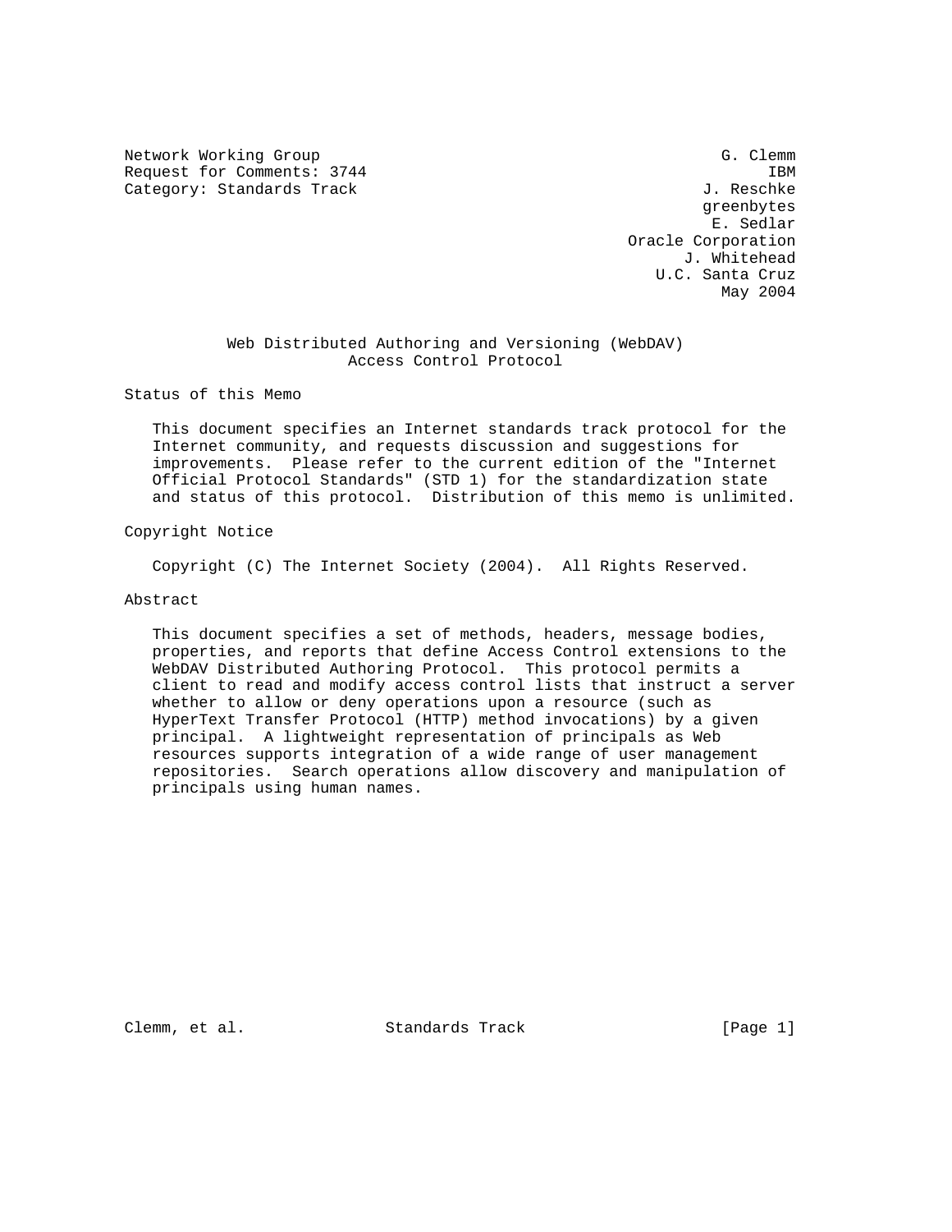Network Working Group                                           G. Clemm
Request for Comments: 3744                                           IBM
Category: Standards Track                                     J. Reschke
                                                              greenbytes
                                                               E. Sedlar
                                                      Oracle Corporation
                                                            J. Whitehead
                                                         U.C. Santa Cruz
                                                                May 2004

# Web Distributed Authoring and Versioning (WebDAV) Access Control Protocol

## Status of this Memo

This document specifies an Internet standards track protocol for the Internet community, and requests discussion and suggestions for improvements. Please refer to the current edition of the "Internet Official Protocol Standards" (STD 1) for the standardization state and status of this protocol. Distribution of this memo is unlimited.

## Copyright Notice

Copyright (C) The Internet Society (2004). All Rights Reserved.

## Abstract

This document specifies a set of methods, headers, message bodies, properties, and reports that define Access Control extensions to the WebDAV Distributed Authoring Protocol. This protocol permits a client to read and modify access control lists that instruct a server whether to allow or deny operations upon a resource (such as HyperText Transfer Protocol (HTTP) method invocations) by a given principal. A lightweight representation of principals as Web resources supports integration of a wide range of user management repositories. Search operations allow discovery and manipulation of principals using human names.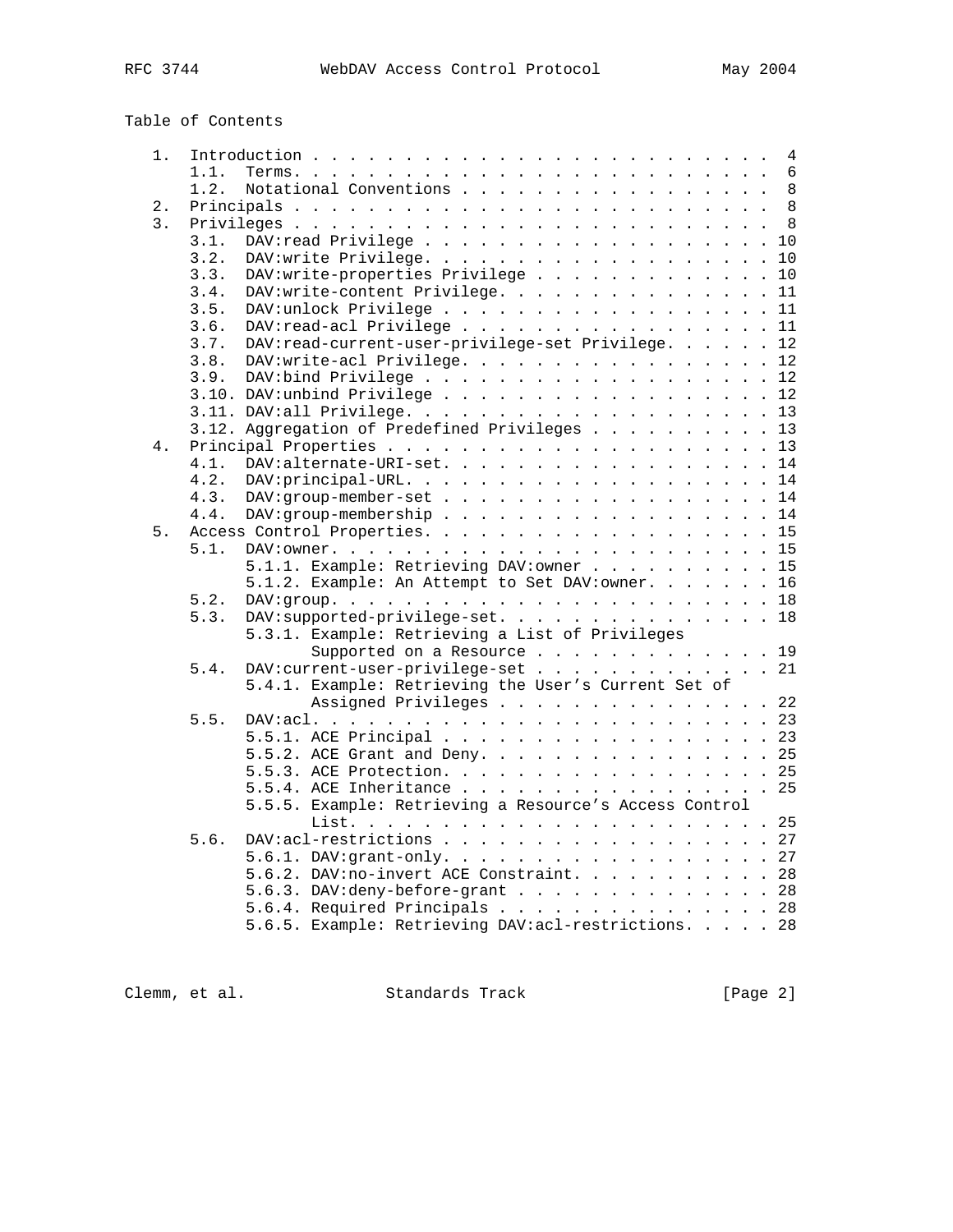Table of Contents

```
   1.  Introduction . . . . . . . . . . . . . . . . . . . . . . . . .  4
       1.1.  Terms. . . . . . . . . . . . . . . . . . . . . . . . . .  6
       1.2.  Notational Conventions . . . . . . . . . . . . . . . . .  8
   2.  Principals . . . . . . . . . . . . . . . . . . . . . . . . . .  8
   3.  Privileges . . . . . . . . . . . . . . . . . . . . . . . . . .  8
       3.1.  DAV:read Privilege . . . . . . . . . . . . . . . . . . . 10
       3.2.  DAV:write Privilege. . . . . . . . . . . . . . . . . . . 10
       3.3.  DAV:write-properties Privilege . . . . . . . . . . . . . 10
       3.4.  DAV:write-content Privilege. . . . . . . . . . . . . . . 11
       3.5.  DAV:unlock Privilege . . . . . . . . . . . . . . . . . . 11
       3.6.  DAV:read-acl Privilege . . . . . . . . . . . . . . . . . 11
       3.7.  DAV:read-current-user-privilege-set Privilege. . . . . . 12
       3.8.  DAV:write-acl Privilege. . . . . . . . . . . . . . . . . 12
       3.9.  DAV:bind Privilege . . . . . . . . . . . . . . . . . . . 12
       3.10. DAV:unbind Privilege . . . . . . . . . . . . . . . . . . 12
       3.11. DAV:all Privilege. . . . . . . . . . . . . . . . . . . . 13
       3.12. Aggregation of Predefined Privileges . . . . . . . . . . 13
   4.  Principal Properties . . . . . . . . . . . . . . . . . . . . . 13
       4.1.  DAV:alternate-URI-set. . . . . . . . . . . . . . . . . . 14
       4.2.  DAV:principal-URL. . . . . . . . . . . . . . . . . . . . 14
       4.3.  DAV:group-member-set . . . . . . . . . . . . . . . . . . 14
       4.4.  DAV:group-membership . . . . . . . . . . . . . . . . . . 14
   5.  Access Control Properties. . . . . . . . . . . . . . . . . . . 15
       5.1.  DAV:owner. . . . . . . . . . . . . . . . . . . . . . . . 15
             5.1.1. Example: Retrieving DAV:owner . . . . . . . . . . 15
             5.1.2. Example: An Attempt to Set DAV:owner. . . . . . . 16
       5.2.  DAV:group. . . . . . . . . . . . . . . . . . . . . . . . 18
       5.3.  DAV:supported-privilege-set. . . . . . . . . . . . . . . 18
             5.3.1. Example: Retrieving a List of Privileges
                    Supported on a Resource . . . . . . . . . . . . . 19
       5.4.  DAV:current-user-privilege-set . . . . . . . . . . . . . 21
             5.4.1. Example: Retrieving the User's Current Set of
                    Assigned Privileges . . . . . . . . . . . . . . . 22
       5.5.  DAV:acl. . . . . . . . . . . . . . . . . . . . . . . . . 23
             5.5.1. ACE Principal . . . . . . . . . . . . . . . . . . 23
             5.5.2. ACE Grant and Deny. . . . . . . . . . . . . . . . 25
             5.5.3. ACE Protection. . . . . . . . . . . . . . . . . . 25
             5.5.4. ACE Inheritance . . . . . . . . . . . . . . . . . 25
             5.5.5. Example: Retrieving a Resource's Access Control
                    List. . . . . . . . . . . . . . . . . . . . . . . 25
       5.6.  DAV:acl-restrictions . . . . . . . . . . . . . . . . . . 27
             5.6.1. DAV:grant-only. . . . . . . . . . . . . . . . . . 27
             5.6.2. DAV:no-invert ACE Constraint. . . . . . . . . . . 28
             5.6.3. DAV:deny-before-grant . . . . . . . . . . . . . . 28
             5.6.4. Required Principals . . . . . . . . . . . . . . . 28
             5.6.5. Example: Retrieving DAV:acl-restrictions. . . . . 28
```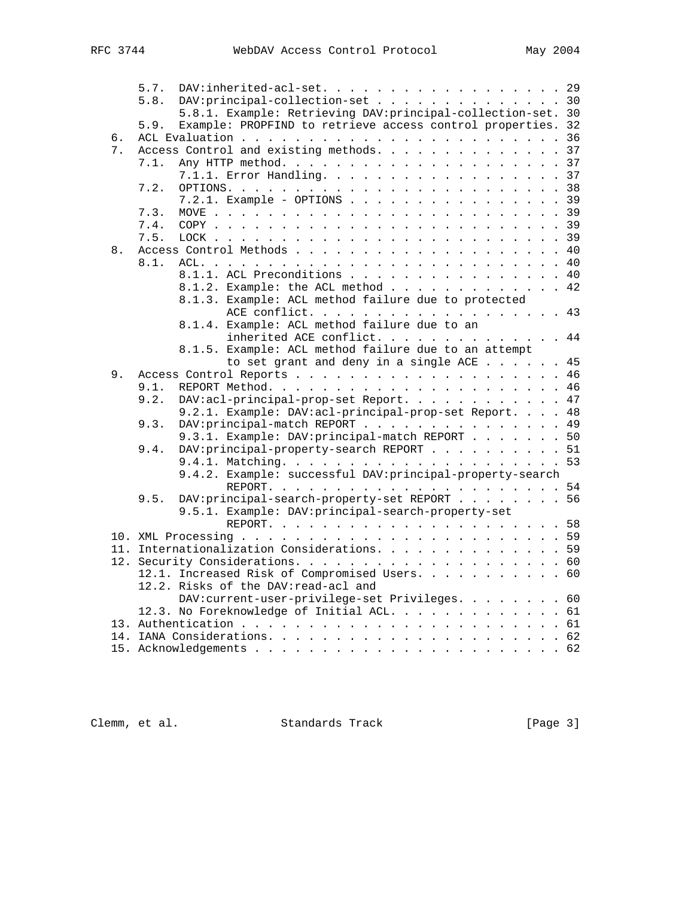```
      5.7.  DAV:inherited-acl-set. . . . . . . . . . . . . . . . . . . 29
      5.8.  DAV:principal-collection-set . . . . . . . . . . . . . . . 30
            5.8.1. Example: Retrieving DAV:principal-collection-set. 30
      5.9.  Example: PROPFIND to retrieve access control properties. 32
   6.  ACL Evaluation . . . . . . . . . . . . . . . . . . . . . . . . 36
   7.  Access Control and existing methods. . . . . . . . . . . . . . 37
      7.1.  Any HTTP method. . . . . . . . . . . . . . . . . . . . . . 37
            7.1.1. Error Handling. . . . . . . . . . . . . . . . . . . 37
      7.2.  OPTIONS. . . . . . . . . . . . . . . . . . . . . . . . . . 38
            7.2.1. Example - OPTIONS . . . . . . . . . . . . . . . . . 39
      7.3.  MOVE . . . . . . . . . . . . . . . . . . . . . . . . . . . 39
      7.4.  COPY . . . . . . . . . . . . . . . . . . . . . . . . . . . 39
      7.5.  LOCK . . . . . . . . . . . . . . . . . . . . . . . . . . . 39
   8.  Access Control Methods . . . . . . . . . . . . . . . . . . . . 40
      8.1.  ACL. . . . . . . . . . . . . . . . . . . . . . . . . . . . 40
            8.1.1. ACL Preconditions . . . . . . . . . . . . . . . . . 40
            8.1.2. Example: the ACL method . . . . . . . . . . . . . . 42
            8.1.3. Example: ACL method failure due to protected
                   ACE conflict. . . . . . . . . . . . . . . . . . . . 43
            8.1.4. Example: ACL method failure due to an
                   inherited ACE conflict. . . . . . . . . . . . . . . 44
            8.1.5. Example: ACL method failure due to an attempt
                   to set grant and deny in a single ACE . . . . . . . 45
   9.  Access Control Reports . . . . . . . . . . . . . . . . . . . . 46
      9.1.  REPORT Method. . . . . . . . . . . . . . . . . . . . . . . 46
      9.2.  DAV:acl-principal-prop-set Report. . . . . . . . . . . . . 47
            9.2.1. Example: DAV:acl-principal-prop-set Report. . . . . 48
      9.3.  DAV:principal-match REPORT . . . . . . . . . . . . . . . . 49
            9.3.1. Example: DAV:principal-match REPORT . . . . . . . . 50
      9.4.  DAV:principal-property-search REPORT . . . . . . . . . . . 51
            9.4.1. Matching. . . . . . . . . . . . . . . . . . . . . . 53
            9.4.2. Example: successful DAV:principal-property-search
                   REPORT. . . . . . . . . . . . . . . . . . . . . . . 54
      9.5.  DAV:principal-search-property-set REPORT . . . . . . . . . 56
            9.5.1. Example: DAV:principal-search-property-set
                   REPORT. . . . . . . . . . . . . . . . . . . . . . . 58
   10. XML Processing . . . . . . . . . . . . . . . . . . . . . . . . 59
   11. Internationalization Considerations. . . . . . . . . . . . . . 59
   12. Security Considerations. . . . . . . . . . . . . . . . . . . . 60
      12.1. Increased Risk of Compromised Users. . . . . . . . . . . . 60
      12.2. Risks of the DAV:read-acl and
            DAV:current-user-privilege-set Privileges. . . . . . . . . 60
      12.3. No Foreknowledge of Initial ACL. . . . . . . . . . . . . . 61
   13. Authentication . . . . . . . . . . . . . . . . . . . . . . . . 61
   14. IANA Considerations. . . . . . . . . . . . . . . . . . . . . . 62
   15. Acknowledgements . . . . . . . . . . . . . . . . . . . . . . . 62
```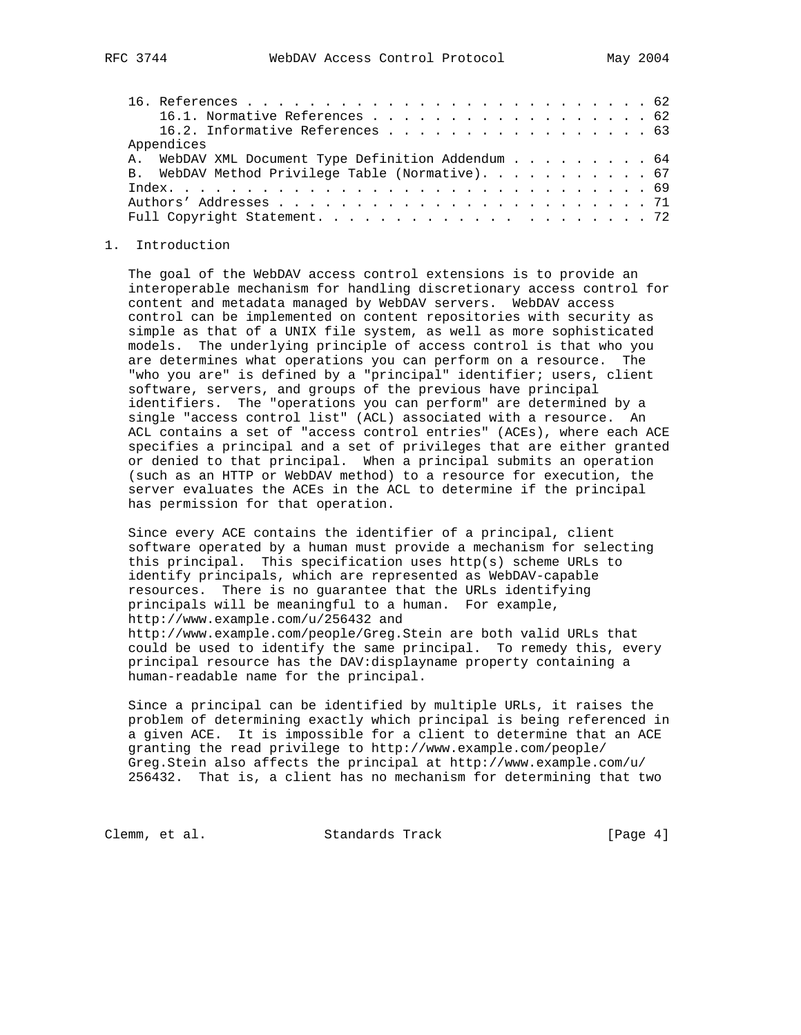16. References . . . . . . . . . . . . . . . . . . . . . . . . . . . 62
    16.1. Normative References . . . . . . . . . . . . . . . . . . . 62
    16.2. Informative References . . . . . . . . . . . . . . . . . . 63

Appendices

A. WebDAV XML Document Type Definition Addendum . . . . . . . . . 64
B. WebDAV Method Privilege Table (Normative). . . . . . . . . . . 67

Index. . . . . . . . . . . . . . . . . . . . . . . . . . . . . . . 69

Authors' Addresses . . . . . . . . . . . . . . . . . . . . . . . . 71

Full Copyright Statement. . . . . . . . . . . . . . . . . . . . . 72

# 1. Introduction

The goal of the WebDAV access control extensions is to provide an interoperable mechanism for handling discretionary access control for content and metadata managed by WebDAV servers. WebDAV access control can be implemented on content repositories with security as simple as that of a UNIX file system, as well as more sophisticated models. The underlying principle of access control is that who you are determines what operations you can perform on a resource. The "who you are" is defined by a "principal" identifier; users, client software, servers, and groups of the previous have principal identifiers. The "operations you can perform" are determined by a single "access control list" (ACL) associated with a resource. An ACL contains a set of "access control entries" (ACEs), where each ACE specifies a principal and a set of privileges that are either granted or denied to that principal. When a principal submits an operation (such as an HTTP or WebDAV method) to a resource for execution, the server evaluates the ACEs in the ACL to determine if the principal has permission for that operation.

Since every ACE contains the identifier of a principal, client software operated by a human must provide a mechanism for selecting this principal. This specification uses http(s) scheme URLs to identify principals, which are represented as WebDAV-capable resources. There is no guarantee that the URLs identifying principals will be meaningful to a human. For example, http://www.example.com/u/256432 and http://www.example.com/people/Greg.Stein are both valid URLs that could be used to identify the same principal. To remedy this, every principal resource has the DAV:displayname property containing a human-readable name for the principal.

Since a principal can be identified by multiple URLs, it raises the problem of determining exactly which principal is being referenced in a given ACE. It is impossible for a client to determine that an ACE granting the read privilege to http://www.example.com/people/Greg.Stein also affects the principal at http://www.example.com/u/256432. That is, a client has no mechanism for determining that two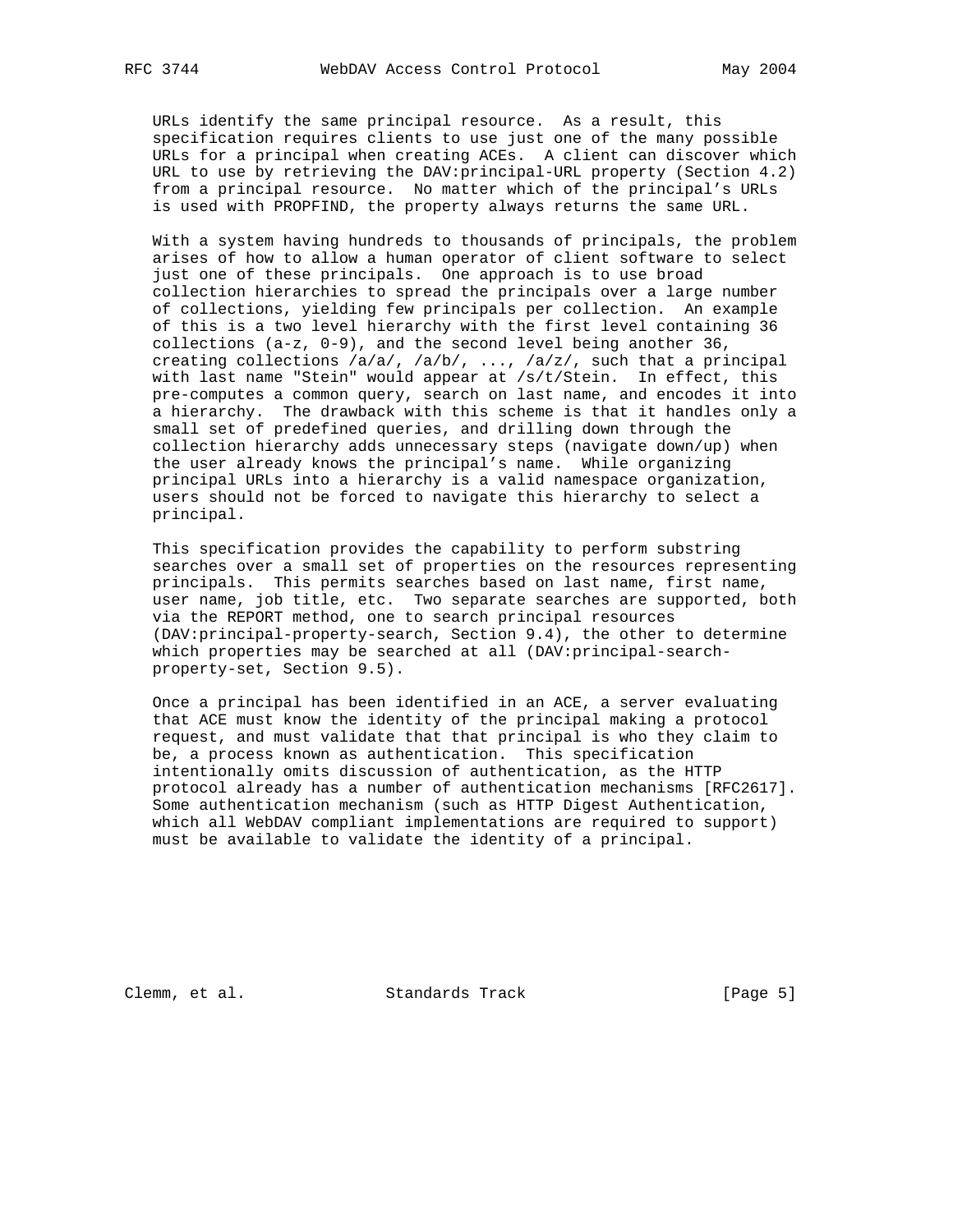URLs identify the same principal resource. As a result, this specification requires clients to use just one of the many possible URLs for a principal when creating ACEs. A client can discover which URL to use by retrieving the DAV:principal-URL property (Section 4.2) from a principal resource. No matter which of the principal's URLs is used with PROPFIND, the property always returns the same URL.

With a system having hundreds to thousands of principals, the problem arises of how to allow a human operator of client software to select just one of these principals. One approach is to use broad collection hierarchies to spread the principals over a large number of collections, yielding few principals per collection. An example of this is a two level hierarchy with the first level containing 36 collections (a-z, 0-9), and the second level being another 36, creating collections /a/a/, /a/b/, ..., /a/z/, such that a principal with last name "Stein" would appear at /s/t/Stein. In effect, this pre-computes a common query, search on last name, and encodes it into a hierarchy. The drawback with this scheme is that it handles only a small set of predefined queries, and drilling down through the collection hierarchy adds unnecessary steps (navigate down/up) when the user already knows the principal's name. While organizing principal URLs into a hierarchy is a valid namespace organization, users should not be forced to navigate this hierarchy to select a principal.

This specification provides the capability to perform substring searches over a small set of properties on the resources representing principals. This permits searches based on last name, first name, user name, job title, etc. Two separate searches are supported, both via the REPORT method, one to search principal resources (DAV:principal-property-search, Section 9.4), the other to determine which properties may be searched at all (DAV:principal-search-property-set, Section 9.5).

Once a principal has been identified in an ACE, a server evaluating that ACE must know the identity of the principal making a protocol request, and must validate that that principal is who they claim to be, a process known as authentication. This specification intentionally omits discussion of authentication, as the HTTP protocol already has a number of authentication mechanisms [RFC2617]. Some authentication mechanism (such as HTTP Digest Authentication, which all WebDAV compliant implementations are required to support) must be available to validate the identity of a principal.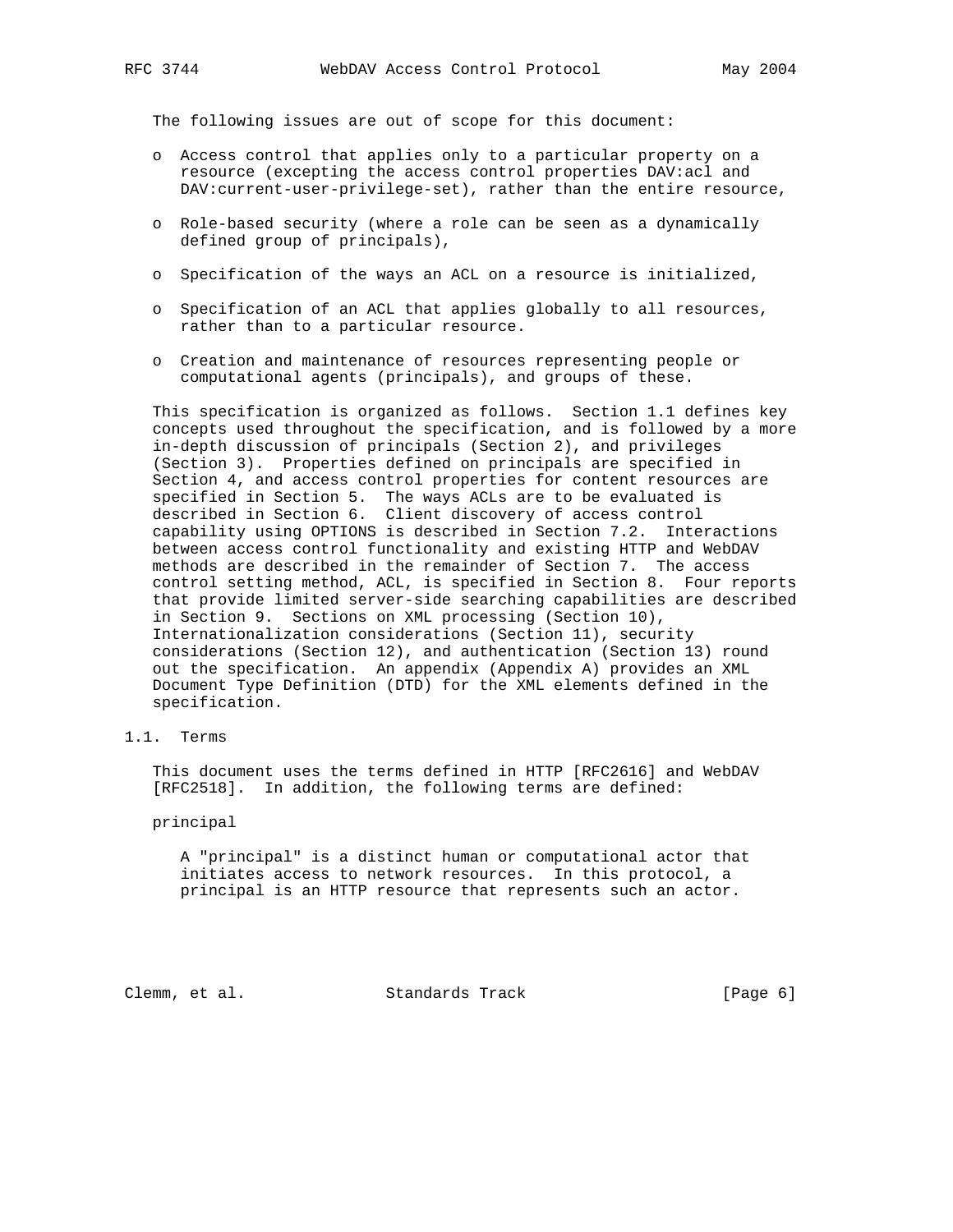The following issues are out of scope for this document:

- Access control that applies only to a particular property on a resource (excepting the access control properties DAV:acl and DAV:current-user-privilege-set), rather than the entire resource,
- Role-based security (where a role can be seen as a dynamically defined group of principals),
- Specification of the ways an ACL on a resource is initialized,
- Specification of an ACL that applies globally to all resources, rather than to a particular resource.
- Creation and maintenance of resources representing people or computational agents (principals), and groups of these.

This specification is organized as follows. Section 1.1 defines key concepts used throughout the specification, and is followed by a more in-depth discussion of principals (Section 2), and privileges (Section 3). Properties defined on principals are specified in Section 4, and access control properties for content resources are specified in Section 5. The ways ACLs are to be evaluated is described in Section 6. Client discovery of access control capability using OPTIONS is described in Section 7.2. Interactions between access control functionality and existing HTTP and WebDAV methods are described in the remainder of Section 7. The access control setting method, ACL, is specified in Section 8. Four reports that provide limited server-side searching capabilities are described in Section 9. Sections on XML processing (Section 10), Internationalization considerations (Section 11), security considerations (Section 12), and authentication (Section 13) round out the specification. An appendix (Appendix A) provides an XML Document Type Definition (DTD) for the XML elements defined in the specification.

## 1.1. Terms

This document uses the terms defined in HTTP [RFC2616] and WebDAV [RFC2518]. In addition, the following terms are defined:

principal

A "principal" is a distinct human or computational actor that initiates access to network resources. In this protocol, a principal is an HTTP resource that represents such an actor.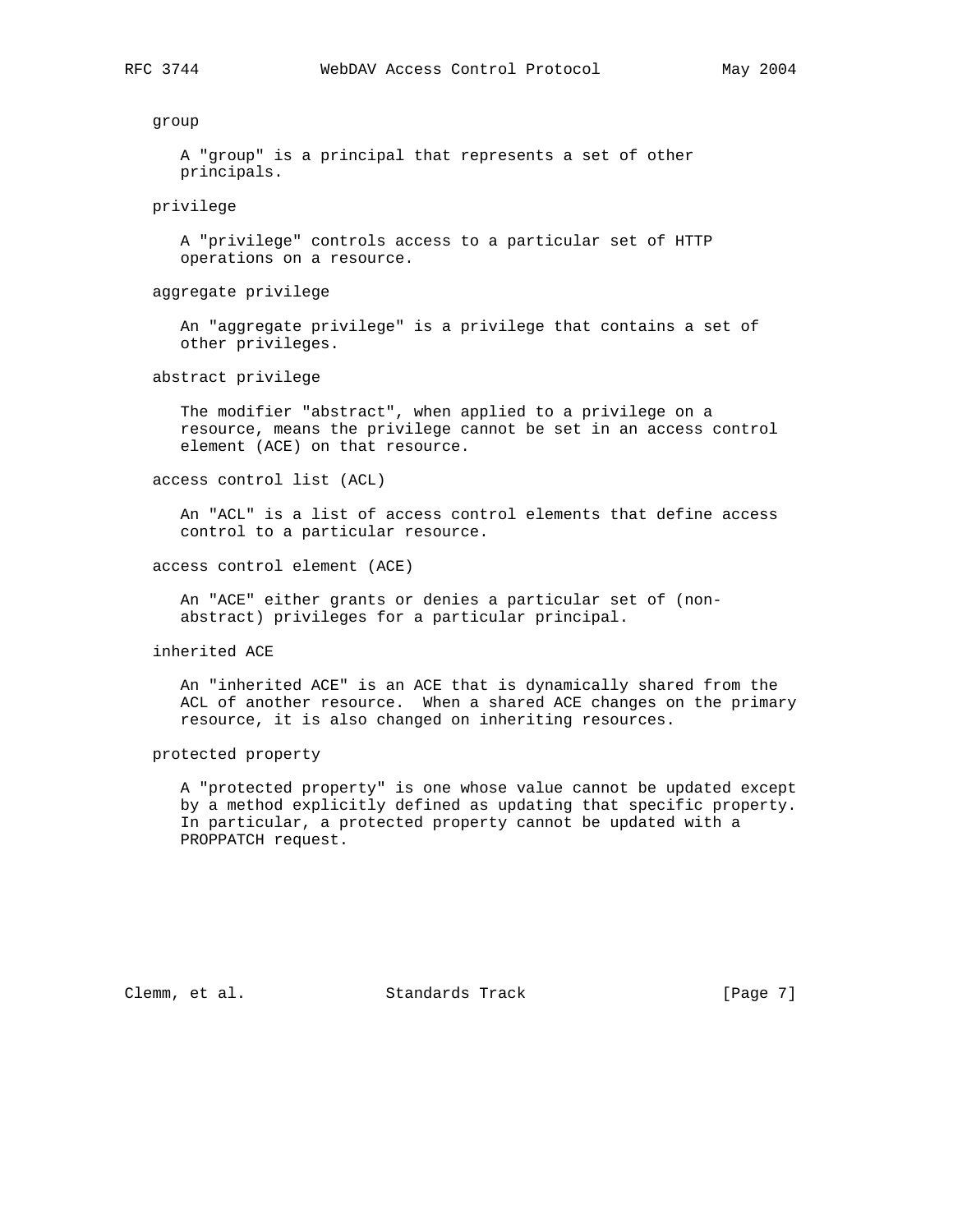group

A "group" is a principal that represents a set of other principals.

privilege

A "privilege" controls access to a particular set of HTTP operations on a resource.

aggregate privilege

An "aggregate privilege" is a privilege that contains a set of other privileges.

abstract privilege

The modifier "abstract", when applied to a privilege on a resource, means the privilege cannot be set in an access control element (ACE) on that resource.

access control list (ACL)

An "ACL" is a list of access control elements that define access control to a particular resource.

access control element (ACE)

An "ACE" either grants or denies a particular set of (non-abstract) privileges for a particular principal.

inherited ACE

An "inherited ACE" is an ACE that is dynamically shared from the ACL of another resource. When a shared ACE changes on the primary resource, it is also changed on inheriting resources.

protected property

A "protected property" is one whose value cannot be updated except by a method explicitly defined as updating that specific property. In particular, a protected property cannot be updated with a PROPPATCH request.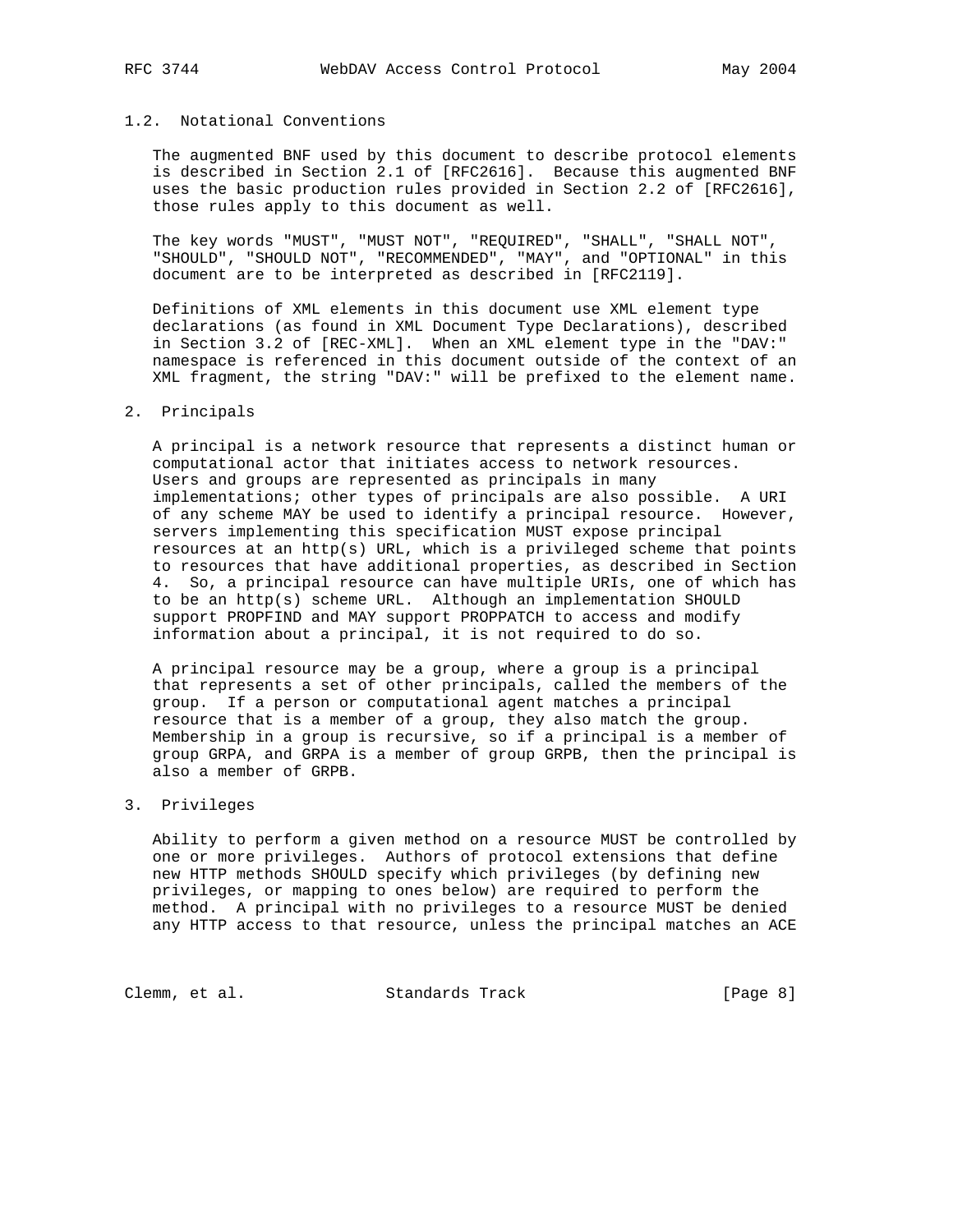### 1.2. Notational Conventions

The augmented BNF used by this document to describe protocol elements is described in Section 2.1 of [RFC2616]. Because this augmented BNF uses the basic production rules provided in Section 2.2 of [RFC2616], those rules apply to this document as well.

The key words "MUST", "MUST NOT", "REQUIRED", "SHALL", "SHALL NOT", "SHOULD", "SHOULD NOT", "RECOMMENDED", "MAY", and "OPTIONAL" in this document are to be interpreted as described in [RFC2119].

Definitions of XML elements in this document use XML element type declarations (as found in XML Document Type Declarations), described in Section 3.2 of [REC-XML]. When an XML element type in the "DAV:" namespace is referenced in this document outside of the context of an XML fragment, the string "DAV:" will be prefixed to the element name.

## 2. Principals

A principal is a network resource that represents a distinct human or computational actor that initiates access to network resources. Users and groups are represented as principals in many implementations; other types of principals are also possible. A URI of any scheme MAY be used to identify a principal resource. However, servers implementing this specification MUST expose principal resources at an http(s) URL, which is a privileged scheme that points to resources that have additional properties, as described in Section 4. So, a principal resource can have multiple URIs, one of which has to be an http(s) scheme URL. Although an implementation SHOULD support PROPFIND and MAY support PROPPATCH to access and modify information about a principal, it is not required to do so.

A principal resource may be a group, where a group is a principal that represents a set of other principals, called the members of the group. If a person or computational agent matches a principal resource that is a member of a group, they also match the group. Membership in a group is recursive, so if a principal is a member of group GRPA, and GRPA is a member of group GRPB, then the principal is also a member of GRPB.

## 3. Privileges

Ability to perform a given method on a resource MUST be controlled by one or more privileges. Authors of protocol extensions that define new HTTP methods SHOULD specify which privileges (by defining new privileges, or mapping to ones below) are required to perform the method. A principal with no privileges to a resource MUST be denied any HTTP access to that resource, unless the principal matches an ACE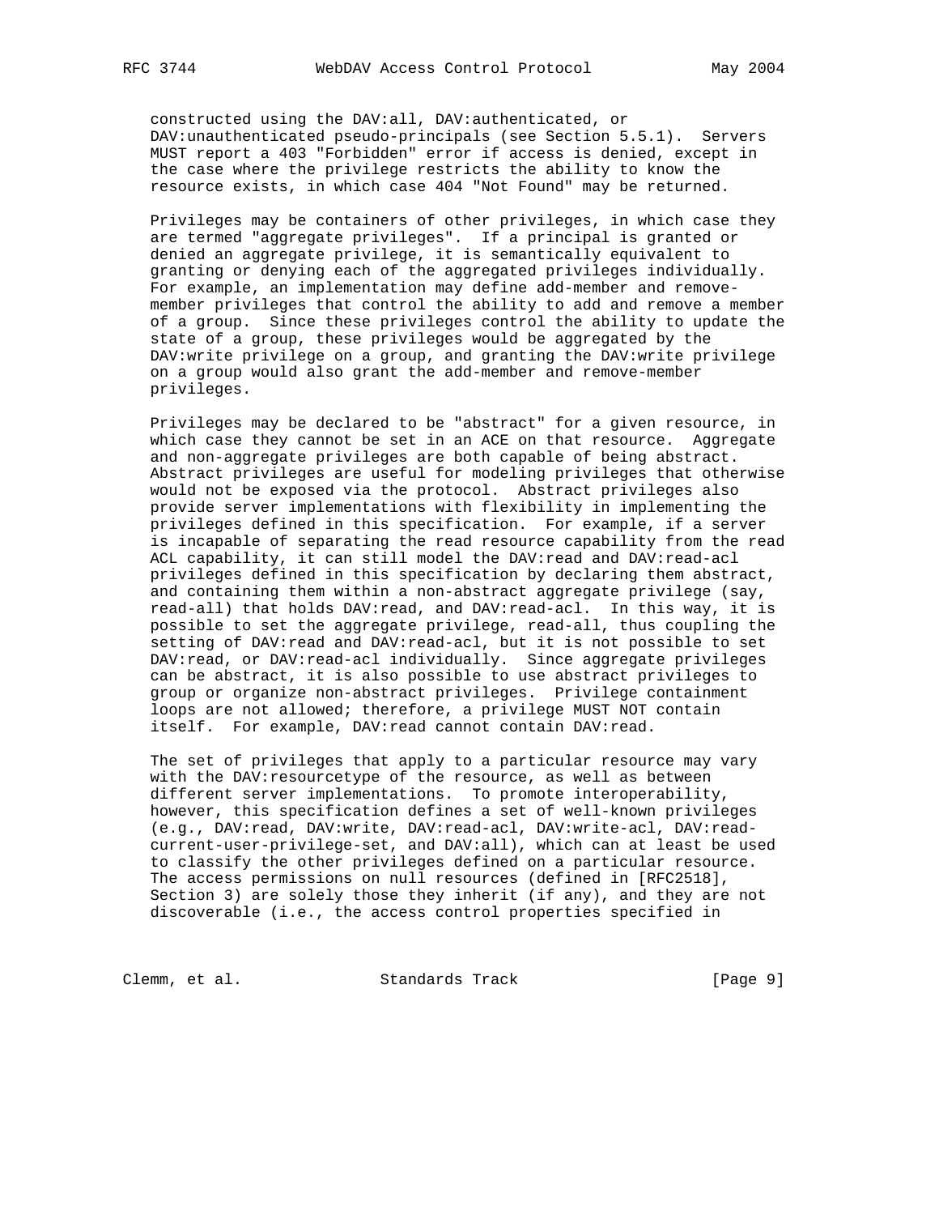constructed using the DAV:all, DAV:authenticated, or DAV:unauthenticated pseudo-principals (see Section 5.5.1). Servers MUST report a 403 "Forbidden" error if access is denied, except in the case where the privilege restricts the ability to know the resource exists, in which case 404 "Not Found" may be returned.

Privileges may be containers of other privileges, in which case they are termed "aggregate privileges". If a principal is granted or denied an aggregate privilege, it is semantically equivalent to granting or denying each of the aggregated privileges individually. For example, an implementation may define add-member and remove-member privileges that control the ability to add and remove a member of a group. Since these privileges control the ability to update the state of a group, these privileges would be aggregated by the DAV:write privilege on a group, and granting the DAV:write privilege on a group would also grant the add-member and remove-member privileges.

Privileges may be declared to be "abstract" for a given resource, in which case they cannot be set in an ACE on that resource. Aggregate and non-aggregate privileges are both capable of being abstract. Abstract privileges are useful for modeling privileges that otherwise would not be exposed via the protocol. Abstract privileges also provide server implementations with flexibility in implementing the privileges defined in this specification. For example, if a server is incapable of separating the read resource capability from the read ACL capability, it can still model the DAV:read and DAV:read-acl privileges defined in this specification by declaring them abstract, and containing them within a non-abstract aggregate privilege (say, read-all) that holds DAV:read, and DAV:read-acl. In this way, it is possible to set the aggregate privilege, read-all, thus coupling the setting of DAV:read and DAV:read-acl, but it is not possible to set DAV:read, or DAV:read-acl individually. Since aggregate privileges can be abstract, it is also possible to use abstract privileges to group or organize non-abstract privileges. Privilege containment loops are not allowed; therefore, a privilege MUST NOT contain itself. For example, DAV:read cannot contain DAV:read.

The set of privileges that apply to a particular resource may vary with the DAV:resourcetype of the resource, as well as between different server implementations. To promote interoperability, however, this specification defines a set of well-known privileges (e.g., DAV:read, DAV:write, DAV:read-acl, DAV:write-acl, DAV:read-current-user-privilege-set, and DAV:all), which can at least be used to classify the other privileges defined on a particular resource. The access permissions on null resources (defined in [RFC2518], Section 3) are solely those they inherit (if any), and they are not discoverable (i.e., the access control properties specified in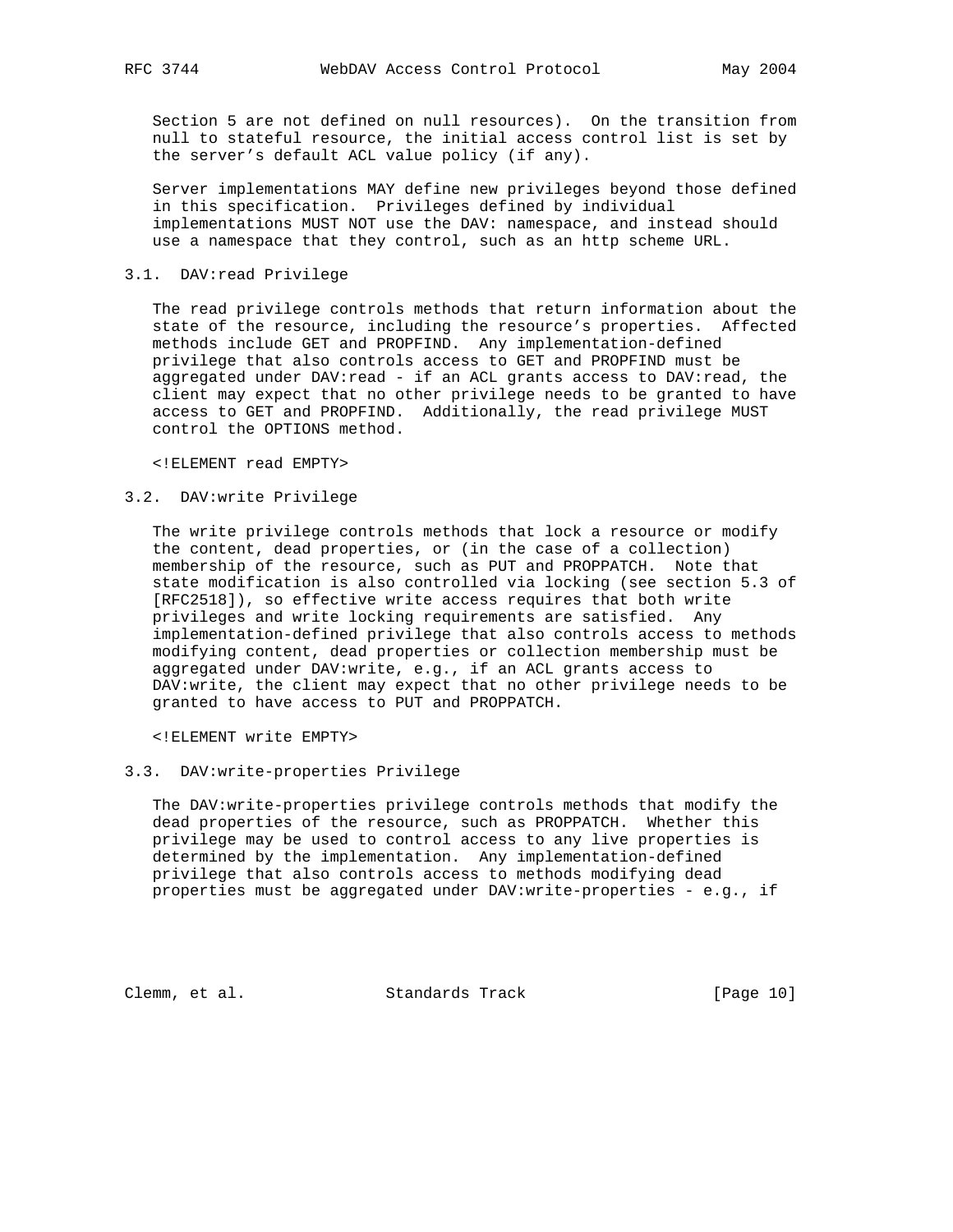Section 5 are not defined on null resources). On the transition from null to stateful resource, the initial access control list is set by the server's default ACL value policy (if any).

Server implementations MAY define new privileges beyond those defined in this specification. Privileges defined by individual implementations MUST NOT use the DAV: namespace, and instead should use a namespace that they control, such as an http scheme URL.

### 3.1. DAV:read Privilege

The read privilege controls methods that return information about the state of the resource, including the resource's properties. Affected methods include GET and PROPFIND. Any implementation-defined privilege that also controls access to GET and PROPFIND must be aggregated under DAV:read - if an ACL grants access to DAV:read, the client may expect that no other privilege needs to be granted to have access to GET and PROPFIND. Additionally, the read privilege MUST control the OPTIONS method.

```
<!ELEMENT read EMPTY>
```

### 3.2. DAV:write Privilege

The write privilege controls methods that lock a resource or modify the content, dead properties, or (in the case of a collection) membership of the resource, such as PUT and PROPPATCH. Note that state modification is also controlled via locking (see section 5.3 of [RFC2518]), so effective write access requires that both write privileges and write locking requirements are satisfied. Any implementation-defined privilege that also controls access to methods modifying content, dead properties or collection membership must be aggregated under DAV:write, e.g., if an ACL grants access to DAV:write, the client may expect that no other privilege needs to be granted to have access to PUT and PROPPATCH.

```
<!ELEMENT write EMPTY>
```

### 3.3. DAV:write-properties Privilege

The DAV:write-properties privilege controls methods that modify the dead properties of the resource, such as PROPPATCH. Whether this privilege may be used to control access to any live properties is determined by the implementation. Any implementation-defined privilege that also controls access to methods modifying dead properties must be aggregated under DAV:write-properties - e.g., if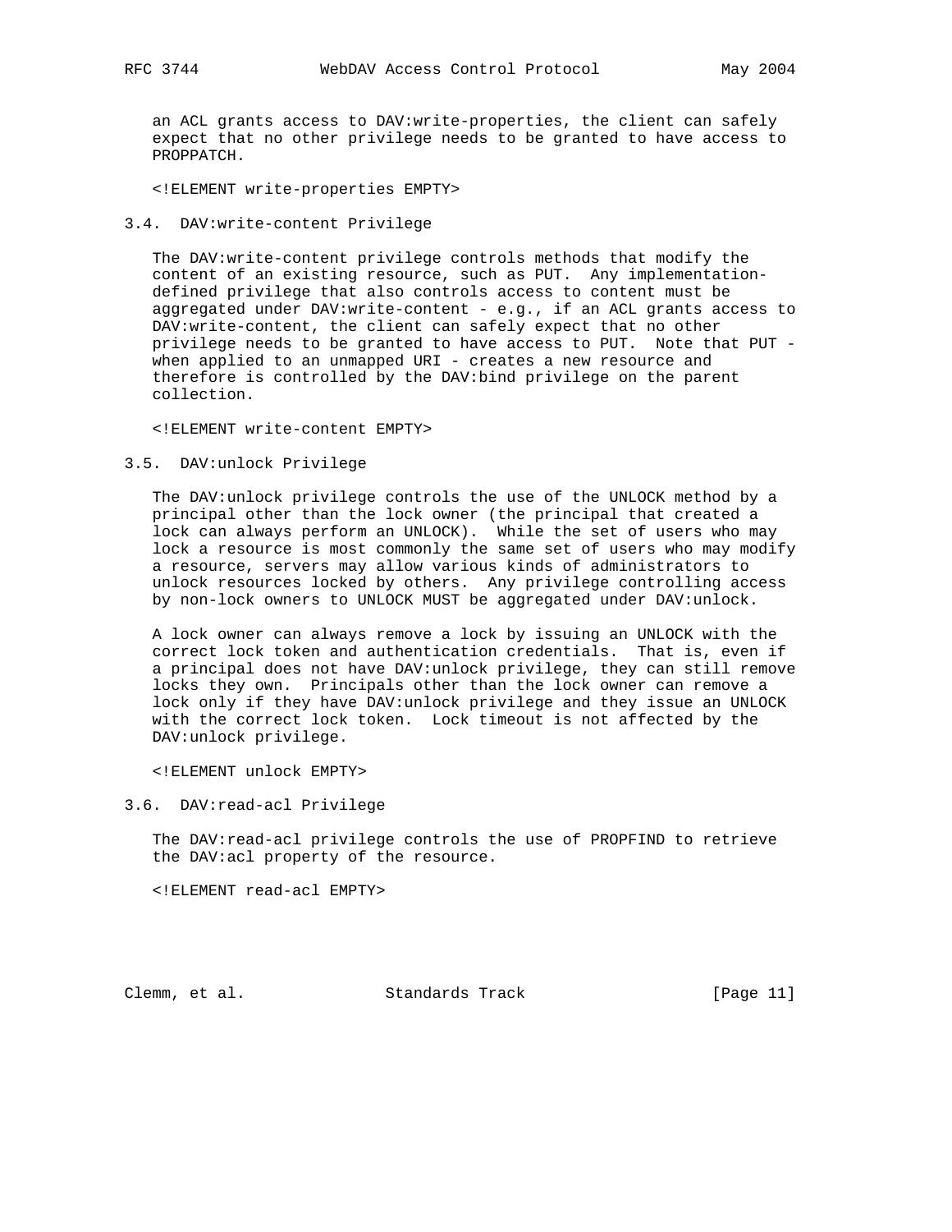an ACL grants access to DAV:write-properties, the client can safely expect that no other privilege needs to be granted to have access to PROPPATCH.

```
<!ELEMENT write-properties EMPTY>
```

### 3.4. DAV:write-content Privilege

The DAV:write-content privilege controls methods that modify the content of an existing resource, such as PUT. Any implementation-defined privilege that also controls access to content must be aggregated under DAV:write-content - e.g., if an ACL grants access to DAV:write-content, the client can safely expect that no other privilege needs to be granted to have access to PUT. Note that PUT - when applied to an unmapped URI - creates a new resource and therefore is controlled by the DAV:bind privilege on the parent collection.

```
<!ELEMENT write-content EMPTY>
```

### 3.5. DAV:unlock Privilege

The DAV:unlock privilege controls the use of the UNLOCK method by a principal other than the lock owner (the principal that created a lock can always perform an UNLOCK). While the set of users who may lock a resource is most commonly the same set of users who may modify a resource, servers may allow various kinds of administrators to unlock resources locked by others. Any privilege controlling access by non-lock owners to UNLOCK MUST be aggregated under DAV:unlock.

A lock owner can always remove a lock by issuing an UNLOCK with the correct lock token and authentication credentials. That is, even if a principal does not have DAV:unlock privilege, they can still remove locks they own. Principals other than the lock owner can remove a lock only if they have DAV:unlock privilege and they issue an UNLOCK with the correct lock token. Lock timeout is not affected by the DAV:unlock privilege.

```
<!ELEMENT unlock EMPTY>
```

### 3.6. DAV:read-acl Privilege

The DAV:read-acl privilege controls the use of PROPFIND to retrieve the DAV:acl property of the resource.

```
<!ELEMENT read-acl EMPTY>
```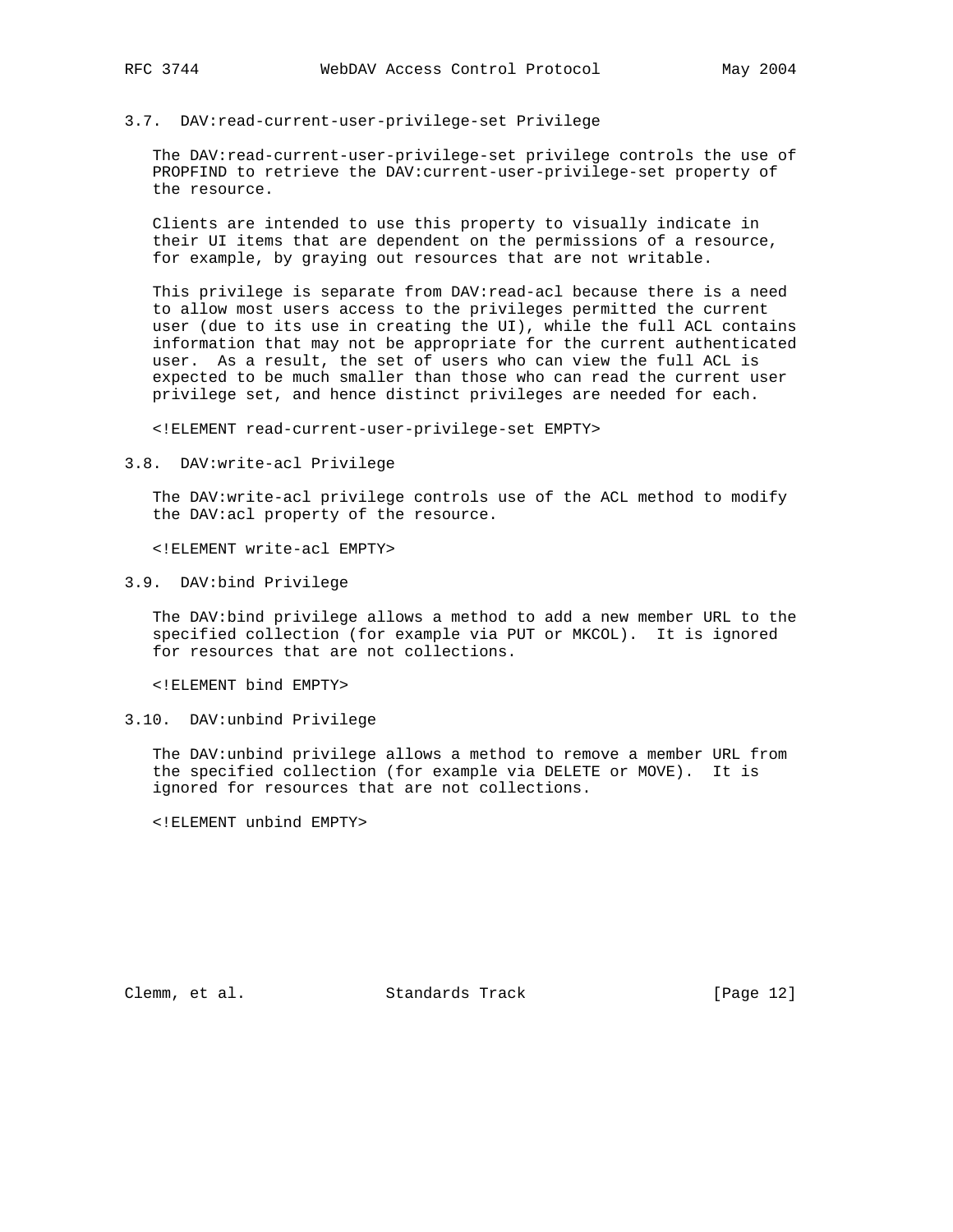### 3.7. DAV:read-current-user-privilege-set Privilege

The DAV:read-current-user-privilege-set privilege controls the use of PROPFIND to retrieve the DAV:current-user-privilege-set property of the resource.

Clients are intended to use this property to visually indicate in their UI items that are dependent on the permissions of a resource, for example, by graying out resources that are not writable.

This privilege is separate from DAV:read-acl because there is a need to allow most users access to the privileges permitted the current user (due to its use in creating the UI), while the full ACL contains information that may not be appropriate for the current authenticated user. As a result, the set of users who can view the full ACL is expected to be much smaller than those who can read the current user privilege set, and hence distinct privileges are needed for each.

```
<!ELEMENT read-current-user-privilege-set EMPTY>
```

### 3.8. DAV:write-acl Privilege

The DAV:write-acl privilege controls use of the ACL method to modify the DAV:acl property of the resource.

```
<!ELEMENT write-acl EMPTY>
```

### 3.9. DAV:bind Privilege

The DAV:bind privilege allows a method to add a new member URL to the specified collection (for example via PUT or MKCOL). It is ignored for resources that are not collections.

```
<!ELEMENT bind EMPTY>
```

### 3.10. DAV:unbind Privilege

The DAV:unbind privilege allows a method to remove a member URL from the specified collection (for example via DELETE or MOVE). It is ignored for resources that are not collections.

```
<!ELEMENT unbind EMPTY>
```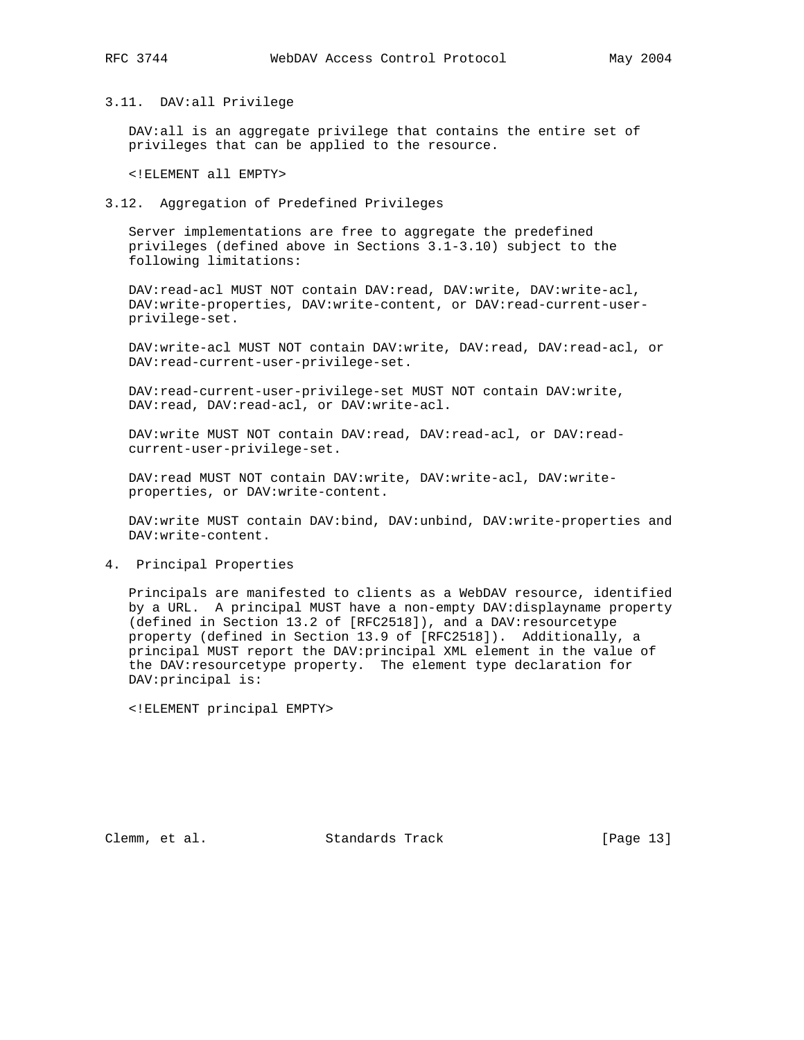### 3.11. DAV:all Privilege

DAV:all is an aggregate privilege that contains the entire set of privileges that can be applied to the resource.

```
<!ELEMENT all EMPTY>
```

### 3.12. Aggregation of Predefined Privileges

Server implementations are free to aggregate the predefined privileges (defined above in Sections 3.1-3.10) subject to the following limitations:

DAV:read-acl MUST NOT contain DAV:read, DAV:write, DAV:write-acl, DAV:write-properties, DAV:write-content, or DAV:read-current-user-privilege-set.

DAV:write-acl MUST NOT contain DAV:write, DAV:read, DAV:read-acl, or DAV:read-current-user-privilege-set.

DAV:read-current-user-privilege-set MUST NOT contain DAV:write, DAV:read, DAV:read-acl, or DAV:write-acl.

DAV:write MUST NOT contain DAV:read, DAV:read-acl, or DAV:read-current-user-privilege-set.

DAV:read MUST NOT contain DAV:write, DAV:write-acl, DAV:write-properties, or DAV:write-content.

DAV:write MUST contain DAV:bind, DAV:unbind, DAV:write-properties and DAV:write-content.

## 4. Principal Properties

Principals are manifested to clients as a WebDAV resource, identified by a URL. A principal MUST have a non-empty DAV:displayname property (defined in Section 13.2 of [RFC2518]), and a DAV:resourcetype property (defined in Section 13.9 of [RFC2518]). Additionally, a principal MUST report the DAV:principal XML element in the value of the DAV:resourcetype property. The element type declaration for DAV:principal is:

```
<!ELEMENT principal EMPTY>
```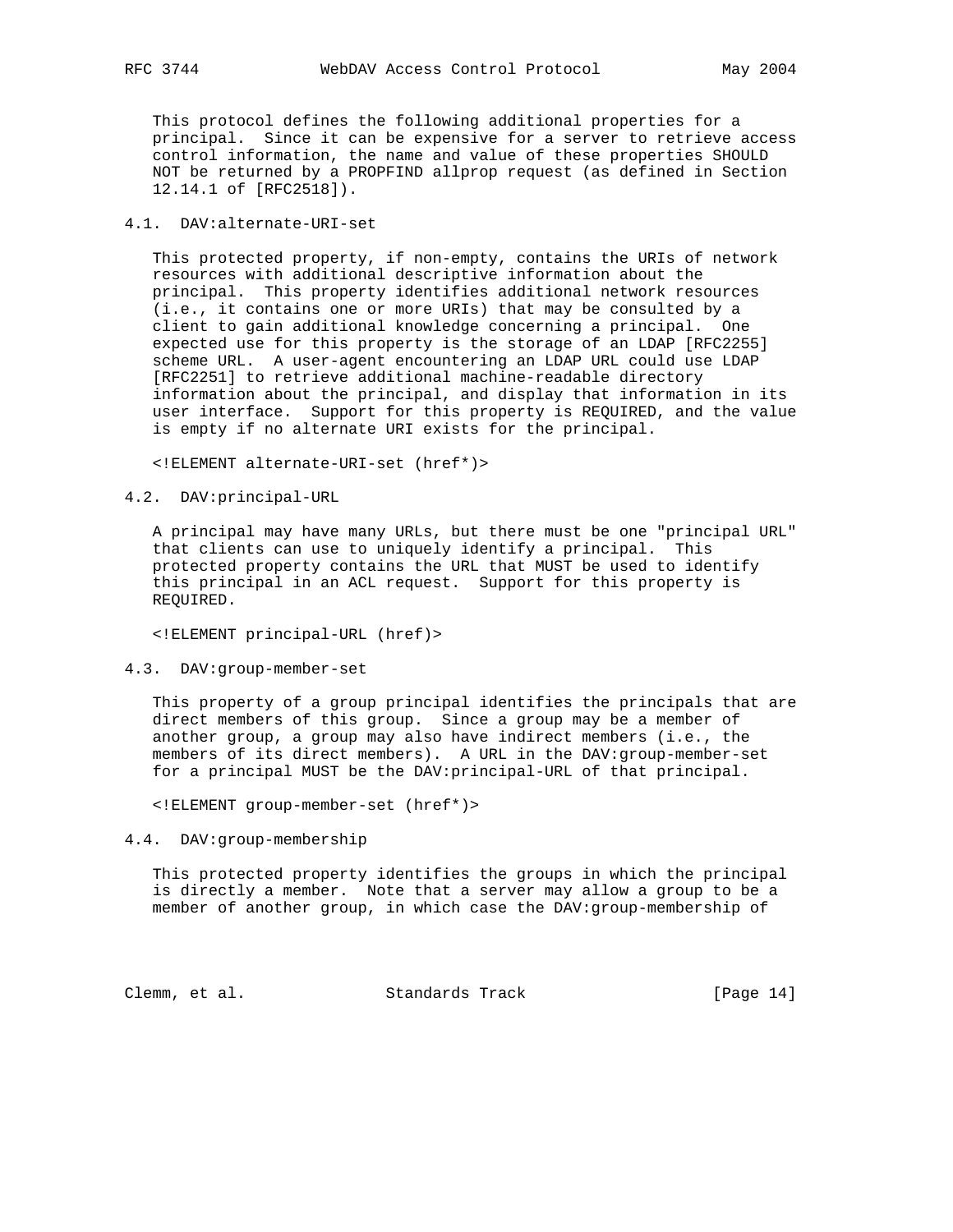This protocol defines the following additional properties for a principal. Since it can be expensive for a server to retrieve access control information, the name and value of these properties SHOULD NOT be returned by a PROPFIND allprop request (as defined in Section 12.14.1 of [RFC2518]).

## 4.1. DAV:alternate-URI-set

This protected property, if non-empty, contains the URIs of network resources with additional descriptive information about the principal. This property identifies additional network resources (i.e., it contains one or more URIs) that may be consulted by a client to gain additional knowledge concerning a principal. One expected use for this property is the storage of an LDAP [RFC2255] scheme URL. A user-agent encountering an LDAP URL could use LDAP [RFC2251] to retrieve additional machine-readable directory information about the principal, and display that information in its user interface. Support for this property is REQUIRED, and the value is empty if no alternate URI exists for the principal.

```
<!ELEMENT alternate-URI-set (href*)>
```

## 4.2. DAV:principal-URL

A principal may have many URLs, but there must be one "principal URL" that clients can use to uniquely identify a principal. This protected property contains the URL that MUST be used to identify this principal in an ACL request. Support for this property is REQUIRED.

```
<!ELEMENT principal-URL (href)>
```

## 4.3. DAV:group-member-set

This property of a group principal identifies the principals that are direct members of this group. Since a group may be a member of another group, a group may also have indirect members (i.e., the members of its direct members). A URL in the DAV:group-member-set for a principal MUST be the DAV:principal-URL of that principal.

```
<!ELEMENT group-member-set (href*)>
```

## 4.4. DAV:group-membership

This protected property identifies the groups in which the principal is directly a member. Note that a server may allow a group to be a member of another group, in which case the DAV:group-membership of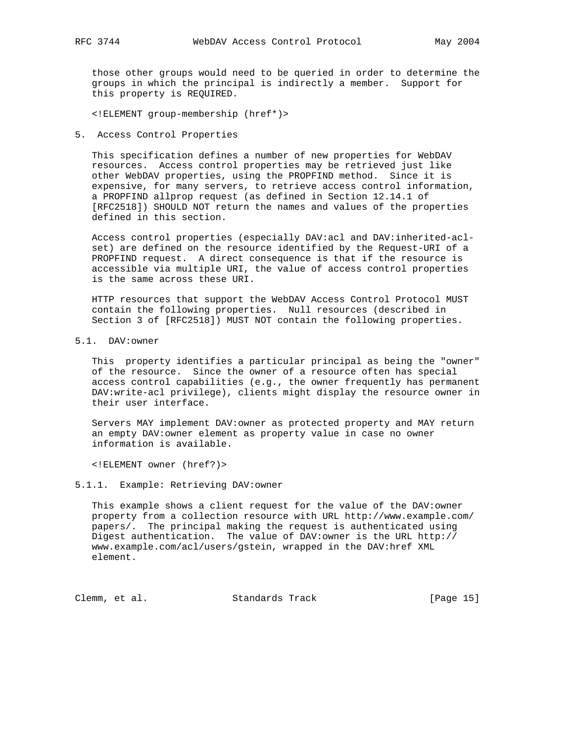those other groups would need to be queried in order to determine the groups in which the principal is indirectly a member. Support for this property is REQUIRED.

```
<!ELEMENT group-membership (href*)>
```

## 5. Access Control Properties

This specification defines a number of new properties for WebDAV resources. Access control properties may be retrieved just like other WebDAV properties, using the PROPFIND method. Since it is expensive, for many servers, to retrieve access control information, a PROPFIND allprop request (as defined in Section 12.14.1 of [RFC2518]) SHOULD NOT return the names and values of the properties defined in this section.

Access control properties (especially DAV:acl and DAV:inherited-acl-set) are defined on the resource identified by the Request-URI of a PROPFIND request. A direct consequence is that if the resource is accessible via multiple URI, the value of access control properties is the same across these URI.

HTTP resources that support the WebDAV Access Control Protocol MUST contain the following properties. Null resources (described in Section 3 of [RFC2518]) MUST NOT contain the following properties.

### 5.1. DAV:owner

This property identifies a particular principal as being the "owner" of the resource. Since the owner of a resource often has special access control capabilities (e.g., the owner frequently has permanent DAV:write-acl privilege), clients might display the resource owner in their user interface.

Servers MAY implement DAV:owner as protected property and MAY return an empty DAV:owner element as property value in case no owner information is available.

```
<!ELEMENT owner (href?)>
```

#### 5.1.1. Example: Retrieving DAV:owner

This example shows a client request for the value of the DAV:owner property from a collection resource with URL http://www.example.com/papers/. The principal making the request is authenticated using Digest authentication. The value of DAV:owner is the URL http://www.example.com/acl/users/gstein, wrapped in the DAV:href XML element.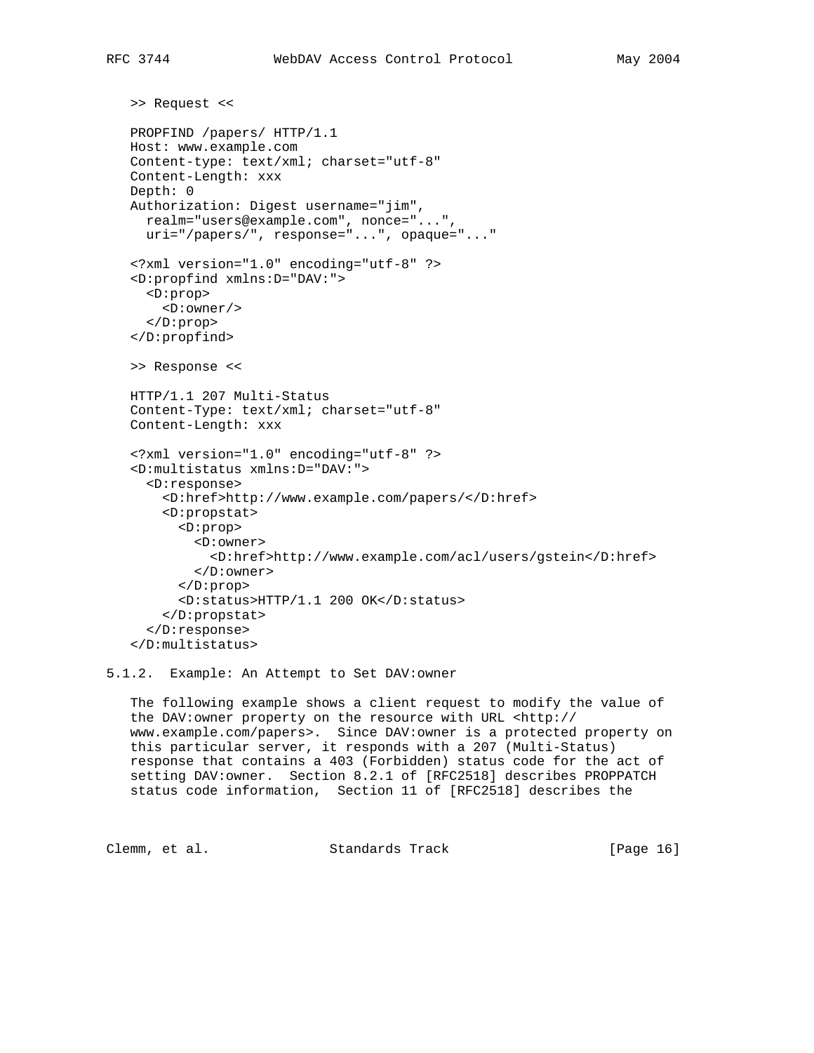```
>> Request <<

PROPFIND /papers/ HTTP/1.1
Host: www.example.com
Content-type: text/xml; charset="utf-8"
Content-Length: xxx
Depth: 0
Authorization: Digest username="jim",
  realm="users@example.com", nonce="...",
  uri="/papers/", response="...", opaque="..."

<?xml version="1.0" encoding="utf-8" ?>
<D:propfind xmlns:D="DAV:">
  <D:prop>
    <D:owner/>
  </D:prop>
</D:propfind>

>> Response <<

HTTP/1.1 207 Multi-Status
Content-Type: text/xml; charset="utf-8"
Content-Length: xxx

<?xml version="1.0" encoding="utf-8" ?>
<D:multistatus xmlns:D="DAV:">
  <D:response>
    <D:href>http://www.example.com/papers/</D:href>
    <D:propstat>
      <D:prop>
        <D:owner>
          <D:href>http://www.example.com/acl/users/gstein</D:href>
        </D:owner>
      </D:prop>
      <D:status>HTTP/1.1 200 OK</D:status>
    </D:propstat>
  </D:response>
</D:multistatus>
```

### 5.1.2. Example: An Attempt to Set DAV:owner

The following example shows a client request to modify the value of the DAV:owner property on the resource with URL <http://www.example.com/papers>. Since DAV:owner is a protected property on this particular server, it responds with a 207 (Multi-Status) response that contains a 403 (Forbidden) status code for the act of setting DAV:owner. Section 8.2.1 of [RFC2518] describes PROPPATCH status code information, Section 11 of [RFC2518] describes the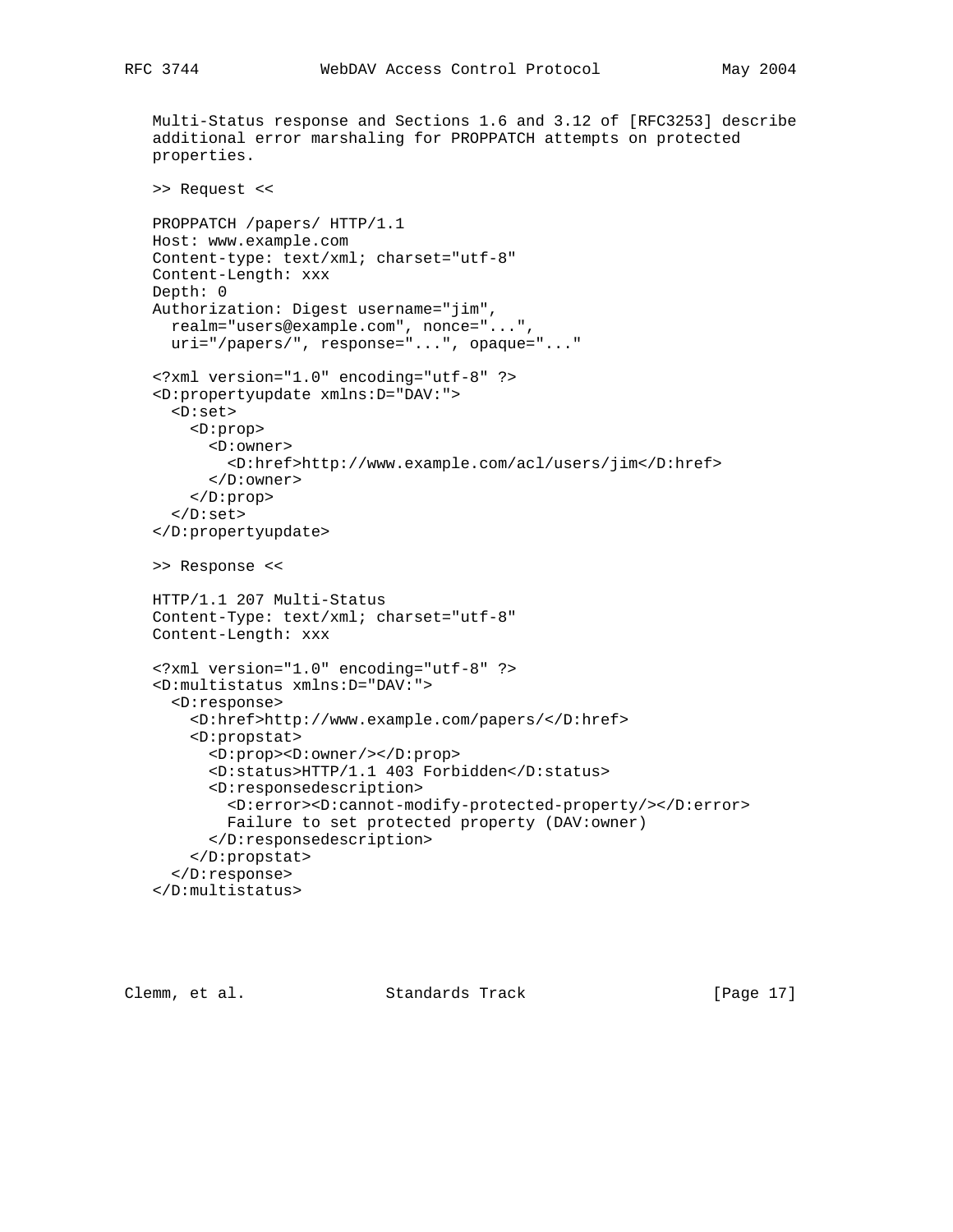Multi-Status response and Sections 1.6 and 3.12 of [RFC3253] describe additional error marshaling for PROPPATCH attempts on protected properties.

>> Request <<

```
PROPPATCH /papers/ HTTP/1.1
Host: www.example.com
Content-type: text/xml; charset="utf-8"
Content-Length: xxx
Depth: 0
Authorization: Digest username="jim",
  realm="users@example.com", nonce="...",
  uri="/papers/", response="...", opaque="..."

<?xml version="1.0" encoding="utf-8" ?>
<D:propertyupdate xmlns:D="DAV:">
  <D:set>
    <D:prop>
      <D:owner>
        <D:href>http://www.example.com/acl/users/jim</D:href>
      </D:owner>
    </D:prop>
  </D:set>
</D:propertyupdate>
```

>> Response <<

```
HTTP/1.1 207 Multi-Status
Content-Type: text/xml; charset="utf-8"
Content-Length: xxx

<?xml version="1.0" encoding="utf-8" ?>
<D:multistatus xmlns:D="DAV:">
  <D:response>
    <D:href>http://www.example.com/papers/</D:href>
    <D:propstat>
      <D:prop><D:owner/></D:prop>
      <D:status>HTTP/1.1 403 Forbidden</D:status>
      <D:responsedescription>
        <D:error><D:cannot-modify-protected-property/></D:error>
        Failure to set protected property (DAV:owner)
      </D:responsedescription>
    </D:propstat>
  </D:response>
</D:multistatus>
```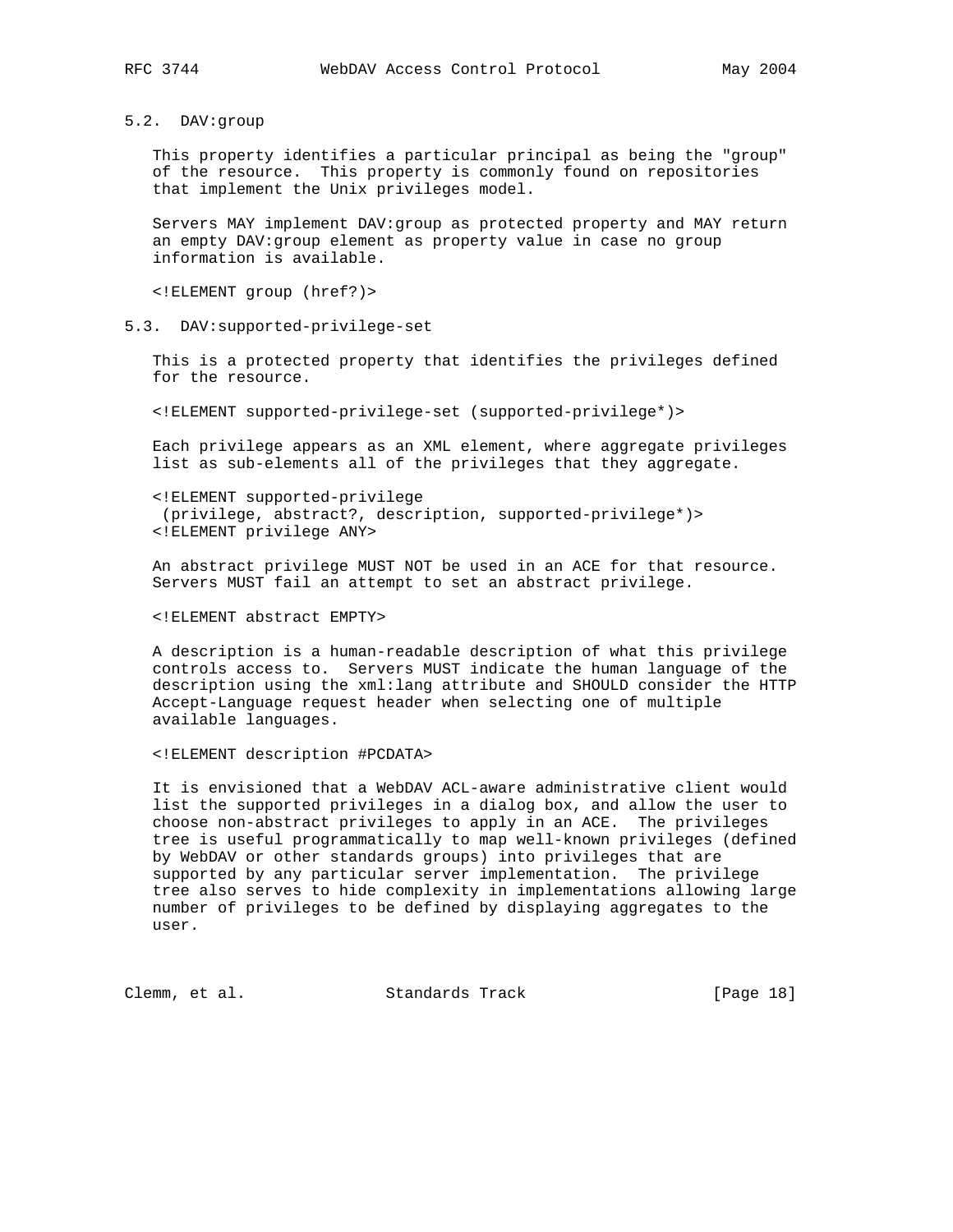### 5.2. DAV:group

This property identifies a particular principal as being the "group" of the resource. This property is commonly found on repositories that implement the Unix privileges model.

Servers MAY implement DAV:group as protected property and MAY return an empty DAV:group element as property value in case no group information is available.

```
<!ELEMENT group (href?)>
```

### 5.3. DAV:supported-privilege-set

This is a protected property that identifies the privileges defined for the resource.

```
<!ELEMENT supported-privilege-set (supported-privilege*)>
```

Each privilege appears as an XML element, where aggregate privileges list as sub-elements all of the privileges that they aggregate.

```
<!ELEMENT supported-privilege
 (privilege, abstract?, description, supported-privilege*)>
<!ELEMENT privilege ANY>
```

An abstract privilege MUST NOT be used in an ACE for that resource. Servers MUST fail an attempt to set an abstract privilege.

```
<!ELEMENT abstract EMPTY>
```

A description is a human-readable description of what this privilege controls access to. Servers MUST indicate the human language of the description using the xml:lang attribute and SHOULD consider the HTTP Accept-Language request header when selecting one of multiple available languages.

```
<!ELEMENT description #PCDATA>
```

It is envisioned that a WebDAV ACL-aware administrative client would list the supported privileges in a dialog box, and allow the user to choose non-abstract privileges to apply in an ACE. The privileges tree is useful programmatically to map well-known privileges (defined by WebDAV or other standards groups) into privileges that are supported by any particular server implementation. The privilege tree also serves to hide complexity in implementations allowing large number of privileges to be defined by displaying aggregates to the user.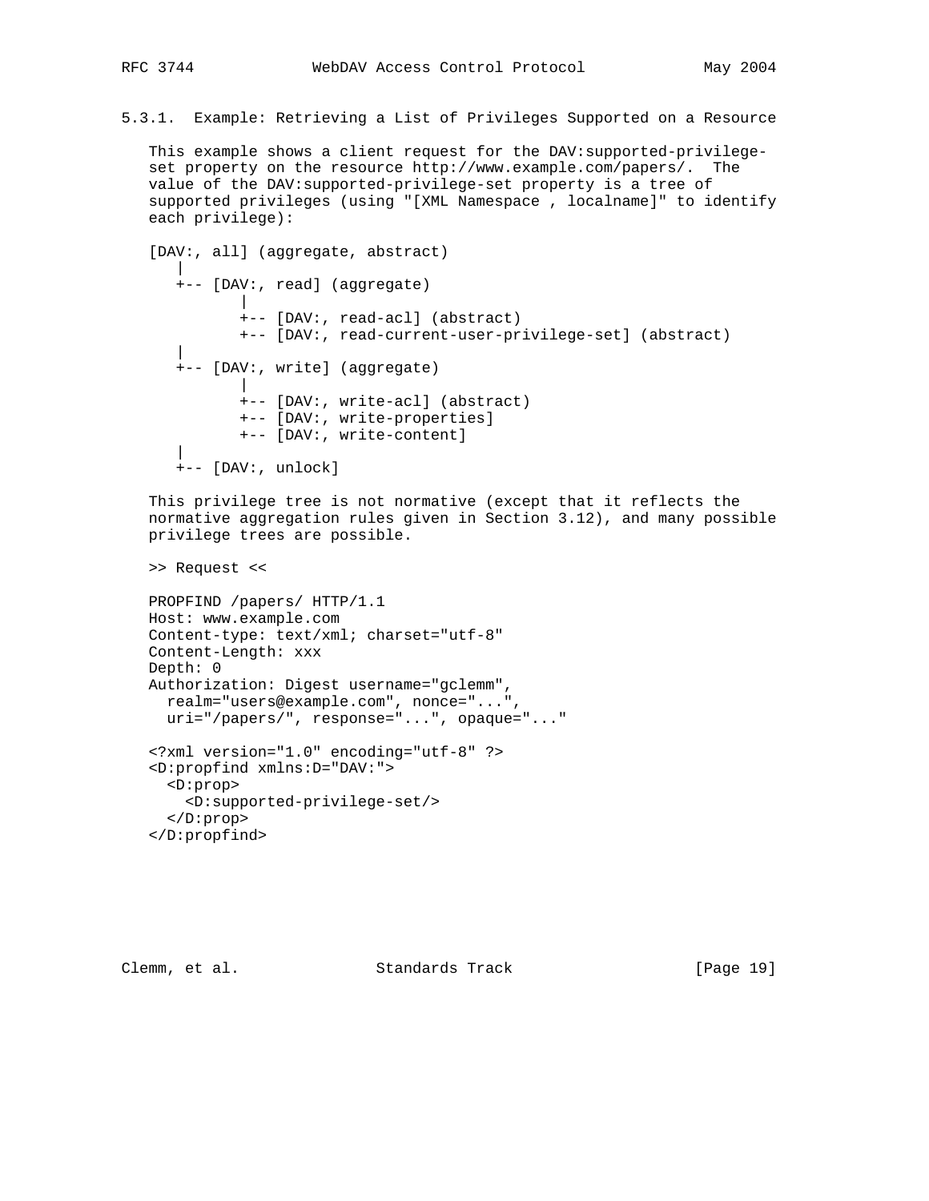### 5.3.1. Example: Retrieving a List of Privileges Supported on a Resource

This example shows a client request for the DAV:supported-privilege-set property on the resource http://www.example.com/papers/. The value of the DAV:supported-privilege-set property is a tree of supported privileges (using "[XML Namespace , localname]" to identify each privilege):

```
[DAV:, all] (aggregate, abstract)
   |
   +-- [DAV:, read] (aggregate)
          |
          +-- [DAV:, read-acl] (abstract)
          +-- [DAV:, read-current-user-privilege-set] (abstract)
   |
   +-- [DAV:, write] (aggregate)
          |
          +-- [DAV:, write-acl] (abstract)
          +-- [DAV:, write-properties]
          +-- [DAV:, write-content]
   |
   +-- [DAV:, unlock]
```

This privilege tree is not normative (except that it reflects the normative aggregation rules given in Section 3.12), and many possible privilege trees are possible.

>> Request <<

```
PROPFIND /papers/ HTTP/1.1
Host: www.example.com
Content-type: text/xml; charset="utf-8"
Content-Length: xxx
Depth: 0
Authorization: Digest username="gclemm",
  realm="users@example.com", nonce="...",
  uri="/papers/", response="...", opaque="..."

<?xml version="1.0" encoding="utf-8" ?>
<D:propfind xmlns:D="DAV:">
  <D:prop>
    <D:supported-privilege-set/>
  </D:prop>
</D:propfind>
```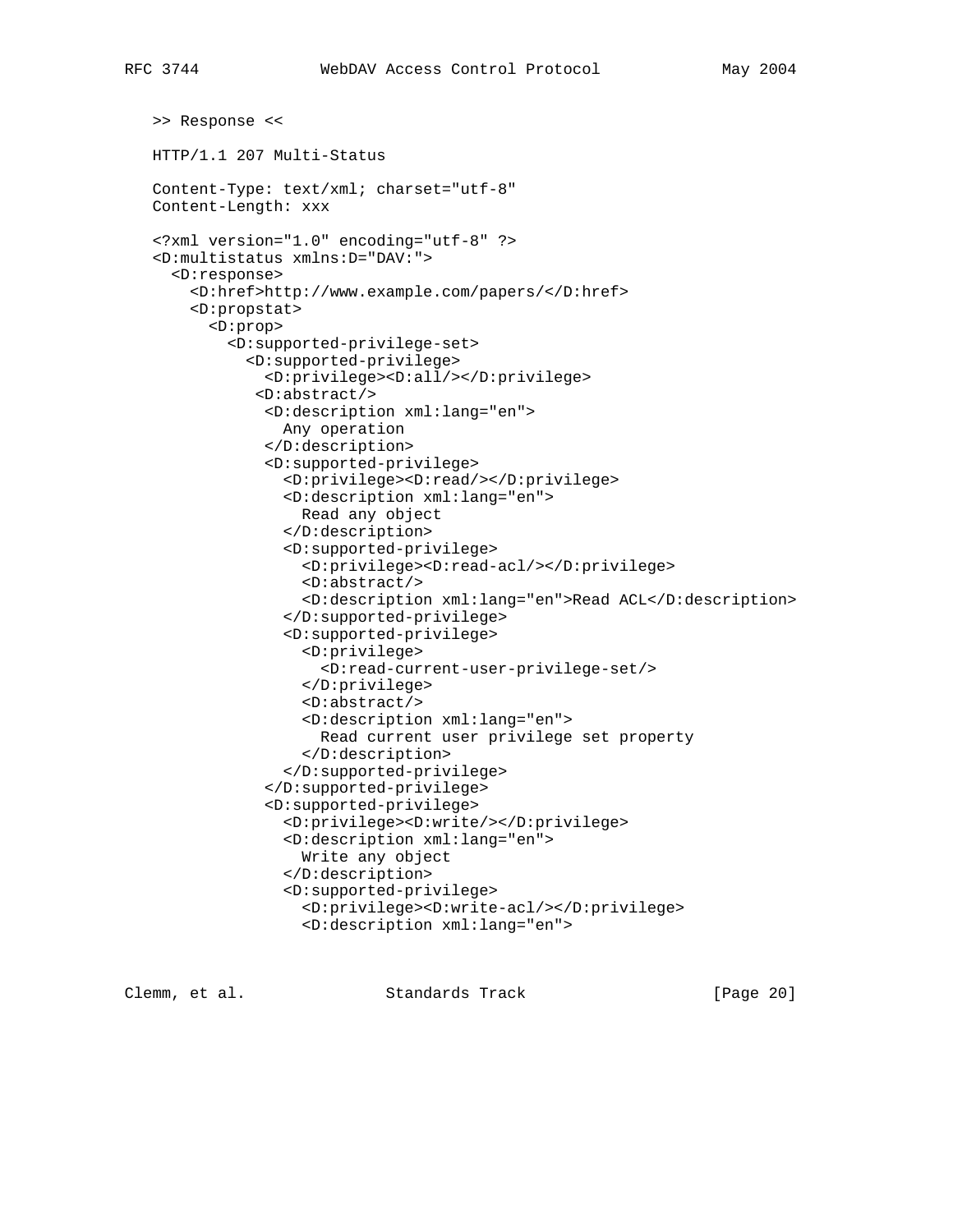>> Response <<

```
HTTP/1.1 207 Multi-Status

Content-Type: text/xml; charset="utf-8"
Content-Length: xxx

<?xml version="1.0" encoding="utf-8" ?>
<D:multistatus xmlns:D="DAV:">
  <D:response>
    <D:href>http://www.example.com/papers/</D:href>
    <D:propstat>
      <D:prop>
        <D:supported-privilege-set>
          <D:supported-privilege>
            <D:privilege><D:all/></D:privilege>
           <D:abstract/>
            <D:description xml:lang="en">
              Any operation
            </D:description>
            <D:supported-privilege>
              <D:privilege><D:read/></D:privilege>
              <D:description xml:lang="en">
                Read any object
              </D:description>
              <D:supported-privilege>
                <D:privilege><D:read-acl/></D:privilege>
                <D:abstract/>
                <D:description xml:lang="en">Read ACL</D:description>
              </D:supported-privilege>
              <D:supported-privilege>
                <D:privilege>
                  <D:read-current-user-privilege-set/>
                </D:privilege>
                <D:abstract/>
                <D:description xml:lang="en">
                  Read current user privilege set property
                </D:description>
              </D:supported-privilege>
            </D:supported-privilege>
            <D:supported-privilege>
              <D:privilege><D:write/></D:privilege>
              <D:description xml:lang="en">
                Write any object
              </D:description>
              <D:supported-privilege>
                <D:privilege><D:write-acl/></D:privilege>
                <D:description xml:lang="en">
```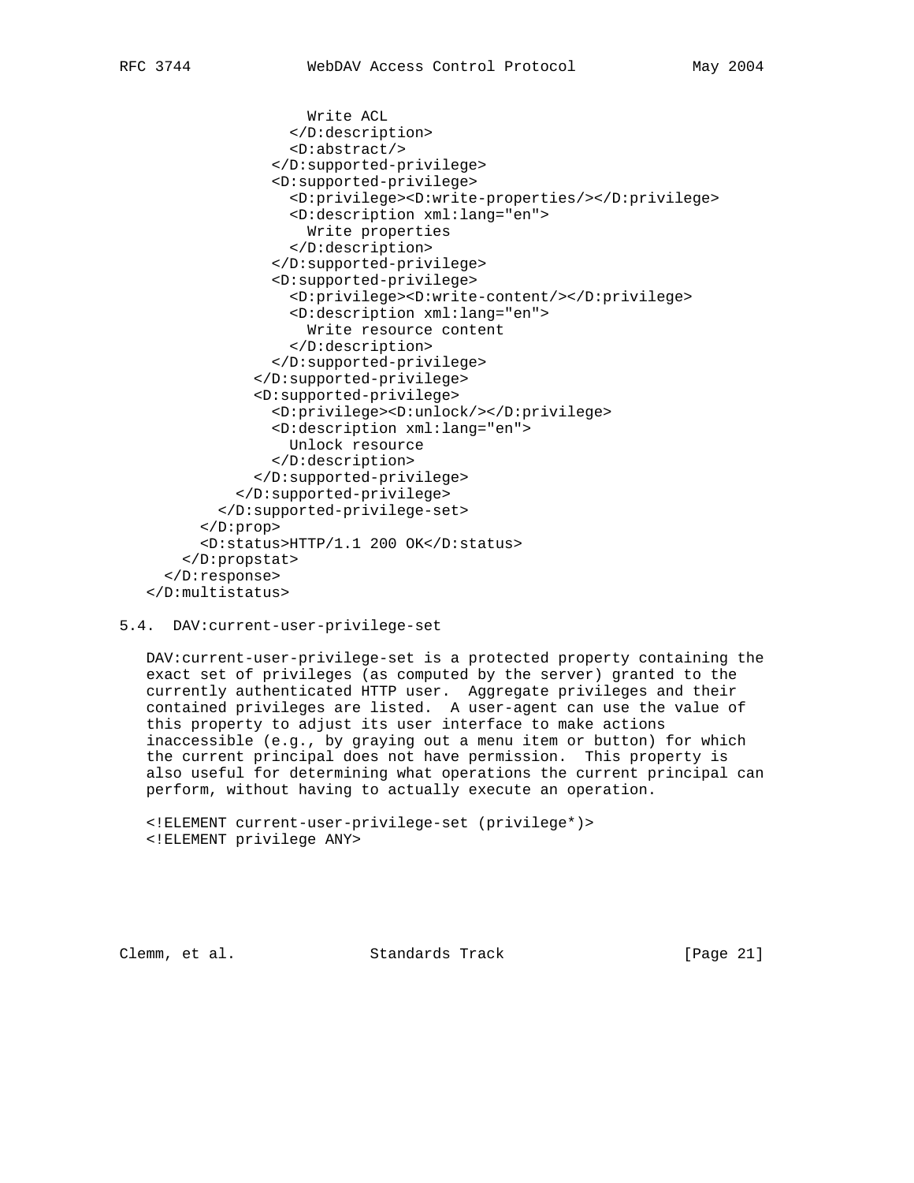```
                    Write ACL
                  </D:description>
                  <D:abstract/>
                </D:supported-privilege>
                <D:supported-privilege>
                  <D:privilege><D:write-properties/></D:privilege>
                  <D:description xml:lang="en">
                    Write properties
                  </D:description>
                </D:supported-privilege>
                <D:supported-privilege>
                  <D:privilege><D:write-content/></D:privilege>
                  <D:description xml:lang="en">
                    Write resource content
                  </D:description>
                </D:supported-privilege>
              </D:supported-privilege>
              <D:supported-privilege>
                <D:privilege><D:unlock/></D:privilege>
                <D:description xml:lang="en">
                  Unlock resource
                </D:description>
              </D:supported-privilege>
            </D:supported-privilege>
          </D:supported-privilege-set>
        </D:prop>
        <D:status>HTTP/1.1 200 OK</D:status>
      </D:propstat>
    </D:response>
  </D:multistatus>
```

## 5.4. DAV:current-user-privilege-set

DAV:current-user-privilege-set is a protected property containing the exact set of privileges (as computed by the server) granted to the currently authenticated HTTP user. Aggregate privileges and their contained privileges are listed. A user-agent can use the value of this property to adjust its user interface to make actions inaccessible (e.g., by graying out a menu item or button) for which the current principal does not have permission. This property is also useful for determining what operations the current principal can perform, without having to actually execute an operation.

```
<!ELEMENT current-user-privilege-set (privilege*)>
<!ELEMENT privilege ANY>
```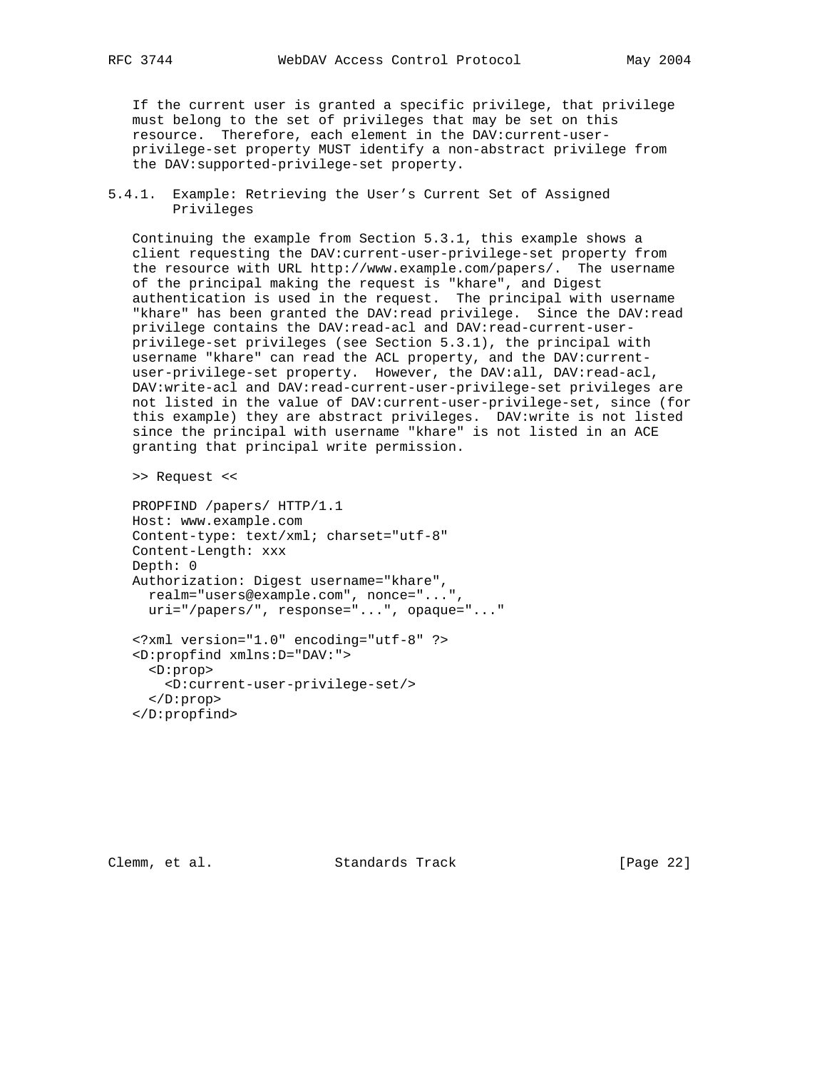If the current user is granted a specific privilege, that privilege must belong to the set of privileges that may be set on this resource. Therefore, each element in the DAV:current-user-privilege-set property MUST identify a non-abstract privilege from the DAV:supported-privilege-set property.

### 5.4.1. Example: Retrieving the User's Current Set of Assigned Privileges

Continuing the example from Section 5.3.1, this example shows a client requesting the DAV:current-user-privilege-set property from the resource with URL http://www.example.com/papers/. The username of the principal making the request is "khare", and Digest authentication is used in the request. The principal with username "khare" has been granted the DAV:read privilege. Since the DAV:read privilege contains the DAV:read-acl and DAV:read-current-user-privilege-set privileges (see Section 5.3.1), the principal with username "khare" can read the ACL property, and the DAV:current-user-privilege-set property. However, the DAV:all, DAV:read-acl, DAV:write-acl and DAV:read-current-user-privilege-set privileges are not listed in the value of DAV:current-user-privilege-set, since (for this example) they are abstract privileges. DAV:write is not listed since the principal with username "khare" is not listed in an ACE granting that principal write permission.

>> Request <<

```
PROPFIND /papers/ HTTP/1.1
Host: www.example.com
Content-type: text/xml; charset="utf-8"
Content-Length: xxx
Depth: 0
Authorization: Digest username="khare",
  realm="users@example.com", nonce="...",
  uri="/papers/", response="...", opaque="..."

<?xml version="1.0" encoding="utf-8" ?>
<D:propfind xmlns:D="DAV:">
  <D:prop>
    <D:current-user-privilege-set/>
  </D:prop>
</D:propfind>
```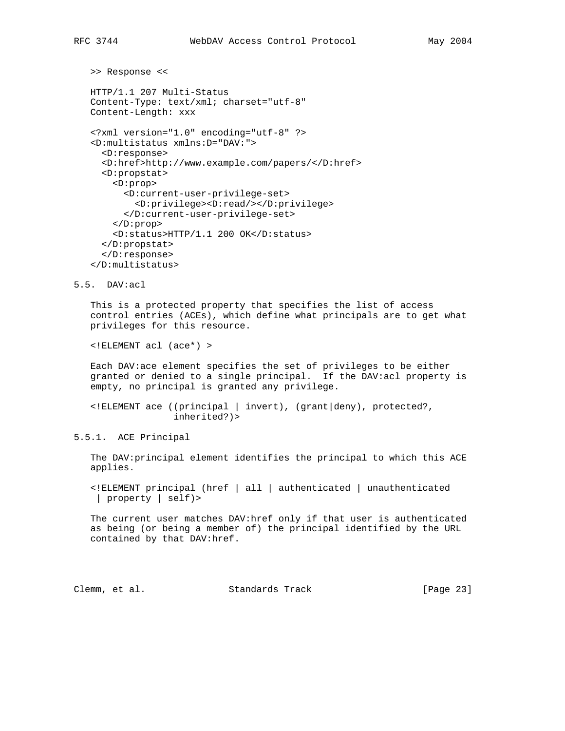>> Response <<

```
HTTP/1.1 207 Multi-Status
Content-Type: text/xml; charset="utf-8"
Content-Length: xxx

<?xml version="1.0" encoding="utf-8" ?>
<D:multistatus xmlns:D="DAV:">
  <D:response>
  <D:href>http://www.example.com/papers/</D:href>
  <D:propstat>
    <D:prop>
      <D:current-user-privilege-set>
        <D:privilege><D:read/></D:privilege>
      </D:current-user-privilege-set>
    </D:prop>
    <D:status>HTTP/1.1 200 OK</D:status>
  </D:propstat>
  </D:response>
</D:multistatus>
```

## 5.5. DAV:acl

This is a protected property that specifies the list of access control entries (ACEs), which define what principals are to get what privileges for this resource.

```
<!ELEMENT acl (ace*) >
```

Each DAV:ace element specifies the set of privileges to be either granted or denied to a single principal. If the DAV:acl property is empty, no principal is granted any privilege.

```
<!ELEMENT ace ((principal | invert), (grant|deny), protected?,
               inherited?)>
```

### 5.5.1. ACE Principal

The DAV:principal element identifies the principal to which this ACE applies.

```
<!ELEMENT principal (href | all | authenticated | unauthenticated
 | property | self)>
```

The current user matches DAV:href only if that user is authenticated as being (or being a member of) the principal identified by the URL contained by that DAV:href.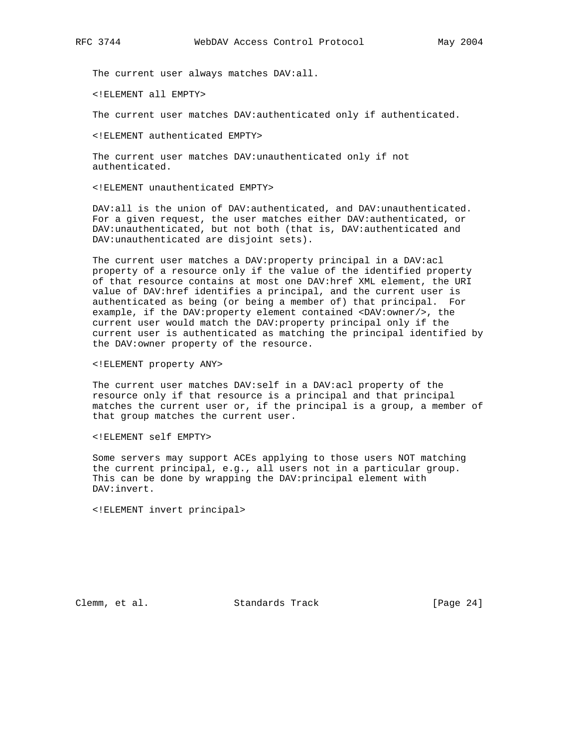The current user always matches DAV:all.

```
<!ELEMENT all EMPTY>
```

The current user matches DAV:authenticated only if authenticated.

```
<!ELEMENT authenticated EMPTY>
```

The current user matches DAV:unauthenticated only if not authenticated.

```
<!ELEMENT unauthenticated EMPTY>
```

DAV:all is the union of DAV:authenticated, and DAV:unauthenticated. For a given request, the user matches either DAV:authenticated, or DAV:unauthenticated, but not both (that is, DAV:authenticated and DAV:unauthenticated are disjoint sets).

The current user matches a DAV:property principal in a DAV:acl property of a resource only if the value of the identified property of that resource contains at most one DAV:href XML element, the URI value of DAV:href identifies a principal, and the current user is authenticated as being (or being a member of) that principal. For example, if the DAV:property element contained <DAV:owner/>, the current user would match the DAV:property principal only if the current user is authenticated as matching the principal identified by the DAV:owner property of the resource.

```
<!ELEMENT property ANY>
```

The current user matches DAV:self in a DAV:acl property of the resource only if that resource is a principal and that principal matches the current user or, if the principal is a group, a member of that group matches the current user.

```
<!ELEMENT self EMPTY>
```

Some servers may support ACEs applying to those users NOT matching the current principal, e.g., all users not in a particular group. This can be done by wrapping the DAV:principal element with DAV:invert.

```
<!ELEMENT invert principal>
```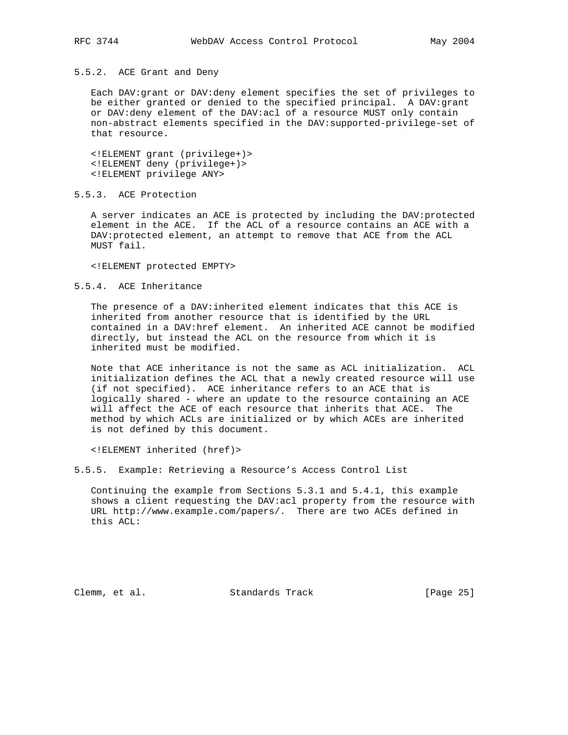### 5.5.2. ACE Grant and Deny

Each DAV:grant or DAV:deny element specifies the set of privileges to be either granted or denied to the specified principal. A DAV:grant or DAV:deny element of the DAV:acl of a resource MUST only contain non-abstract elements specified in the DAV:supported-privilege-set of that resource.

```
<!ELEMENT grant (privilege+)>
<!ELEMENT deny (privilege+)>
<!ELEMENT privilege ANY>
```

### 5.5.3. ACE Protection

A server indicates an ACE is protected by including the DAV:protected element in the ACE. If the ACL of a resource contains an ACE with a DAV:protected element, an attempt to remove that ACE from the ACL MUST fail.

```
<!ELEMENT protected EMPTY>
```

### 5.5.4. ACE Inheritance

The presence of a DAV:inherited element indicates that this ACE is inherited from another resource that is identified by the URL contained in a DAV:href element. An inherited ACE cannot be modified directly, but instead the ACL on the resource from which it is inherited must be modified.

Note that ACE inheritance is not the same as ACL initialization. ACL initialization defines the ACL that a newly created resource will use (if not specified). ACE inheritance refers to an ACE that is logically shared - where an update to the resource containing an ACE will affect the ACE of each resource that inherits that ACE. The method by which ACLs are initialized or by which ACEs are inherited is not defined by this document.

```
<!ELEMENT inherited (href)>
```

### 5.5.5. Example: Retrieving a Resource's Access Control List

Continuing the example from Sections 5.3.1 and 5.4.1, this example shows a client requesting the DAV:acl property from the resource with URL http://www.example.com/papers/. There are two ACEs defined in this ACL: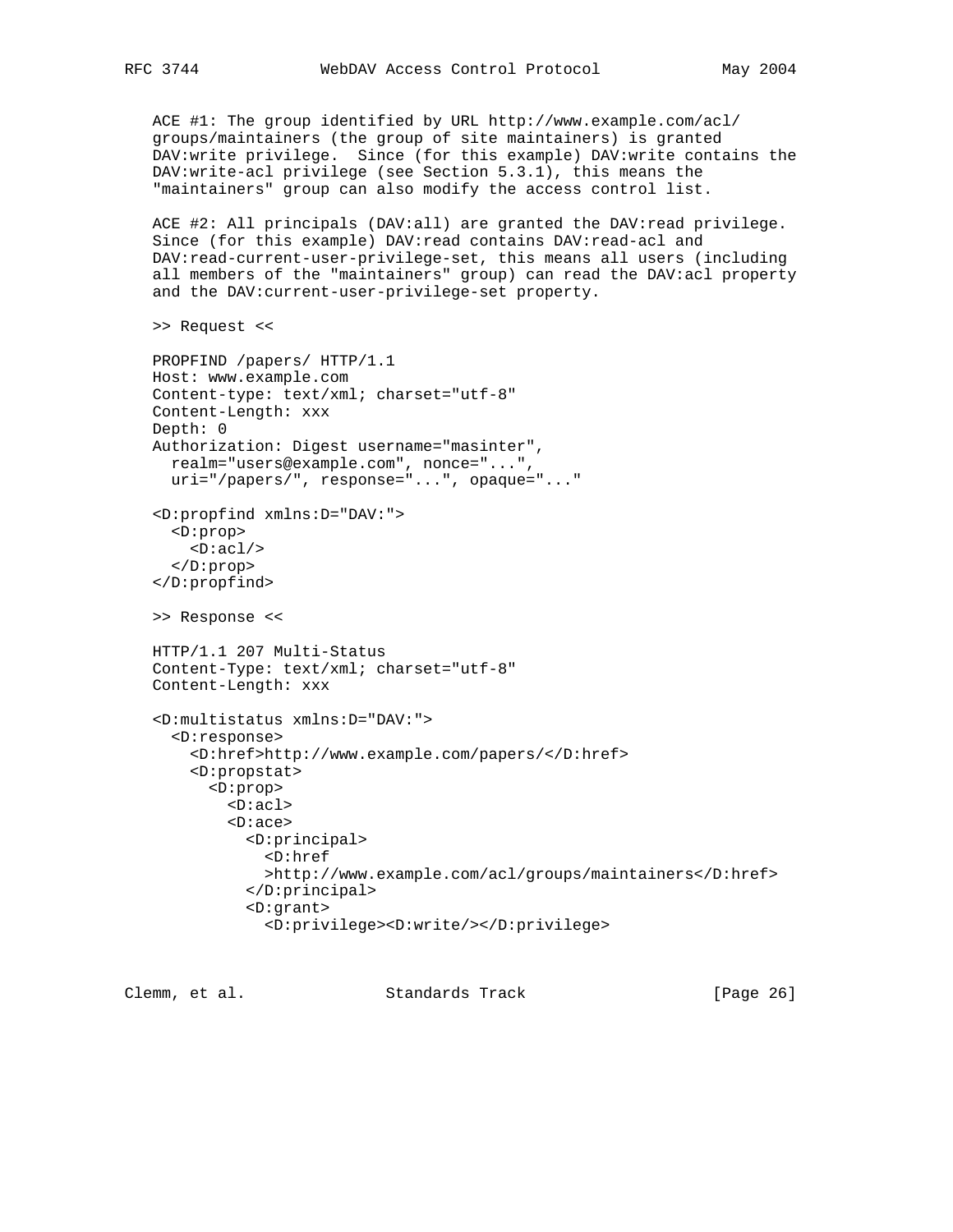ACE #1: The group identified by URL http://www.example.com/acl/groups/maintainers (the group of site maintainers) is granted DAV:write privilege. Since (for this example) DAV:write contains the DAV:write-acl privilege (see Section 5.3.1), this means the "maintainers" group can also modify the access control list.

ACE #2: All principals (DAV:all) are granted the DAV:read privilege. Since (for this example) DAV:read contains DAV:read-acl and DAV:read-current-user-privilege-set, this means all users (including all members of the "maintainers" group) can read the DAV:acl property and the DAV:current-user-privilege-set property.

>> Request <<

```
PROPFIND /papers/ HTTP/1.1
Host: www.example.com
Content-type: text/xml; charset="utf-8"
Content-Length: xxx
Depth: 0
Authorization: Digest username="masinter",
  realm="users@example.com", nonce="...",
  uri="/papers/", response="...", opaque="..."

<D:propfind xmlns:D="DAV:">
  <D:prop>
    <D:acl/>
  </D:prop>
</D:propfind>
```

>> Response <<

```
HTTP/1.1 207 Multi-Status
Content-Type: text/xml; charset="utf-8"
Content-Length: xxx

<D:multistatus xmlns:D="DAV:">
  <D:response>
    <D:href>http://www.example.com/papers/</D:href>
    <D:propstat>
      <D:prop>
        <D:acl>
        <D:ace>
          <D:principal>
            <D:href
            >http://www.example.com/acl/groups/maintainers</D:href>
          </D:principal>
          <D:grant>
            <D:privilege><D:write/></D:privilege>
```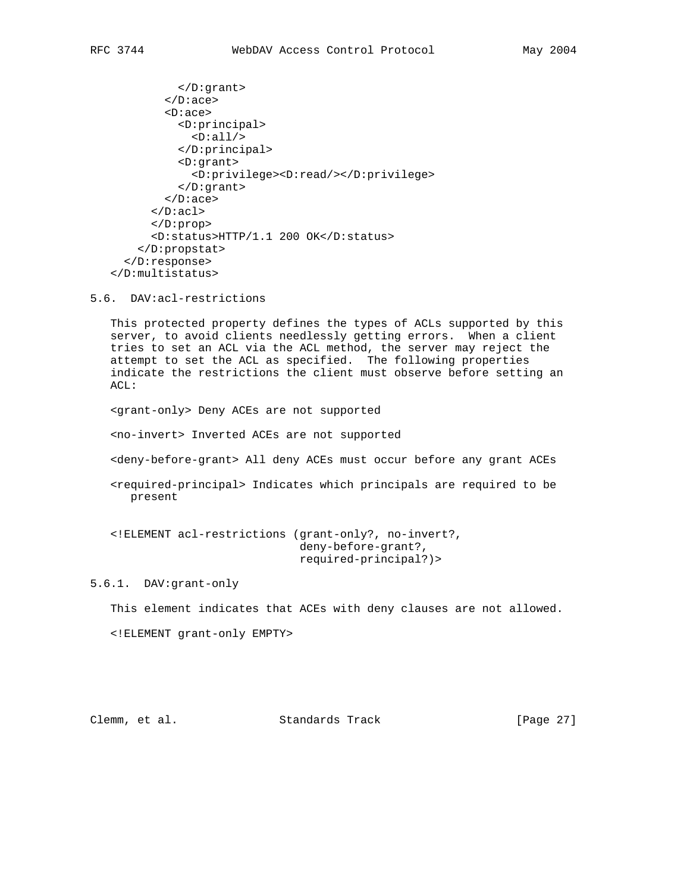```
          </D:grant>
        </D:ace>
        <D:ace>
          <D:principal>
            <D:all/>
          </D:principal>
          <D:grant>
            <D:privilege><D:read/></D:privilege>
          </D:grant>
        </D:ace>
      </D:acl>
      </D:prop>
      <D:status>HTTP/1.1 200 OK</D:status>
    </D:propstat>
  </D:response>
</D:multistatus>
```

### 5.6. DAV:acl-restrictions

This protected property defines the types of ACLs supported by this server, to avoid clients needlessly getting errors. When a client tries to set an ACL via the ACL method, the server may reject the attempt to set the ACL as specified. The following properties indicate the restrictions the client must observe before setting an ACL:

<grant-only> Deny ACEs are not supported

<no-invert> Inverted ACEs are not supported

<deny-before-grant> All deny ACEs must occur before any grant ACEs

<required-principal> Indicates which principals are required to be present

```
<!ELEMENT acl-restrictions (grant-only?, no-invert?,
                            deny-before-grant?,
                            required-principal?)>
```

#### 5.6.1. DAV:grant-only

This element indicates that ACEs with deny clauses are not allowed.

```
<!ELEMENT grant-only EMPTY>
```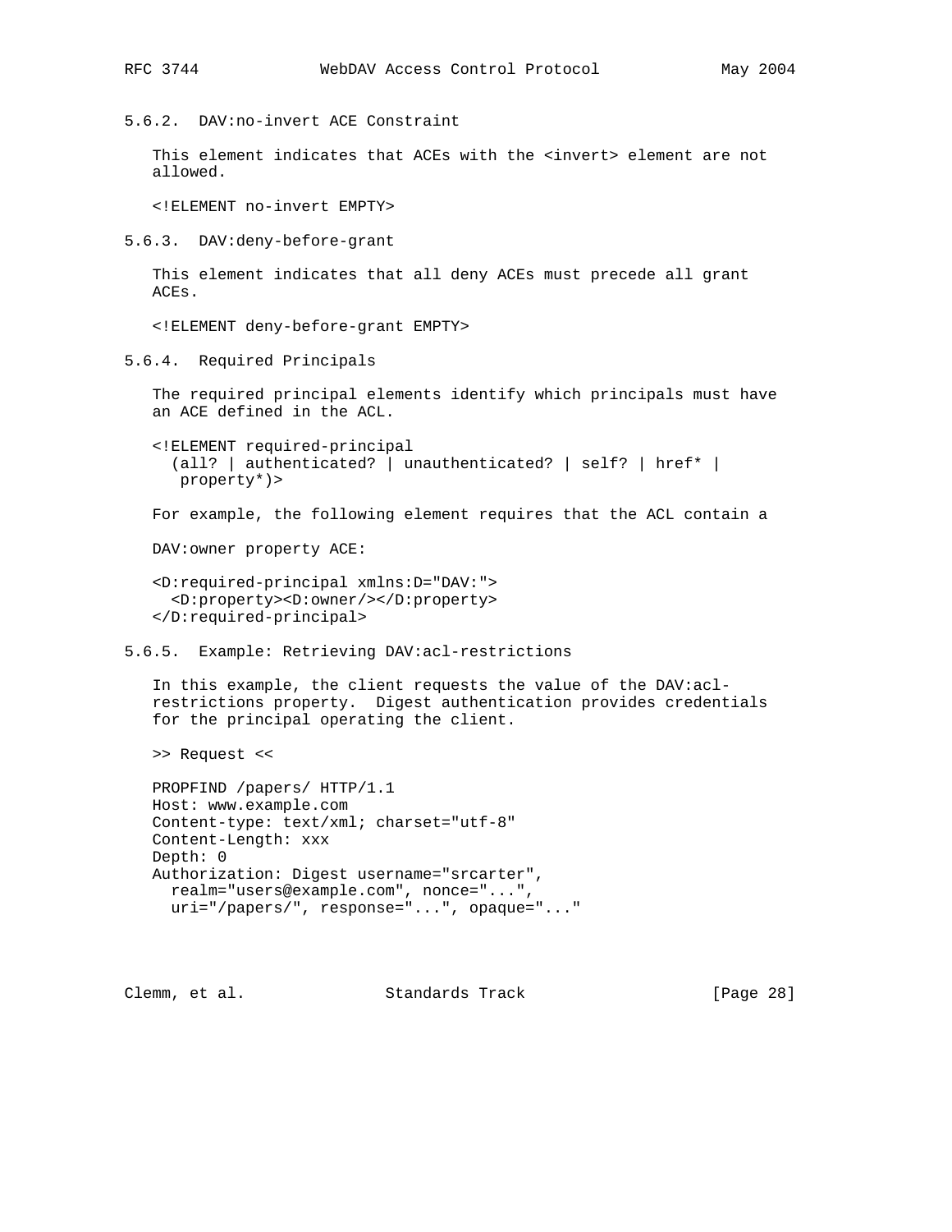### 5.6.2. DAV:no-invert ACE Constraint

This element indicates that ACEs with the <invert> element are not allowed.

```
<!ELEMENT no-invert EMPTY>
```

### 5.6.3. DAV:deny-before-grant

This element indicates that all deny ACEs must precede all grant ACEs.

```
<!ELEMENT deny-before-grant EMPTY>
```

### 5.6.4. Required Principals

The required principal elements identify which principals must have an ACE defined in the ACL.

```
<!ELEMENT required-principal
  (all? | authenticated? | unauthenticated? | self? | href* |
   property*)>
```

For example, the following element requires that the ACL contain a

DAV:owner property ACE:

```
<D:required-principal xmlns:D="DAV:">
  <D:property><D:owner/></D:property>
</D:required-principal>
```

### 5.6.5. Example: Retrieving DAV:acl-restrictions

In this example, the client requests the value of the DAV:acl-restrictions property. Digest authentication provides credentials for the principal operating the client.

>> Request <<

```
PROPFIND /papers/ HTTP/1.1
Host: www.example.com
Content-type: text/xml; charset="utf-8"
Content-Length: xxx
Depth: 0
Authorization: Digest username="srcarter",
  realm="users@example.com", nonce="...",
  uri="/papers/", response="...", opaque="..."
```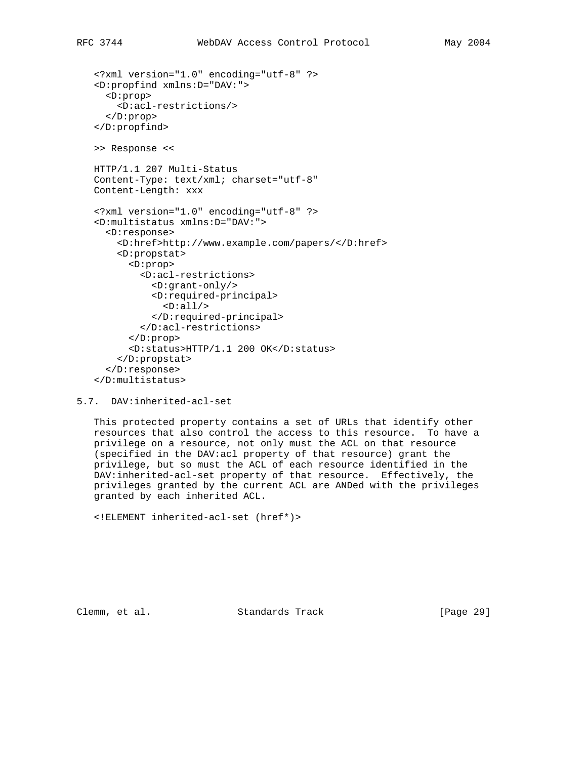```
<?xml version="1.0" encoding="utf-8" ?>
<D:propfind xmlns:D="DAV:">
  <D:prop>
    <D:acl-restrictions/>
  </D:prop>
</D:propfind>
```

```
>> Response <<

HTTP/1.1 207 Multi-Status
Content-Type: text/xml; charset="utf-8"
Content-Length: xxx

<?xml version="1.0" encoding="utf-8" ?>
<D:multistatus xmlns:D="DAV:">
  <D:response>
    <D:href>http://www.example.com/papers/</D:href>
    <D:propstat>
      <D:prop>
        <D:acl-restrictions>
          <D:grant-only/>
          <D:required-principal>
            <D:all/>
          </D:required-principal>
        </D:acl-restrictions>
      </D:prop>
      <D:status>HTTP/1.1 200 OK</D:status>
    </D:propstat>
  </D:response>
</D:multistatus>
```

## 5.7. DAV:inherited-acl-set

This protected property contains a set of URLs that identify other resources that also control the access to this resource. To have a privilege on a resource, not only must the ACL on that resource (specified in the DAV:acl property of that resource) grant the privilege, but so must the ACL of each resource identified in the DAV:inherited-acl-set property of that resource. Effectively, the privileges granted by the current ACL are ANDed with the privileges granted by each inherited ACL.

```
<!ELEMENT inherited-acl-set (href*)>
```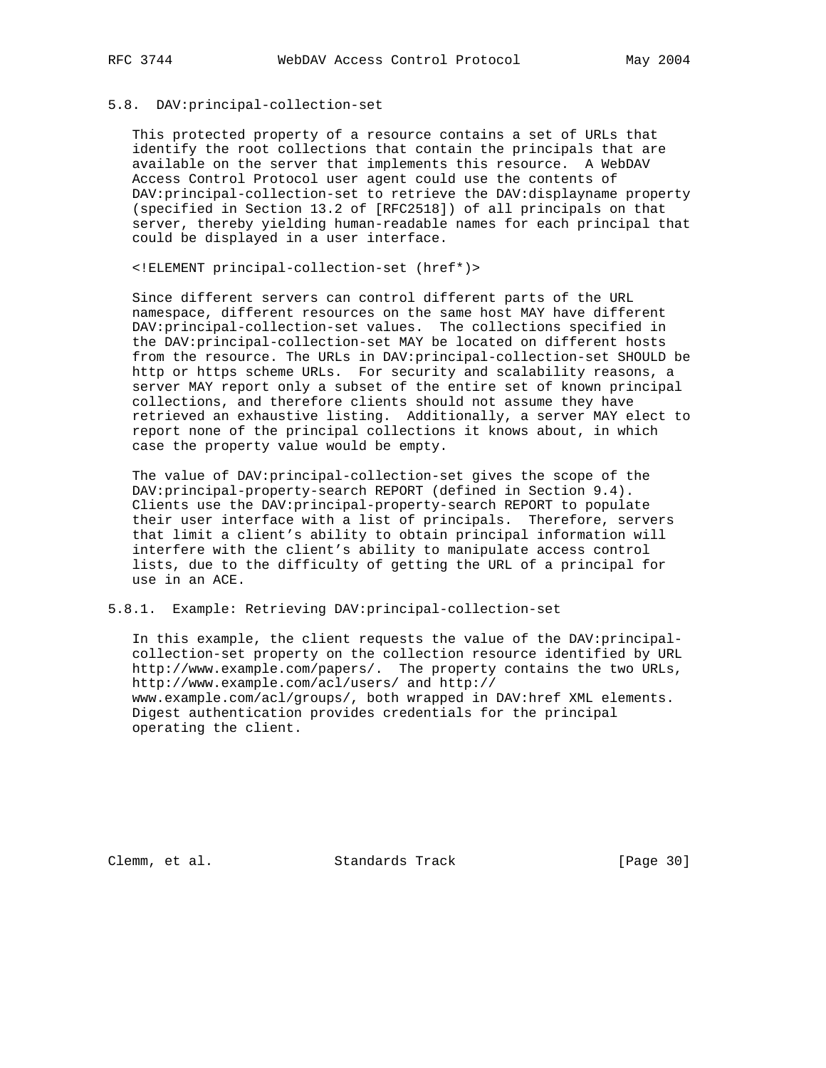### 5.8. DAV:principal-collection-set

This protected property of a resource contains a set of URLs that identify the root collections that contain the principals that are available on the server that implements this resource. A WebDAV Access Control Protocol user agent could use the contents of DAV:principal-collection-set to retrieve the DAV:displayname property (specified in Section 13.2 of [RFC2518]) of all principals on that server, thereby yielding human-readable names for each principal that could be displayed in a user interface.

```
<!ELEMENT principal-collection-set (href*)>
```

Since different servers can control different parts of the URL namespace, different resources on the same host MAY have different DAV:principal-collection-set values. The collections specified in the DAV:principal-collection-set MAY be located on different hosts from the resource. The URLs in DAV:principal-collection-set SHOULD be http or https scheme URLs. For security and scalability reasons, a server MAY report only a subset of the entire set of known principal collections, and therefore clients should not assume they have retrieved an exhaustive listing. Additionally, a server MAY elect to report none of the principal collections it knows about, in which case the property value would be empty.

The value of DAV:principal-collection-set gives the scope of the DAV:principal-property-search REPORT (defined in Section 9.4). Clients use the DAV:principal-property-search REPORT to populate their user interface with a list of principals. Therefore, servers that limit a client's ability to obtain principal information will interfere with the client's ability to manipulate access control lists, due to the difficulty of getting the URL of a principal for use in an ACE.

#### 5.8.1. Example: Retrieving DAV:principal-collection-set

In this example, the client requests the value of the DAV:principal-collection-set property on the collection resource identified by URL http://www.example.com/papers/. The property contains the two URLs, http://www.example.com/acl/users/ and http://www.example.com/acl/groups/, both wrapped in DAV:href XML elements. Digest authentication provides credentials for the principal operating the client.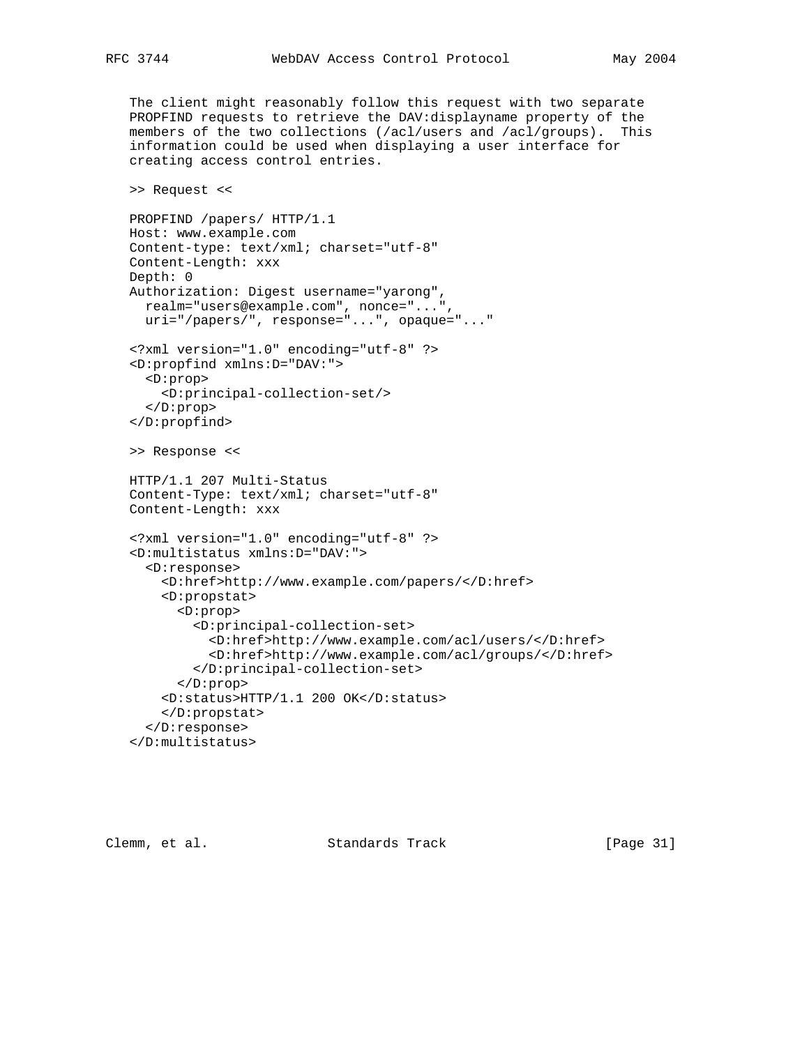The client might reasonably follow this request with two separate PROPFIND requests to retrieve the DAV:displayname property of the members of the two collections (/acl/users and /acl/groups). This information could be used when displaying a user interface for creating access control entries.

```
>> Request <<

PROPFIND /papers/ HTTP/1.1
Host: www.example.com
Content-type: text/xml; charset="utf-8"
Content-Length: xxx
Depth: 0
Authorization: Digest username="yarong",
  realm="users@example.com", nonce="...",
  uri="/papers/", response="...", opaque="..."

<?xml version="1.0" encoding="utf-8" ?>
<D:propfind xmlns:D="DAV:">
  <D:prop>
    <D:principal-collection-set/>
  </D:prop>
</D:propfind>

>> Response <<

HTTP/1.1 207 Multi-Status
Content-Type: text/xml; charset="utf-8"
Content-Length: xxx

<?xml version="1.0" encoding="utf-8" ?>
<D:multistatus xmlns:D="DAV:">
  <D:response>
    <D:href>http://www.example.com/papers/</D:href>
    <D:propstat>
      <D:prop>
        <D:principal-collection-set>
          <D:href>http://www.example.com/acl/users/</D:href>
          <D:href>http://www.example.com/acl/groups/</D:href>
        </D:principal-collection-set>
      </D:prop>
    <D:status>HTTP/1.1 200 OK</D:status>
    </D:propstat>
  </D:response>
</D:multistatus>
```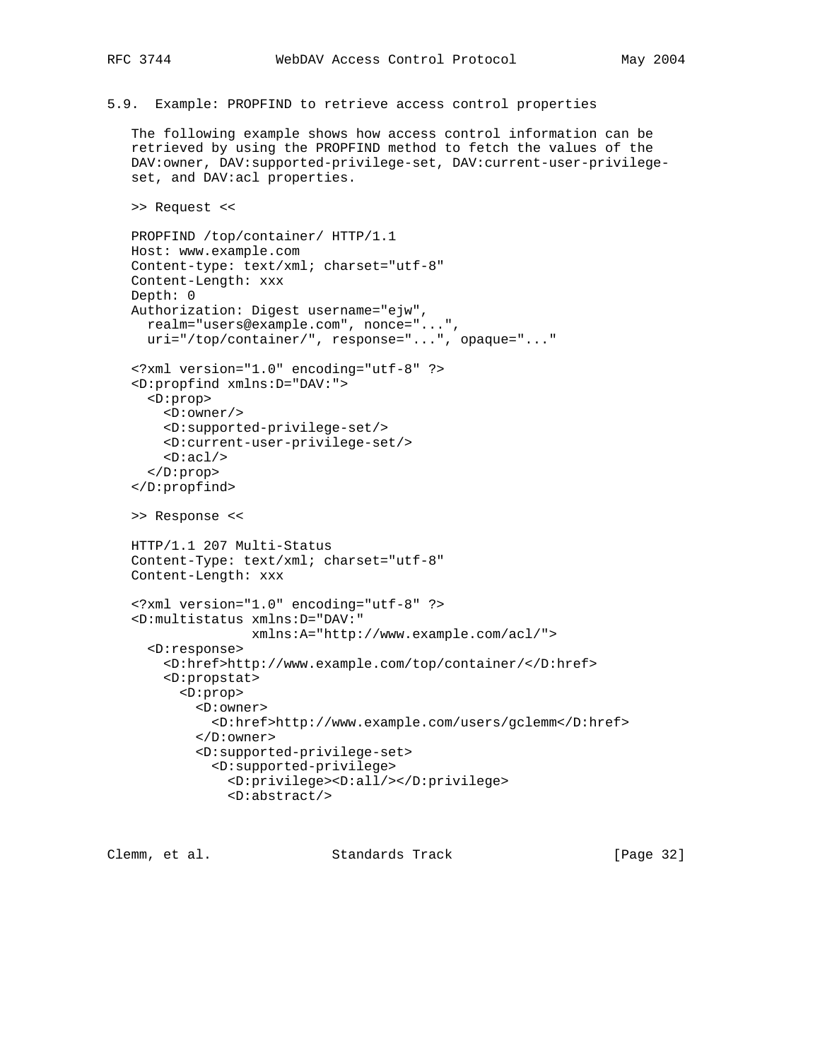### 5.9. Example: PROPFIND to retrieve access control properties

The following example shows how access control information can be retrieved by using the PROPFIND method to fetch the values of the DAV:owner, DAV:supported-privilege-set, DAV:current-user-privilege-set, and DAV:acl properties.

>> Request <<

```
PROPFIND /top/container/ HTTP/1.1
Host: www.example.com
Content-type: text/xml; charset="utf-8"
Content-Length: xxx
Depth: 0
Authorization: Digest username="ejw",
  realm="users@example.com", nonce="...",
  uri="/top/container/", response="...", opaque="..."

<?xml version="1.0" encoding="utf-8" ?>
<D:propfind xmlns:D="DAV:">
  <D:prop>
    <D:owner/>
    <D:supported-privilege-set/>
    <D:current-user-privilege-set/>
    <D:acl/>
  </D:prop>
</D:propfind>
```

>> Response <<

```
HTTP/1.1 207 Multi-Status
Content-Type: text/xml; charset="utf-8"
Content-Length: xxx

<?xml version="1.0" encoding="utf-8" ?>
<D:multistatus xmlns:D="DAV:"
               xmlns:A="http://www.example.com/acl/">
  <D:response>
    <D:href>http://www.example.com/top/container/</D:href>
    <D:propstat>
      <D:prop>
        <D:owner>
          <D:href>http://www.example.com/users/gclemm</D:href>
        </D:owner>
        <D:supported-privilege-set>
          <D:supported-privilege>
            <D:privilege><D:all/></D:privilege>
            <D:abstract/>
```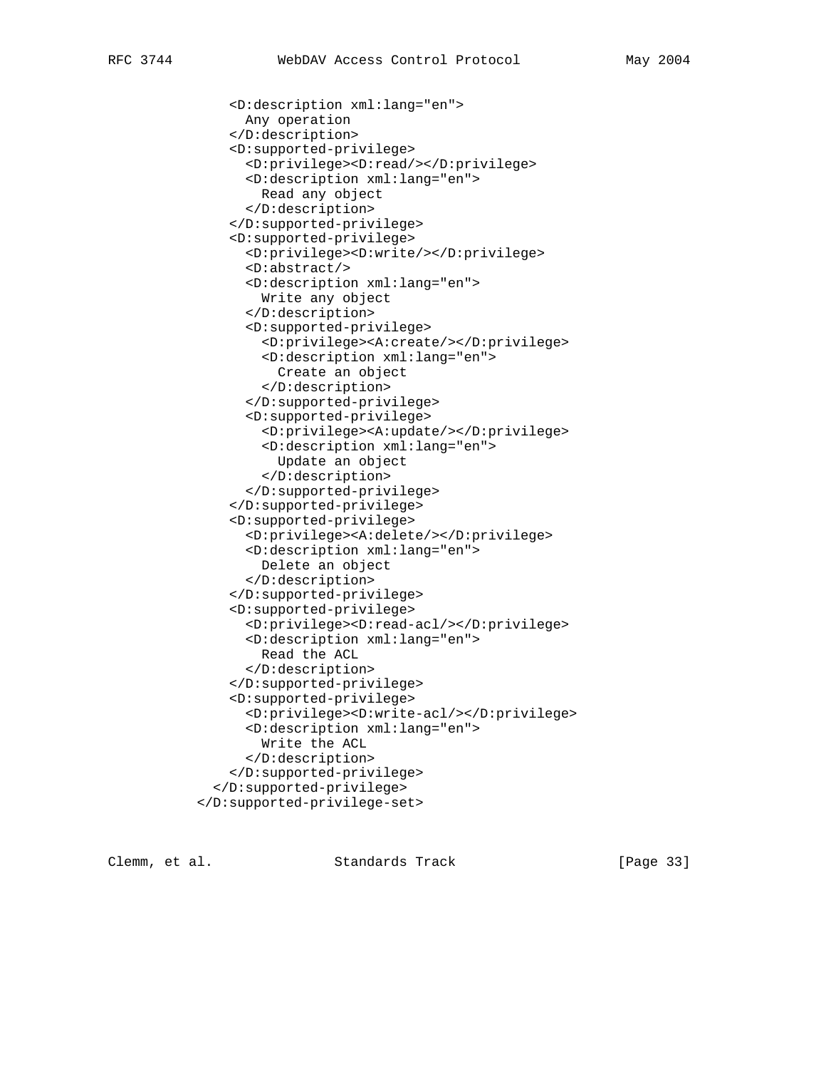```
          <D:description xml:lang="en">
            Any operation
          </D:description>
          <D:supported-privilege>
            <D:privilege><D:read/></D:privilege>
            <D:description xml:lang="en">
              Read any object
            </D:description>
          </D:supported-privilege>
          <D:supported-privilege>
            <D:privilege><D:write/></D:privilege>
            <D:abstract/>
            <D:description xml:lang="en">
              Write any object
            </D:description>
            <D:supported-privilege>
              <D:privilege><A:create/></D:privilege>
              <D:description xml:lang="en">
                Create an object
              </D:description>
            </D:supported-privilege>
            <D:supported-privilege>
              <D:privilege><A:update/></D:privilege>
              <D:description xml:lang="en">
                Update an object
              </D:description>
            </D:supported-privilege>
          </D:supported-privilege>
          <D:supported-privilege>
            <D:privilege><A:delete/></D:privilege>
            <D:description xml:lang="en">
              Delete an object
            </D:description>
          </D:supported-privilege>
          <D:supported-privilege>
            <D:privilege><D:read-acl/></D:privilege>
            <D:description xml:lang="en">
              Read the ACL
            </D:description>
          </D:supported-privilege>
          <D:supported-privilege>
            <D:privilege><D:write-acl/></D:privilege>
            <D:description xml:lang="en">
              Write the ACL
            </D:description>
          </D:supported-privilege>
        </D:supported-privilege>
      </D:supported-privilege-set>
```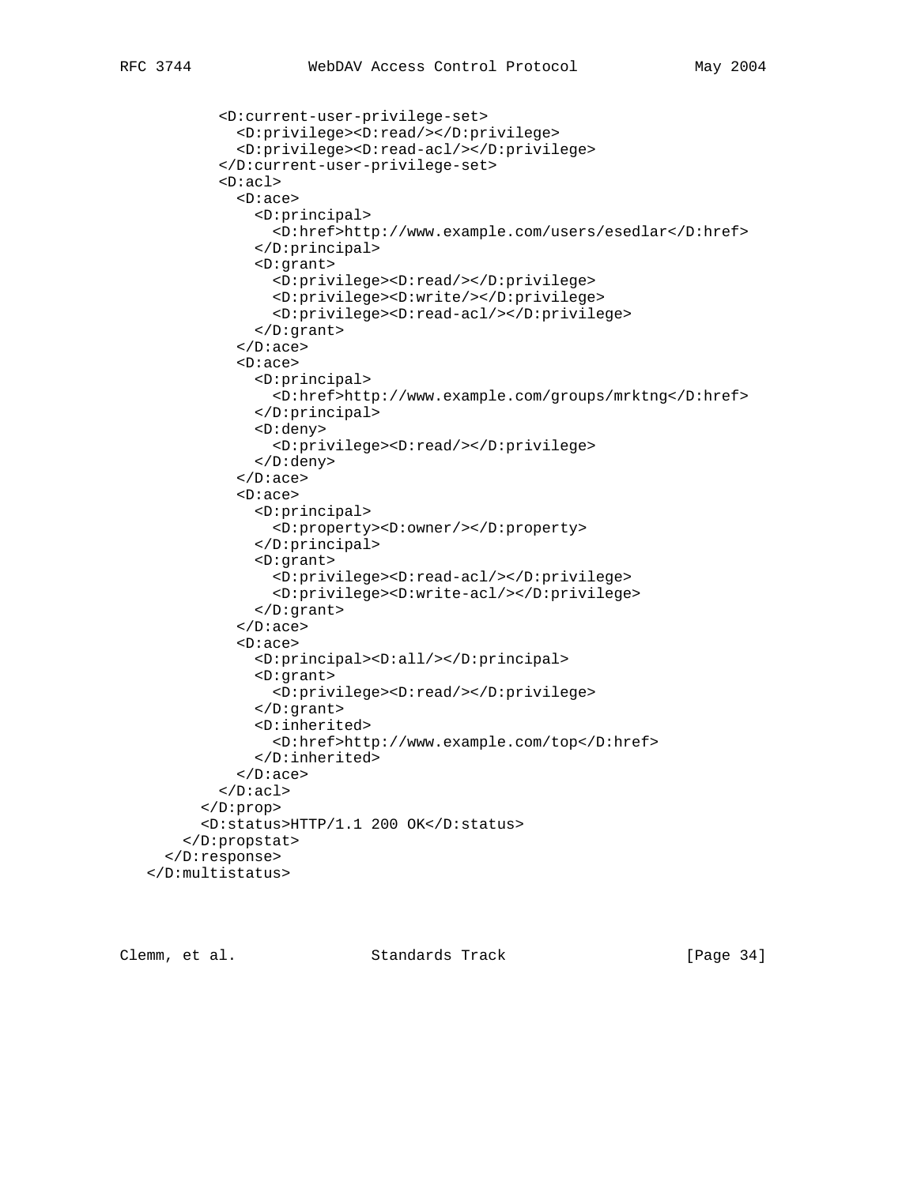```
          <D:current-user-privilege-set>
            <D:privilege><D:read/></D:privilege>
            <D:privilege><D:read-acl/></D:privilege>
          </D:current-user-privilege-set>
          <D:acl>
            <D:ace>
              <D:principal>
                <D:href>http://www.example.com/users/esedlar</D:href>
              </D:principal>
              <D:grant>
                <D:privilege><D:read/></D:privilege>
                <D:privilege><D:write/></D:privilege>
                <D:privilege><D:read-acl/></D:privilege>
              </D:grant>
            </D:ace>
            <D:ace>
              <D:principal>
                <D:href>http://www.example.com/groups/mrktng</D:href>
              </D:principal>
              <D:deny>
                <D:privilege><D:read/></D:privilege>
              </D:deny>
            </D:ace>
            <D:ace>
              <D:principal>
                <D:property><D:owner/></D:property>
              </D:principal>
              <D:grant>
                <D:privilege><D:read-acl/></D:privilege>
                <D:privilege><D:write-acl/></D:privilege>
              </D:grant>
            </D:ace>
            <D:ace>
              <D:principal><D:all/></D:principal>
              <D:grant>
                <D:privilege><D:read/></D:privilege>
              </D:grant>
              <D:inherited>
                <D:href>http://www.example.com/top</D:href>
              </D:inherited>
            </D:ace>
          </D:acl>
        </D:prop>
        <D:status>HTTP/1.1 200 OK</D:status>
      </D:propstat>
    </D:response>
  </D:multistatus>
```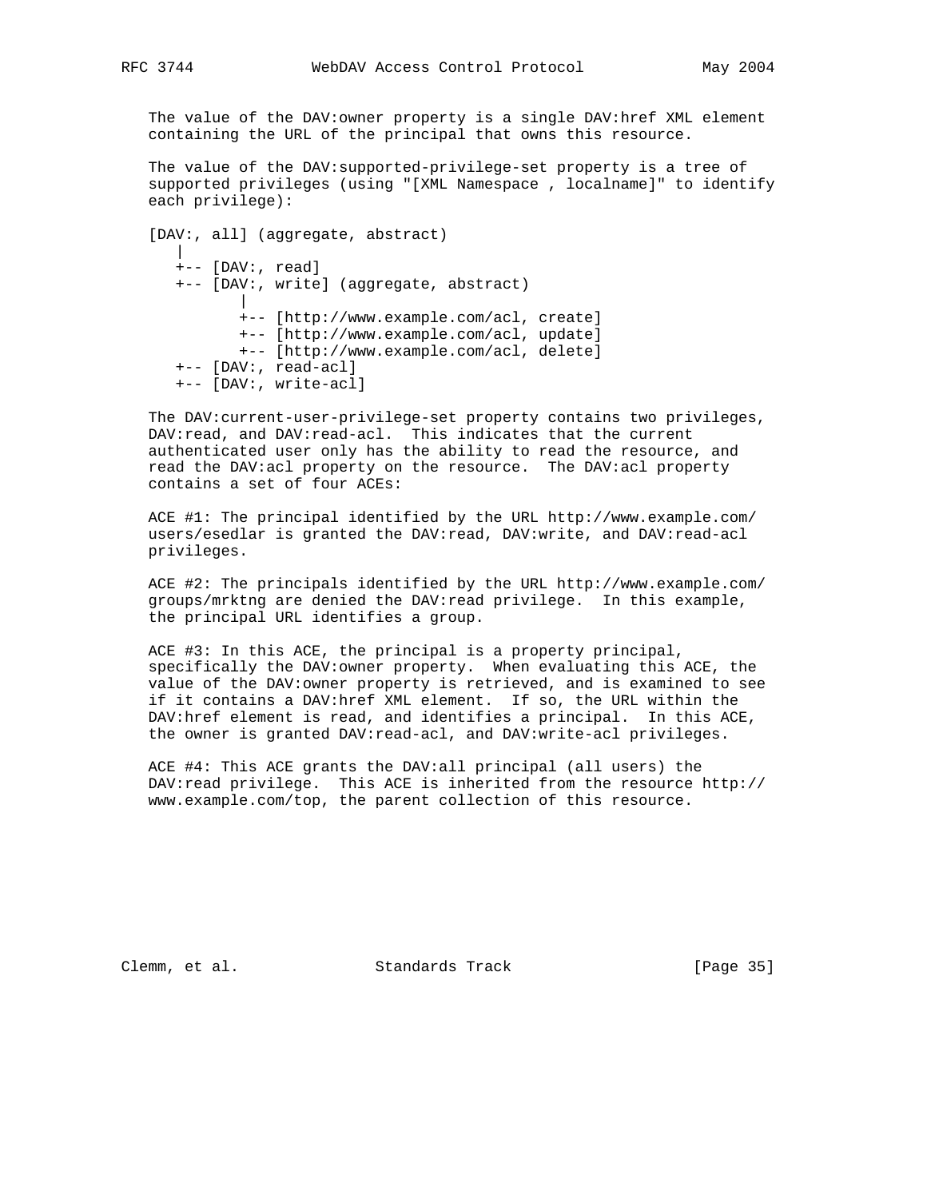The value of the DAV:owner property is a single DAV:href XML element containing the URL of the principal that owns this resource.

The value of the DAV:supported-privilege-set property is a tree of supported privileges (using "[XML Namespace , localname]" to identify each privilege):

```
[DAV:, all] (aggregate, abstract)
   |
   +-- [DAV:, read]
   +-- [DAV:, write] (aggregate, abstract)
          |
          +-- [http://www.example.com/acl, create]
          +-- [http://www.example.com/acl, update]
          +-- [http://www.example.com/acl, delete]
   +-- [DAV:, read-acl]
   +-- [DAV:, write-acl]
```

The DAV:current-user-privilege-set property contains two privileges, DAV:read, and DAV:read-acl. This indicates that the current authenticated user only has the ability to read the resource, and read the DAV:acl property on the resource. The DAV:acl property contains a set of four ACEs:

ACE #1: The principal identified by the URL http://www.example.com/users/esedlar is granted the DAV:read, DAV:write, and DAV:read-acl privileges.

ACE #2: The principals identified by the URL http://www.example.com/groups/mrktng are denied the DAV:read privilege. In this example, the principal URL identifies a group.

ACE #3: In this ACE, the principal is a property principal, specifically the DAV:owner property. When evaluating this ACE, the value of the DAV:owner property is retrieved, and is examined to see if it contains a DAV:href XML element. If so, the URL within the DAV:href element is read, and identifies a principal. In this ACE, the owner is granted DAV:read-acl, and DAV:write-acl privileges.

ACE #4: This ACE grants the DAV:all principal (all users) the DAV:read privilege. This ACE is inherited from the resource http://www.example.com/top, the parent collection of this resource.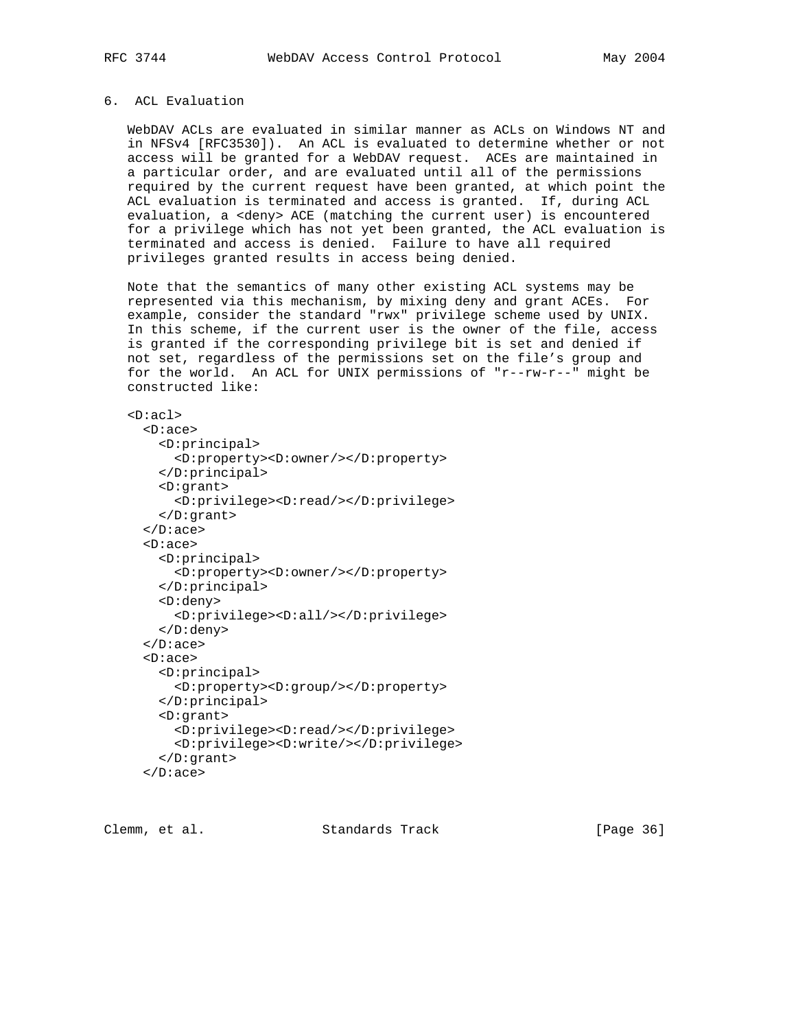## 6. ACL Evaluation

WebDAV ACLs are evaluated in similar manner as ACLs on Windows NT and in NFSv4 [RFC3530]). An ACL is evaluated to determine whether or not access will be granted for a WebDAV request. ACEs are maintained in a particular order, and are evaluated until all of the permissions required by the current request have been granted, at which point the ACL evaluation is terminated and access is granted. If, during ACL evaluation, a <deny> ACE (matching the current user) is encountered for a privilege which has not yet been granted, the ACL evaluation is terminated and access is denied. Failure to have all required privileges granted results in access being denied.

Note that the semantics of many other existing ACL systems may be represented via this mechanism, by mixing deny and grant ACEs. For example, consider the standard "rwx" privilege scheme used by UNIX. In this scheme, if the current user is the owner of the file, access is granted if the corresponding privilege bit is set and denied if not set, regardless of the permissions set on the file's group and for the world. An ACL for UNIX permissions of "r--rw-r--" might be constructed like:

```
<D:acl>
  <D:ace>
    <D:principal>
      <D:property><D:owner/></D:property>
    </D:principal>
    <D:grant>
      <D:privilege><D:read/></D:privilege>
    </D:grant>
  </D:ace>
  <D:ace>
    <D:principal>
      <D:property><D:owner/></D:property>
    </D:principal>
    <D:deny>
      <D:privilege><D:all/></D:privilege>
    </D:deny>
  </D:ace>
  <D:ace>
    <D:principal>
      <D:property><D:group/></D:property>
    </D:principal>
    <D:grant>
      <D:privilege><D:read/></D:privilege>
      <D:privilege><D:write/></D:privilege>
    </D:grant>
  </D:ace>
```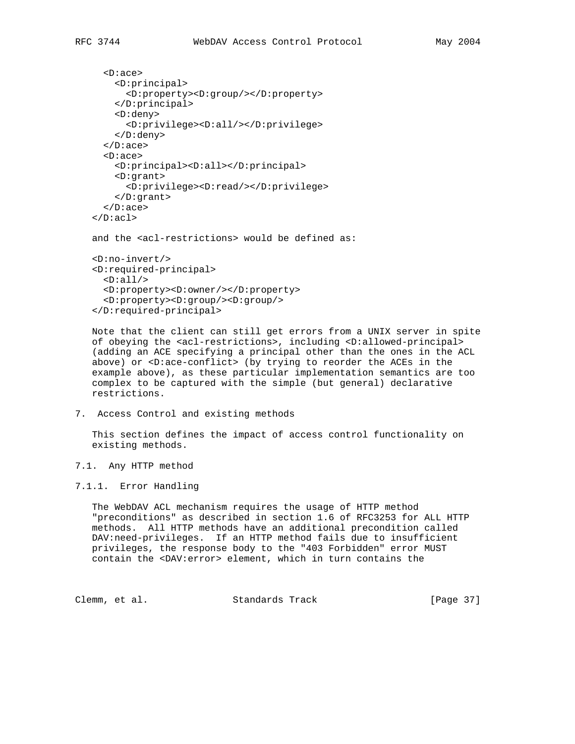```
     <D:ace>
       <D:principal>
         <D:property><D:group/></D:property>
       </D:principal>
       <D:deny>
         <D:privilege><D:all/></D:privilege>
       </D:deny>
     </D:ace>
     <D:ace>
       <D:principal><D:all></D:principal>
       <D:grant>
         <D:privilege><D:read/></D:privilege>
       </D:grant>
     </D:ace>
   </D:acl>
```

and the <acl-restrictions> would be defined as:

```
   <D:no-invert/>
   <D:required-principal>
     <D:all/>
     <D:property><D:owner/></D:property>
     <D:property><D:group/><D:group/>
   </D:required-principal>
```

Note that the client can still get errors from a UNIX server in spite of obeying the <acl-restrictions>, including <D:allowed-principal> (adding an ACE specifying a principal other than the ones in the ACL above) or <D:ace-conflict> (by trying to reorder the ACEs in the example above), as these particular implementation semantics are too complex to be captured with the simple (but general) declarative restrictions.

# 7. Access Control and existing methods

This section defines the impact of access control functionality on existing methods.

## 7.1. Any HTTP method

### 7.1.1. Error Handling

The WebDAV ACL mechanism requires the usage of HTTP method "preconditions" as described in section 1.6 of RFC3253 for ALL HTTP methods. All HTTP methods have an additional precondition called DAV:need-privileges. If an HTTP method fails due to insufficient privileges, the response body to the "403 Forbidden" error MUST contain the <DAV:error> element, which in turn contains the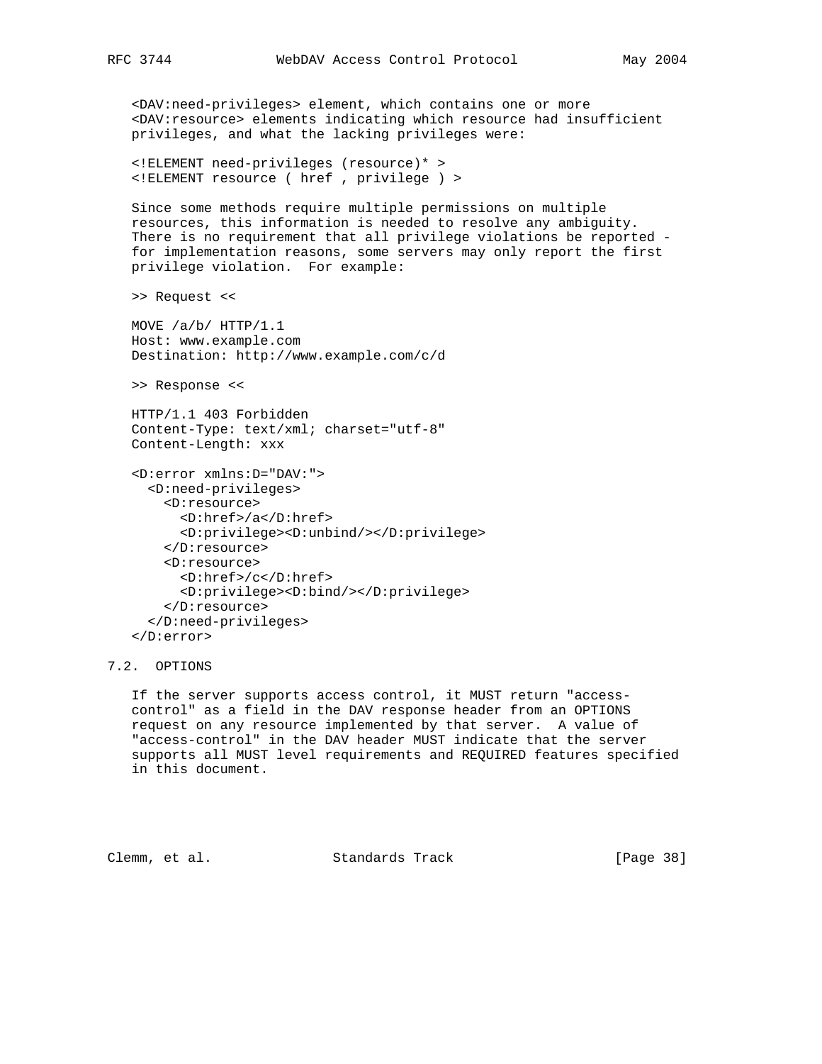<DAV:need-privileges> element, which contains one or more <DAV:resource> elements indicating which resource had insufficient privileges, and what the lacking privileges were:

```
<!ELEMENT need-privileges (resource)* >
<!ELEMENT resource ( href , privilege ) >
```

Since some methods require multiple permissions on multiple resources, this information is needed to resolve any ambiguity. There is no requirement that all privilege violations be reported - for implementation reasons, some servers may only report the first privilege violation. For example:

```
>> Request <<

MOVE /a/b/ HTTP/1.1
Host: www.example.com
Destination: http://www.example.com/c/d

>> Response <<

HTTP/1.1 403 Forbidden
Content-Type: text/xml; charset="utf-8"
Content-Length: xxx

<D:error xmlns:D="DAV:">
  <D:need-privileges>
    <D:resource>
      <D:href>/a</D:href>
      <D:privilege><D:unbind/></D:privilege>
    </D:resource>
    <D:resource>
      <D:href>/c</D:href>
      <D:privilege><D:bind/></D:privilege>
    </D:resource>
  </D:need-privileges>
</D:error>
```

## 7.2. OPTIONS

If the server supports access control, it MUST return "access-control" as a field in the DAV response header from an OPTIONS request on any resource implemented by that server. A value of "access-control" in the DAV header MUST indicate that the server supports all MUST level requirements and REQUIRED features specified in this document.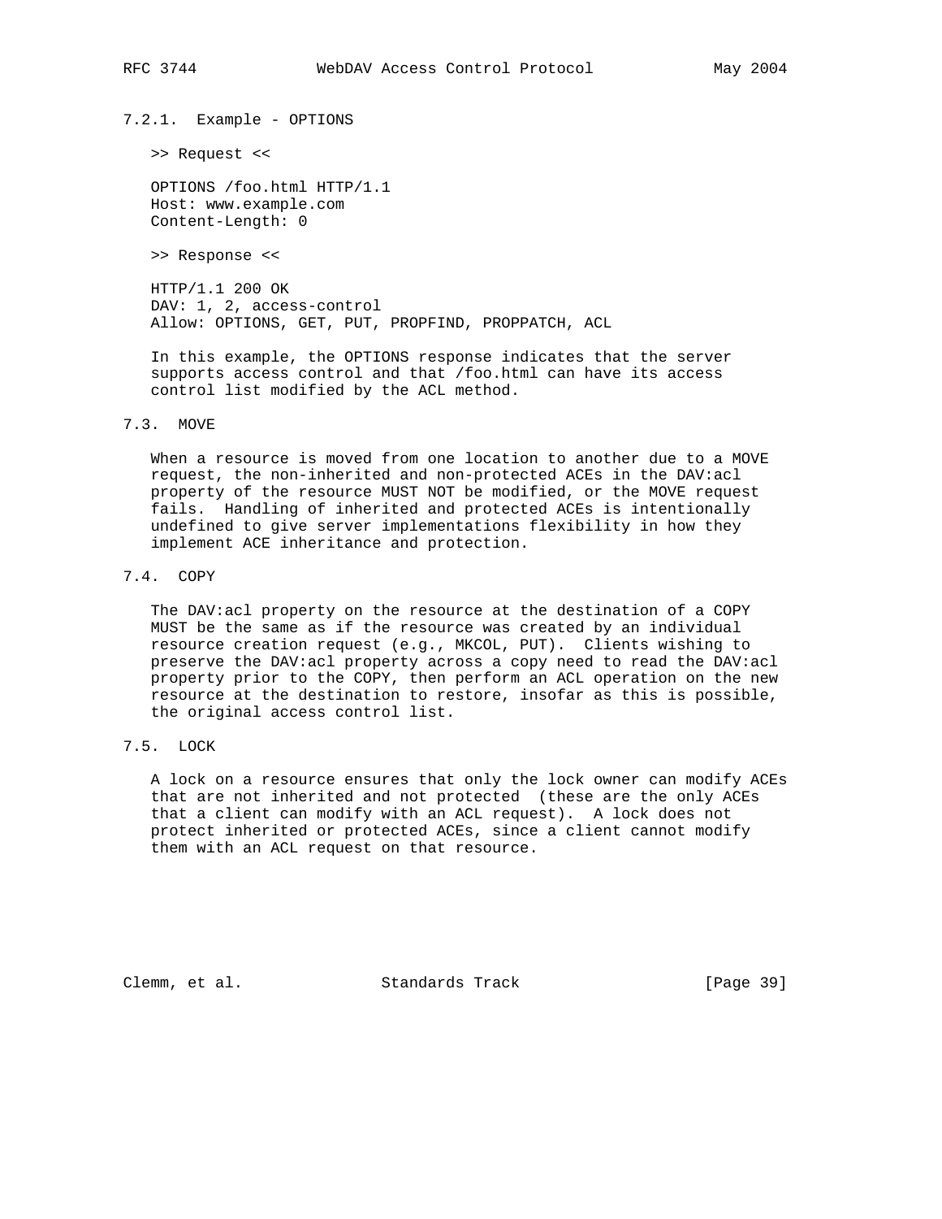#### 7.2.1. Example - OPTIONS

>> Request <<

```
OPTIONS /foo.html HTTP/1.1
Host: www.example.com
Content-Length: 0
```

>> Response <<

```
HTTP/1.1 200 OK
DAV: 1, 2, access-control
Allow: OPTIONS, GET, PUT, PROPFIND, PROPPATCH, ACL
```

In this example, the OPTIONS response indicates that the server supports access control and that /foo.html can have its access control list modified by the ACL method.

### 7.3. MOVE

When a resource is moved from one location to another due to a MOVE request, the non-inherited and non-protected ACEs in the DAV:acl property of the resource MUST NOT be modified, or the MOVE request fails. Handling of inherited and protected ACEs is intentionally undefined to give server implementations flexibility in how they implement ACE inheritance and protection.

### 7.4. COPY

The DAV:acl property on the resource at the destination of a COPY MUST be the same as if the resource was created by an individual resource creation request (e.g., MKCOL, PUT). Clients wishing to preserve the DAV:acl property across a copy need to read the DAV:acl property prior to the COPY, then perform an ACL operation on the new resource at the destination to restore, insofar as this is possible, the original access control list.

### 7.5. LOCK

A lock on a resource ensures that only the lock owner can modify ACEs that are not inherited and not protected (these are the only ACEs that a client can modify with an ACL request). A lock does not protect inherited or protected ACEs, since a client cannot modify them with an ACL request on that resource.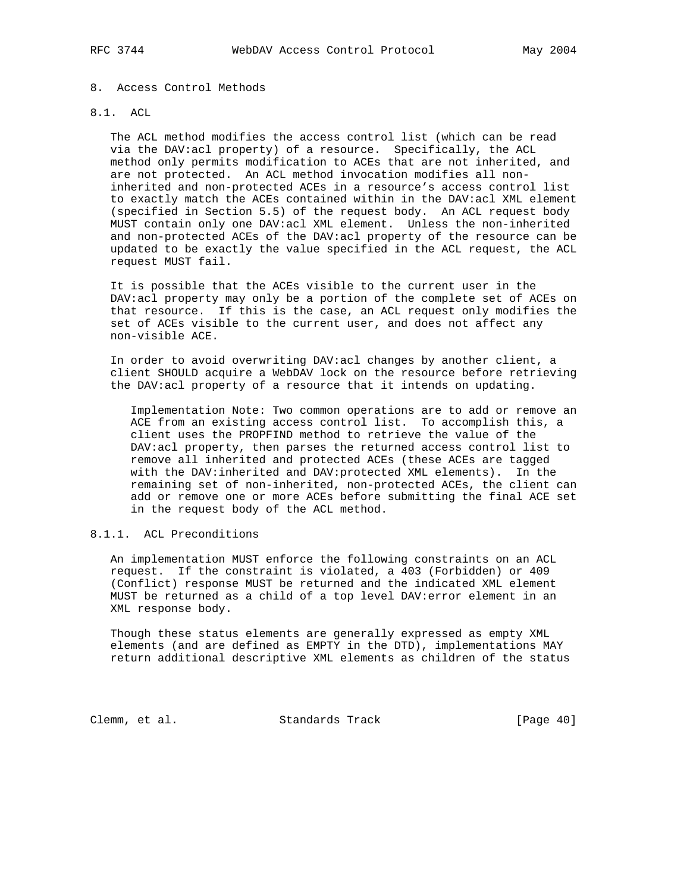## 8. Access Control Methods

### 8.1. ACL

The ACL method modifies the access control list (which can be read via the DAV:acl property) of a resource. Specifically, the ACL method only permits modification to ACEs that are not inherited, and are not protected. An ACL method invocation modifies all non-inherited and non-protected ACEs in a resource's access control list to exactly match the ACEs contained within in the DAV:acl XML element (specified in Section 5.5) of the request body. An ACL request body MUST contain only one DAV:acl XML element. Unless the non-inherited and non-protected ACEs of the DAV:acl property of the resource can be updated to be exactly the value specified in the ACL request, the ACL request MUST fail.

It is possible that the ACEs visible to the current user in the DAV:acl property may only be a portion of the complete set of ACEs on that resource. If this is the case, an ACL request only modifies the set of ACEs visible to the current user, and does not affect any non-visible ACE.

In order to avoid overwriting DAV:acl changes by another client, a client SHOULD acquire a WebDAV lock on the resource before retrieving the DAV:acl property of a resource that it intends on updating.

> Implementation Note: Two common operations are to add or remove an ACE from an existing access control list. To accomplish this, a client uses the PROPFIND method to retrieve the value of the DAV:acl property, then parses the returned access control list to remove all inherited and protected ACEs (these ACEs are tagged with the DAV:inherited and DAV:protected XML elements). In the remaining set of non-inherited, non-protected ACEs, the client can add or remove one or more ACEs before submitting the final ACE set in the request body of the ACL method.

#### 8.1.1. ACL Preconditions

An implementation MUST enforce the following constraints on an ACL request. If the constraint is violated, a 403 (Forbidden) or 409 (Conflict) response MUST be returned and the indicated XML element MUST be returned as a child of a top level DAV:error element in an XML response body.

Though these status elements are generally expressed as empty XML elements (and are defined as EMPTY in the DTD), implementations MAY return additional descriptive XML elements as children of the status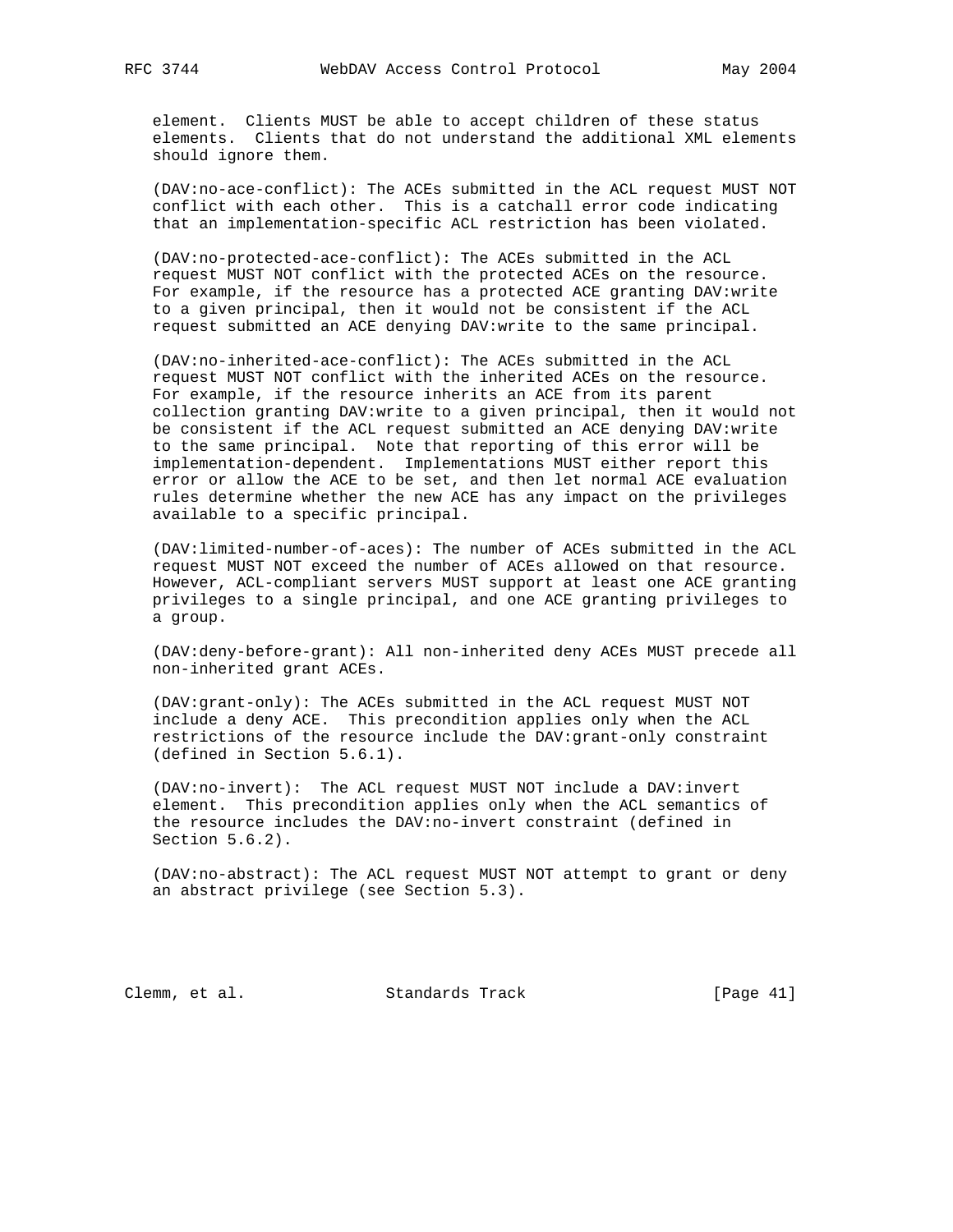element. Clients MUST be able to accept children of these status elements. Clients that do not understand the additional XML elements should ignore them.

(DAV:no-ace-conflict): The ACEs submitted in the ACL request MUST NOT conflict with each other. This is a catchall error code indicating that an implementation-specific ACL restriction has been violated.

(DAV:no-protected-ace-conflict): The ACEs submitted in the ACL request MUST NOT conflict with the protected ACEs on the resource. For example, if the resource has a protected ACE granting DAV:write to a given principal, then it would not be consistent if the ACL request submitted an ACE denying DAV:write to the same principal.

(DAV:no-inherited-ace-conflict): The ACEs submitted in the ACL request MUST NOT conflict with the inherited ACEs on the resource. For example, if the resource inherits an ACE from its parent collection granting DAV:write to a given principal, then it would not be consistent if the ACL request submitted an ACE denying DAV:write to the same principal. Note that reporting of this error will be implementation-dependent. Implementations MUST either report this error or allow the ACE to be set, and then let normal ACE evaluation rules determine whether the new ACE has any impact on the privileges available to a specific principal.

(DAV:limited-number-of-aces): The number of ACEs submitted in the ACL request MUST NOT exceed the number of ACEs allowed on that resource. However, ACL-compliant servers MUST support at least one ACE granting privileges to a single principal, and one ACE granting privileges to a group.

(DAV:deny-before-grant): All non-inherited deny ACEs MUST precede all non-inherited grant ACEs.

(DAV:grant-only): The ACEs submitted in the ACL request MUST NOT include a deny ACE. This precondition applies only when the ACL restrictions of the resource include the DAV:grant-only constraint (defined in Section 5.6.1).

(DAV:no-invert): The ACL request MUST NOT include a DAV:invert element. This precondition applies only when the ACL semantics of the resource includes the DAV:no-invert constraint (defined in Section 5.6.2).

(DAV:no-abstract): The ACL request MUST NOT attempt to grant or deny an abstract privilege (see Section 5.3).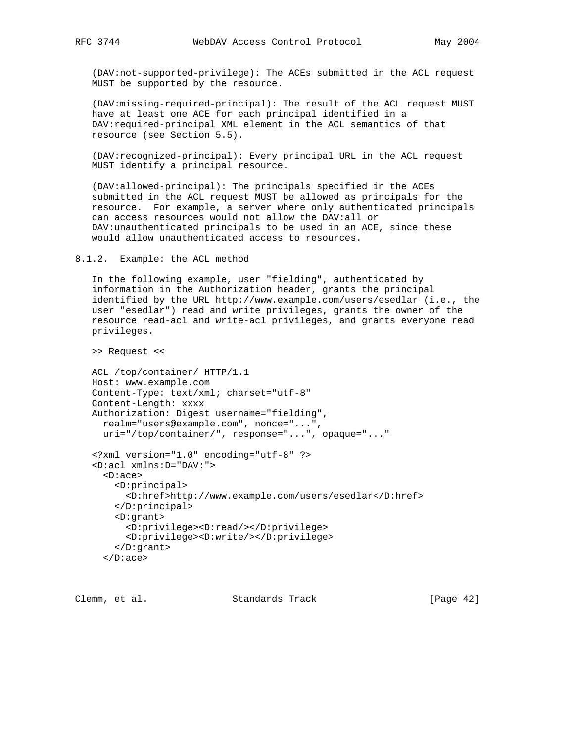(DAV:not-supported-privilege): The ACEs submitted in the ACL request MUST be supported by the resource.

(DAV:missing-required-principal): The result of the ACL request MUST have at least one ACE for each principal identified in a DAV:required-principal XML element in the ACL semantics of that resource (see Section 5.5).

(DAV:recognized-principal): Every principal URL in the ACL request MUST identify a principal resource.

(DAV:allowed-principal): The principals specified in the ACEs submitted in the ACL request MUST be allowed as principals for the resource. For example, a server where only authenticated principals can access resources would not allow the DAV:all or DAV:unauthenticated principals to be used in an ACE, since these would allow unauthenticated access to resources.

### 8.1.2. Example: the ACL method

In the following example, user "fielding", authenticated by information in the Authorization header, grants the principal identified by the URL http://www.example.com/users/esedlar (i.e., the user "esedlar") read and write privileges, grants the owner of the resource read-acl and write-acl privileges, and grants everyone read privileges.

>> Request <<

```
ACL /top/container/ HTTP/1.1
Host: www.example.com
Content-Type: text/xml; charset="utf-8"
Content-Length: xxxx
Authorization: Digest username="fielding",
  realm="users@example.com", nonce="...",
  uri="/top/container/", response="...", opaque="..."

<?xml version="1.0" encoding="utf-8" ?>
<D:acl xmlns:D="DAV:">
  <D:ace>
    <D:principal>
      <D:href>http://www.example.com/users/esedlar</D:href>
    </D:principal>
    <D:grant>
      <D:privilege><D:read/></D:privilege>
      <D:privilege><D:write/></D:privilege>
    </D:grant>
  </D:ace>
```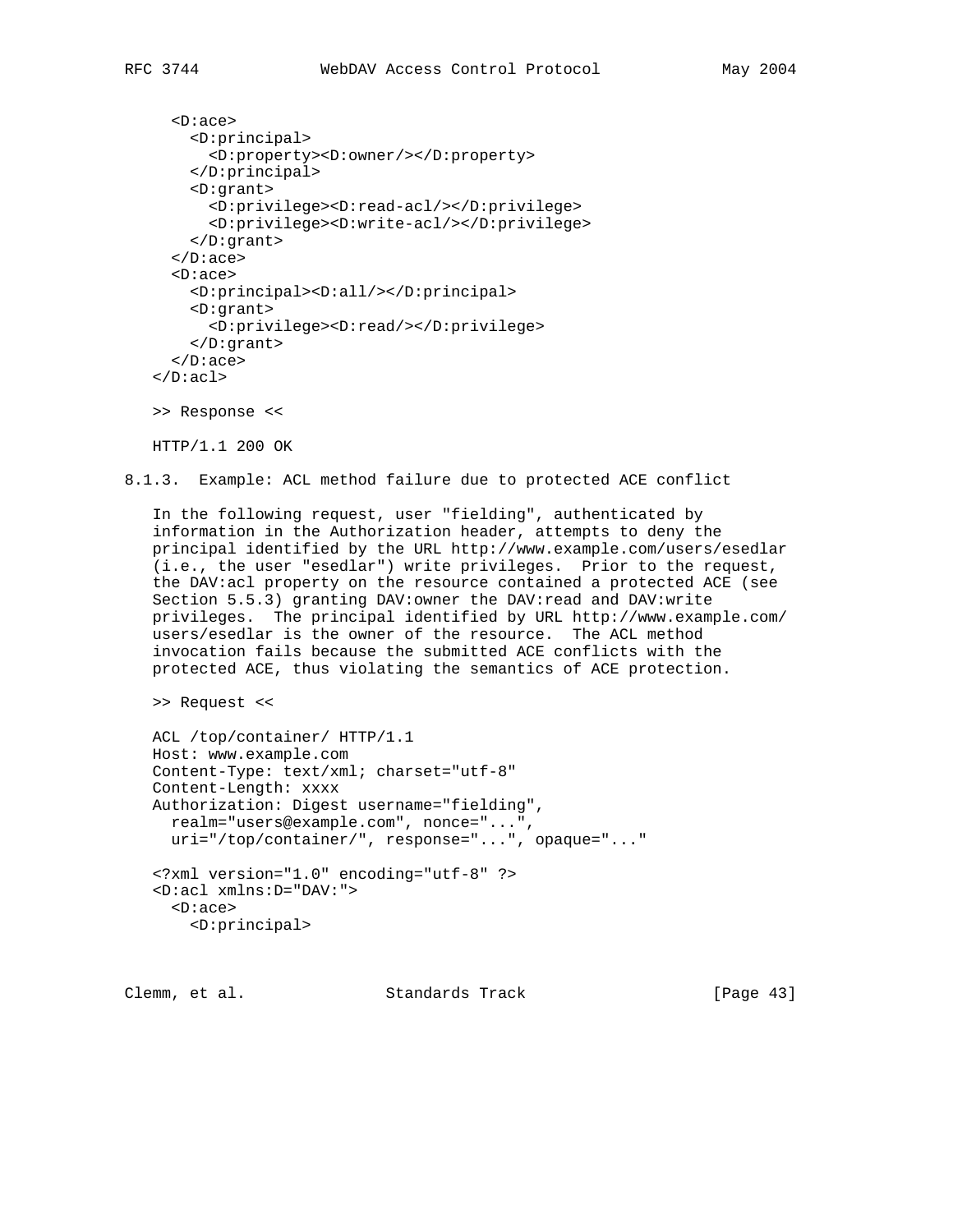```
  <D:ace>
    <D:principal>
      <D:property><D:owner/></D:property>
    </D:principal>
    <D:grant>
      <D:privilege><D:read-acl/></D:privilege>
      <D:privilege><D:write-acl/></D:privilege>
    </D:grant>
  </D:ace>
  <D:ace>
    <D:principal><D:all/></D:principal>
    <D:grant>
      <D:privilege><D:read/></D:privilege>
    </D:grant>
  </D:ace>
</D:acl>
```

>> Response <<

```
HTTP/1.1 200 OK
```

### 8.1.3. Example: ACL method failure due to protected ACE conflict

In the following request, user "fielding", authenticated by information in the Authorization header, attempts to deny the principal identified by the URL http://www.example.com/users/esedlar (i.e., the user "esedlar") write privileges. Prior to the request, the DAV:acl property on the resource contained a protected ACE (see Section 5.5.3) granting DAV:owner the DAV:read and DAV:write privileges. The principal identified by URL http://www.example.com/users/esedlar is the owner of the resource. The ACL method invocation fails because the submitted ACE conflicts with the protected ACE, thus violating the semantics of ACE protection.

>> Request <<

```
ACL /top/container/ HTTP/1.1
Host: www.example.com
Content-Type: text/xml; charset="utf-8"
Content-Length: xxxx
Authorization: Digest username="fielding",
  realm="users@example.com", nonce="...",
  uri="/top/container/", response="...", opaque="..."

<?xml version="1.0" encoding="utf-8" ?>
<D:acl xmlns:D="DAV:">
  <D:ace>
    <D:principal>
```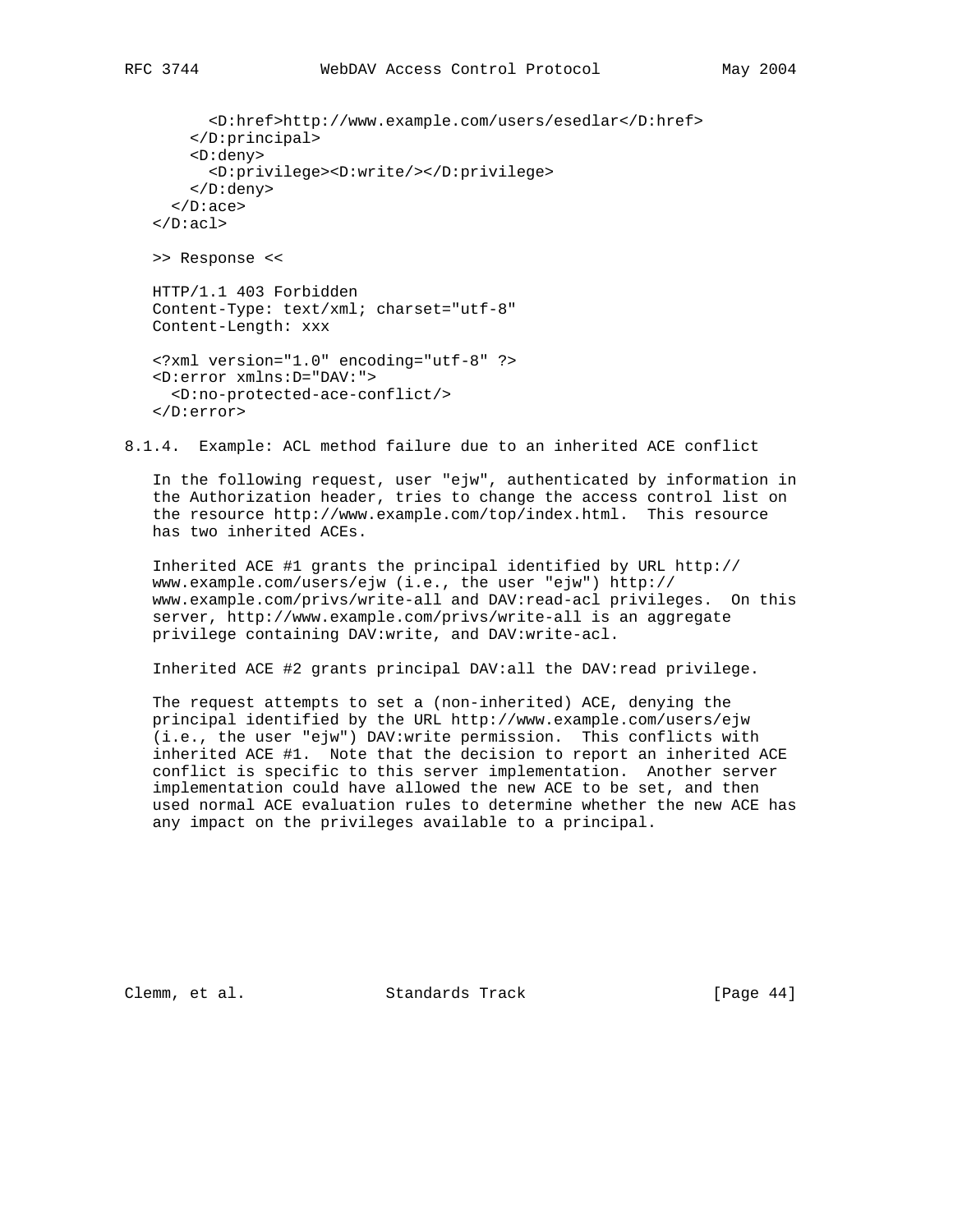```
        <D:href>http://www.example.com/users/esedlar</D:href>
      </D:principal>
      <D:deny>
        <D:privilege><D:write/></D:privilege>
      </D:deny>
    </D:ace>
  </D:acl>
```

>> Response <<

```
  HTTP/1.1 403 Forbidden
  Content-Type: text/xml; charset="utf-8"
  Content-Length: xxx

  <?xml version="1.0" encoding="utf-8" ?>
  <D:error xmlns:D="DAV:">
    <D:no-protected-ace-conflict/>
  </D:error>
```

#### 8.1.4. Example: ACL method failure due to an inherited ACE conflict

In the following request, user "ejw", authenticated by information in the Authorization header, tries to change the access control list on the resource http://www.example.com/top/index.html. This resource has two inherited ACEs.

Inherited ACE #1 grants the principal identified by URL http://www.example.com/users/ejw (i.e., the user "ejw") http://www.example.com/privs/write-all and DAV:read-acl privileges. On this server, http://www.example.com/privs/write-all is an aggregate privilege containing DAV:write, and DAV:write-acl.

Inherited ACE #2 grants principal DAV:all the DAV:read privilege.

The request attempts to set a (non-inherited) ACE, denying the principal identified by the URL http://www.example.com/users/ejw (i.e., the user "ejw") DAV:write permission. This conflicts with inherited ACE #1. Note that the decision to report an inherited ACE conflict is specific to this server implementation. Another server implementation could have allowed the new ACE to be set, and then used normal ACE evaluation rules to determine whether the new ACE has any impact on the privileges available to a principal.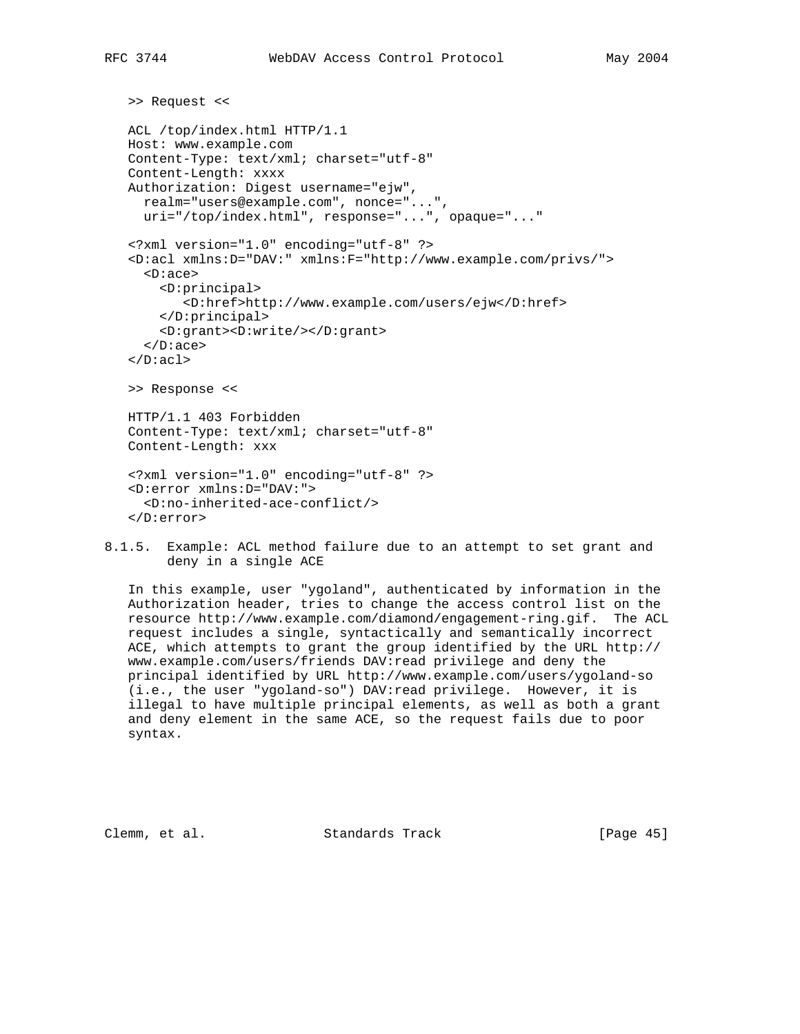>> Request <<

```
ACL /top/index.html HTTP/1.1
Host: www.example.com
Content-Type: text/xml; charset="utf-8"
Content-Length: xxxx
Authorization: Digest username="ejw",
  realm="users@example.com", nonce="...",
  uri="/top/index.html", response="...", opaque="..."

<?xml version="1.0" encoding="utf-8" ?>
<D:acl xmlns:D="DAV:" xmlns:F="http://www.example.com/privs/">
  <D:ace>
    <D:principal>
       <D:href>http://www.example.com/users/ejw</D:href>
    </D:principal>
    <D:grant><D:write/></D:grant>
  </D:ace>
</D:acl>
```

>> Response <<

```
HTTP/1.1 403 Forbidden
Content-Type: text/xml; charset="utf-8"
Content-Length: xxx

<?xml version="1.0" encoding="utf-8" ?>
<D:error xmlns:D="DAV:">
  <D:no-inherited-ace-conflict/>
</D:error>
```

### 8.1.5. Example: ACL method failure due to an attempt to set grant and deny in a single ACE

In this example, user "ygoland", authenticated by information in the Authorization header, tries to change the access control list on the resource http://www.example.com/diamond/engagement-ring.gif. The ACL request includes a single, syntactically and semantically incorrect ACE, which attempts to grant the group identified by the URL http://www.example.com/users/friends DAV:read privilege and deny the principal identified by URL http://www.example.com/users/ygoland-so (i.e., the user "ygoland-so") DAV:read privilege. However, it is illegal to have multiple principal elements, as well as both a grant and deny element in the same ACE, so the request fails due to poor syntax.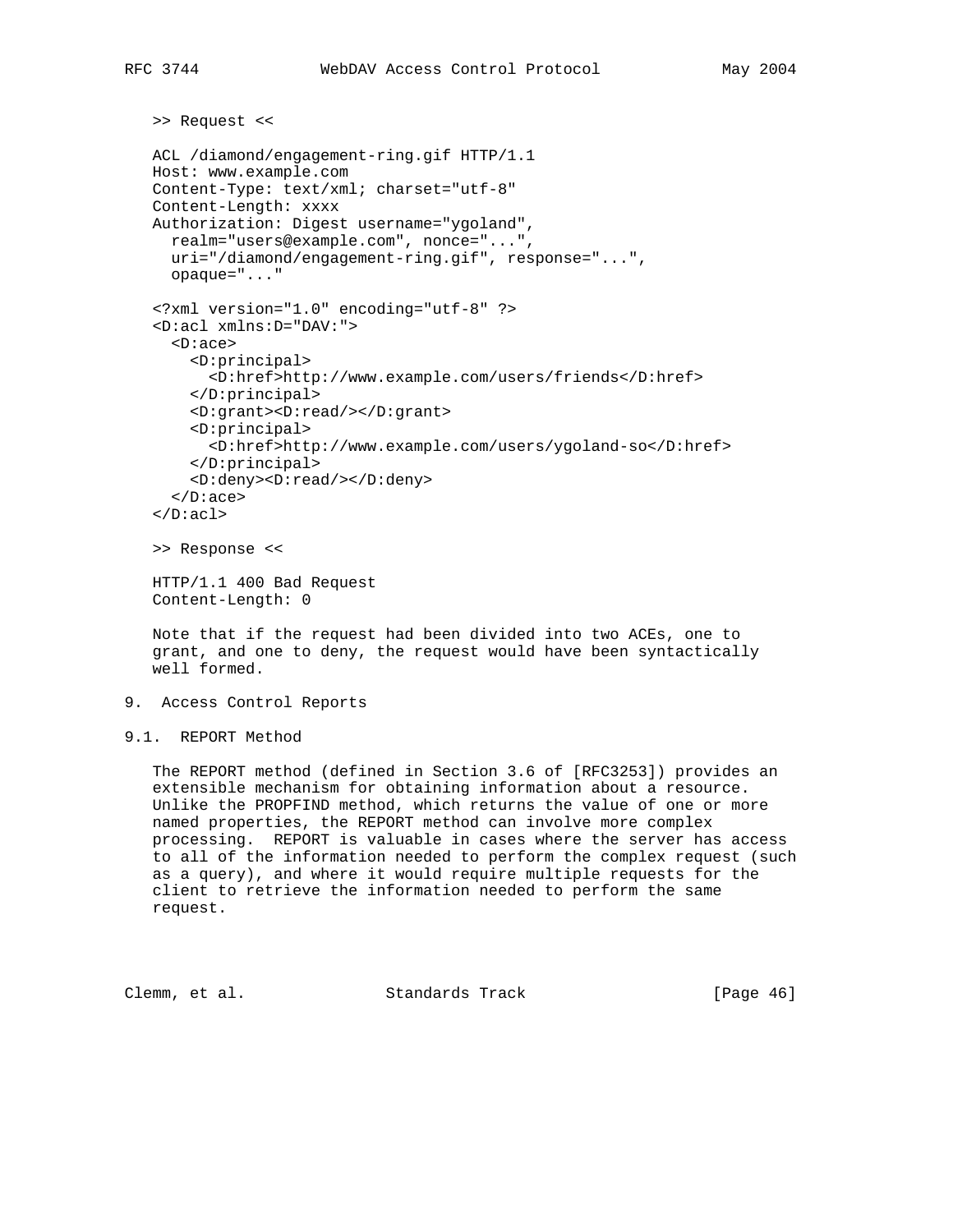```
>> Request <<

ACL /diamond/engagement-ring.gif HTTP/1.1
Host: www.example.com
Content-Type: text/xml; charset="utf-8"
Content-Length: xxxx
Authorization: Digest username="ygoland",
  realm="users@example.com", nonce="...",
  uri="/diamond/engagement-ring.gif", response="...",
  opaque="..."

<?xml version="1.0" encoding="utf-8" ?>
<D:acl xmlns:D="DAV:">
  <D:ace>
    <D:principal>
      <D:href>http://www.example.com/users/friends</D:href>
    </D:principal>
    <D:grant><D:read/></D:grant>
    <D:principal>
      <D:href>http://www.example.com/users/ygoland-so</D:href>
    </D:principal>
    <D:deny><D:read/></D:deny>
  </D:ace>
</D:acl>

>> Response <<

HTTP/1.1 400 Bad Request
Content-Length: 0
```

Note that if the request had been divided into two ACEs, one to grant, and one to deny, the request would have been syntactically well formed.

# 9. Access Control Reports

## 9.1. REPORT Method

The REPORT method (defined in Section 3.6 of [RFC3253]) provides an extensible mechanism for obtaining information about a resource. Unlike the PROPFIND method, which returns the value of one or more named properties, the REPORT method can involve more complex processing. REPORT is valuable in cases where the server has access to all of the information needed to perform the complex request (such as a query), and where it would require multiple requests for the client to retrieve the information needed to perform the same request.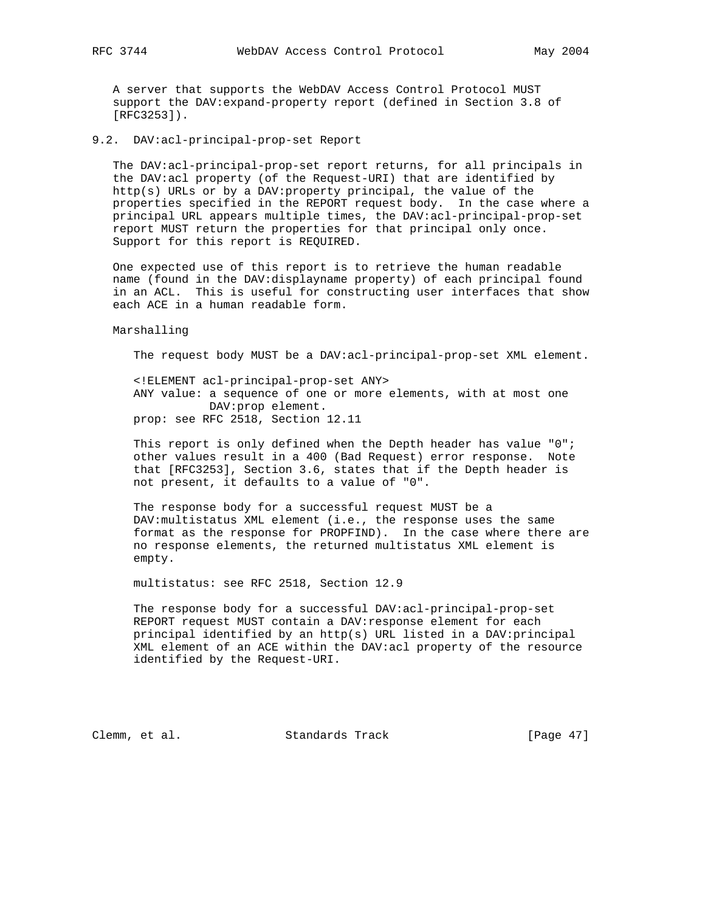A server that supports the WebDAV Access Control Protocol MUST support the DAV:expand-property report (defined in Section 3.8 of [RFC3253]).

### 9.2. DAV:acl-principal-prop-set Report

The DAV:acl-principal-prop-set report returns, for all principals in the DAV:acl property (of the Request-URI) that are identified by http(s) URLs or by a DAV:property principal, the value of the properties specified in the REPORT request body. In the case where a principal URL appears multiple times, the DAV:acl-principal-prop-set report MUST return the properties for that principal only once. Support for this report is REQUIRED.

One expected use of this report is to retrieve the human readable name (found in the DAV:displayname property) of each principal found in an ACL. This is useful for constructing user interfaces that show each ACE in a human readable form.

Marshalling

The request body MUST be a DAV:acl-principal-prop-set XML element.

```
<!ELEMENT acl-principal-prop-set ANY>
ANY value: a sequence of one or more elements, with at most one
           DAV:prop element.
prop: see RFC 2518, Section 12.11
```

This report is only defined when the Depth header has value "0"; other values result in a 400 (Bad Request) error response. Note that [RFC3253], Section 3.6, states that if the Depth header is not present, it defaults to a value of "0".

The response body for a successful request MUST be a DAV:multistatus XML element (i.e., the response uses the same format as the response for PROPFIND). In the case where there are no response elements, the returned multistatus XML element is empty.

multistatus: see RFC 2518, Section 12.9

The response body for a successful DAV:acl-principal-prop-set REPORT request MUST contain a DAV:response element for each principal identified by an http(s) URL listed in a DAV:principal XML element of an ACE within the DAV:acl property of the resource identified by the Request-URI.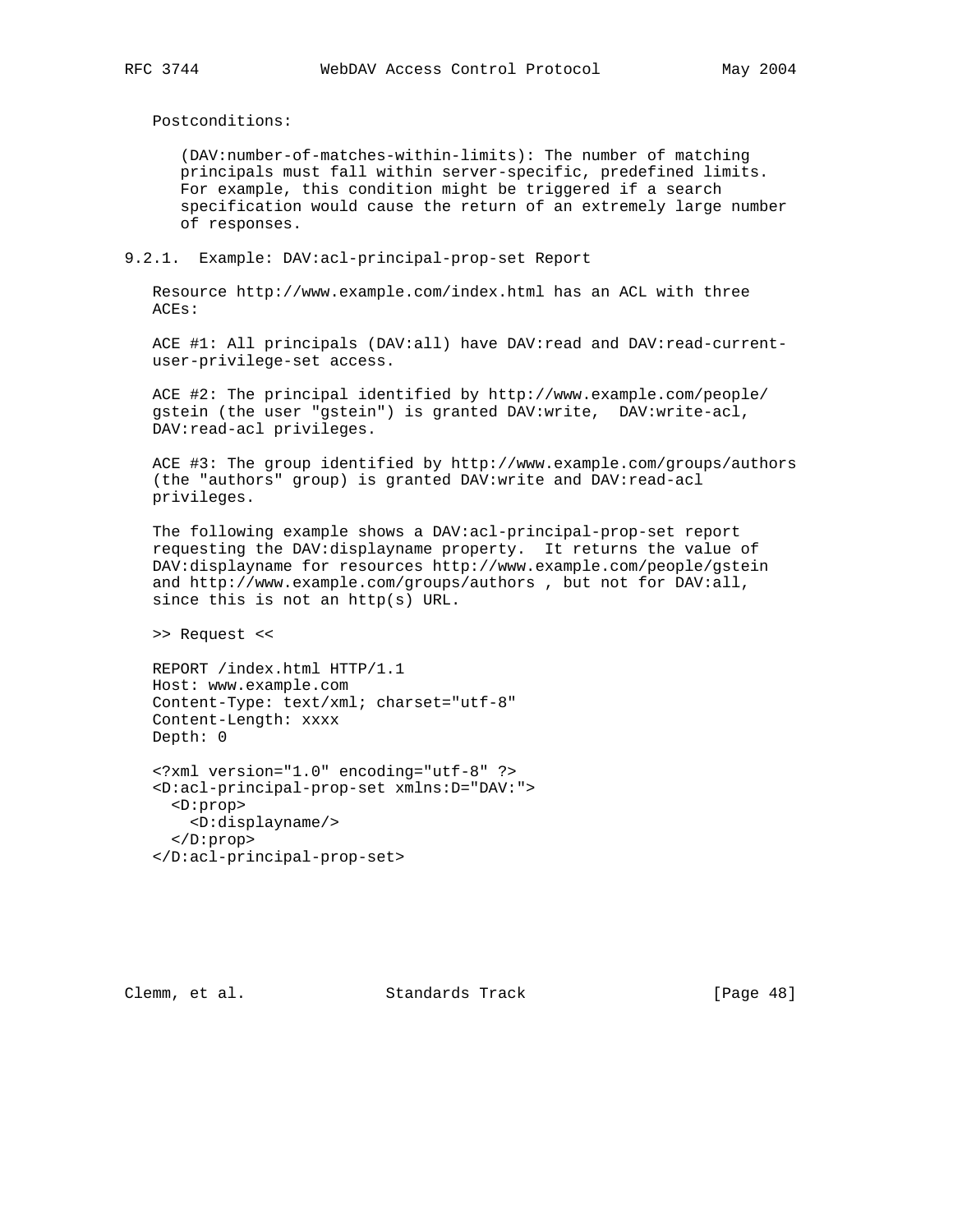Postconditions:

(DAV:number-of-matches-within-limits): The number of matching principals must fall within server-specific, predefined limits. For example, this condition might be triggered if a search specification would cause the return of an extremely large number of responses.

### 9.2.1. Example: DAV:acl-principal-prop-set Report

Resource http://www.example.com/index.html has an ACL with three ACEs:

ACE #1: All principals (DAV:all) have DAV:read and DAV:read-current-user-privilege-set access.

ACE #2: The principal identified by http://www.example.com/people/gstein (the user "gstein") is granted DAV:write, DAV:write-acl, DAV:read-acl privileges.

ACE #3: The group identified by http://www.example.com/groups/authors (the "authors" group) is granted DAV:write and DAV:read-acl privileges.

The following example shows a DAV:acl-principal-prop-set report requesting the DAV:displayname property. It returns the value of DAV:displayname for resources http://www.example.com/people/gstein and http://www.example.com/groups/authors , but not for DAV:all, since this is not an http(s) URL.

>> Request <<

```
REPORT /index.html HTTP/1.1
Host: www.example.com
Content-Type: text/xml; charset="utf-8"
Content-Length: xxxx
Depth: 0

<?xml version="1.0" encoding="utf-8" ?>
<D:acl-principal-prop-set xmlns:D="DAV:">
  <D:prop>
    <D:displayname/>
  </D:prop>
</D:acl-principal-prop-set>
```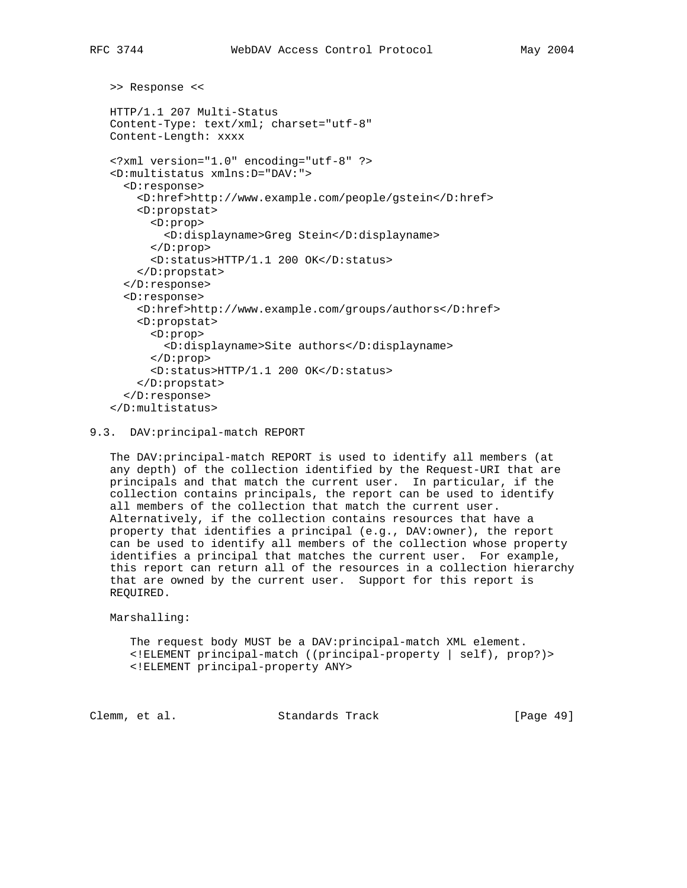>> Response <<

```
HTTP/1.1 207 Multi-Status
Content-Type: text/xml; charset="utf-8"
Content-Length: xxxx

<?xml version="1.0" encoding="utf-8" ?>
<D:multistatus xmlns:D="DAV:">
  <D:response>
    <D:href>http://www.example.com/people/gstein</D:href>
    <D:propstat>
      <D:prop>
        <D:displayname>Greg Stein</D:displayname>
      </D:prop>
      <D:status>HTTP/1.1 200 OK</D:status>
    </D:propstat>
  </D:response>
  <D:response>
    <D:href>http://www.example.com/groups/authors</D:href>
    <D:propstat>
      <D:prop>
        <D:displayname>Site authors</D:displayname>
      </D:prop>
      <D:status>HTTP/1.1 200 OK</D:status>
    </D:propstat>
  </D:response>
</D:multistatus>
```

## 9.3. DAV:principal-match REPORT

The DAV:principal-match REPORT is used to identify all members (at any depth) of the collection identified by the Request-URI that are principals and that match the current user. In particular, if the collection contains principals, the report can be used to identify all members of the collection that match the current user. Alternatively, if the collection contains resources that have a property that identifies a principal (e.g., DAV:owner), the report can be used to identify all members of the collection whose property identifies a principal that matches the current user. For example, this report can return all of the resources in a collection hierarchy that are owned by the current user. Support for this report is REQUIRED.

Marshalling:

The request body MUST be a DAV:principal-match XML element.

```
<!ELEMENT principal-match ((principal-property | self), prop?)>
<!ELEMENT principal-property ANY>
```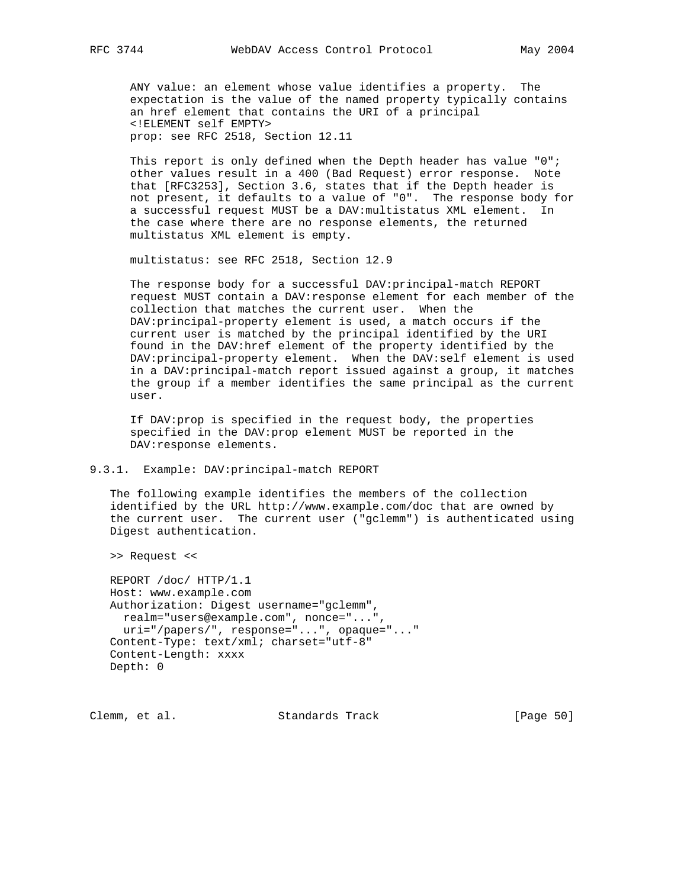ANY value: an element whose value identifies a property. The expectation is the value of the named property typically contains an href element that contains the URI of a principal

```
<!ELEMENT self EMPTY>
```

prop: see RFC 2518, Section 12.11

This report is only defined when the Depth header has value "0"; other values result in a 400 (Bad Request) error response. Note that [RFC3253], Section 3.6, states that if the Depth header is not present, it defaults to a value of "0". The response body for a successful request MUST be a DAV:multistatus XML element. In the case where there are no response elements, the returned multistatus XML element is empty.

multistatus: see RFC 2518, Section 12.9

The response body for a successful DAV:principal-match REPORT request MUST contain a DAV:response element for each member of the collection that matches the current user. When the DAV:principal-property element is used, a match occurs if the current user is matched by the principal identified by the URI found in the DAV:href element of the property identified by the DAV:principal-property element. When the DAV:self element is used in a DAV:principal-match report issued against a group, it matches the group if a member identifies the same principal as the current user.

If DAV:prop is specified in the request body, the properties specified in the DAV:prop element MUST be reported in the DAV:response elements.

### 9.3.1. Example: DAV:principal-match REPORT

The following example identifies the members of the collection identified by the URL http://www.example.com/doc that are owned by the current user. The current user ("gclemm") is authenticated using Digest authentication.

>> Request <<

```
REPORT /doc/ HTTP/1.1
Host: www.example.com
Authorization: Digest username="gclemm",
  realm="users@example.com", nonce="...",
  uri="/papers/", response="...", opaque="..."
Content-Type: text/xml; charset="utf-8"
Content-Length: xxxx
Depth: 0
```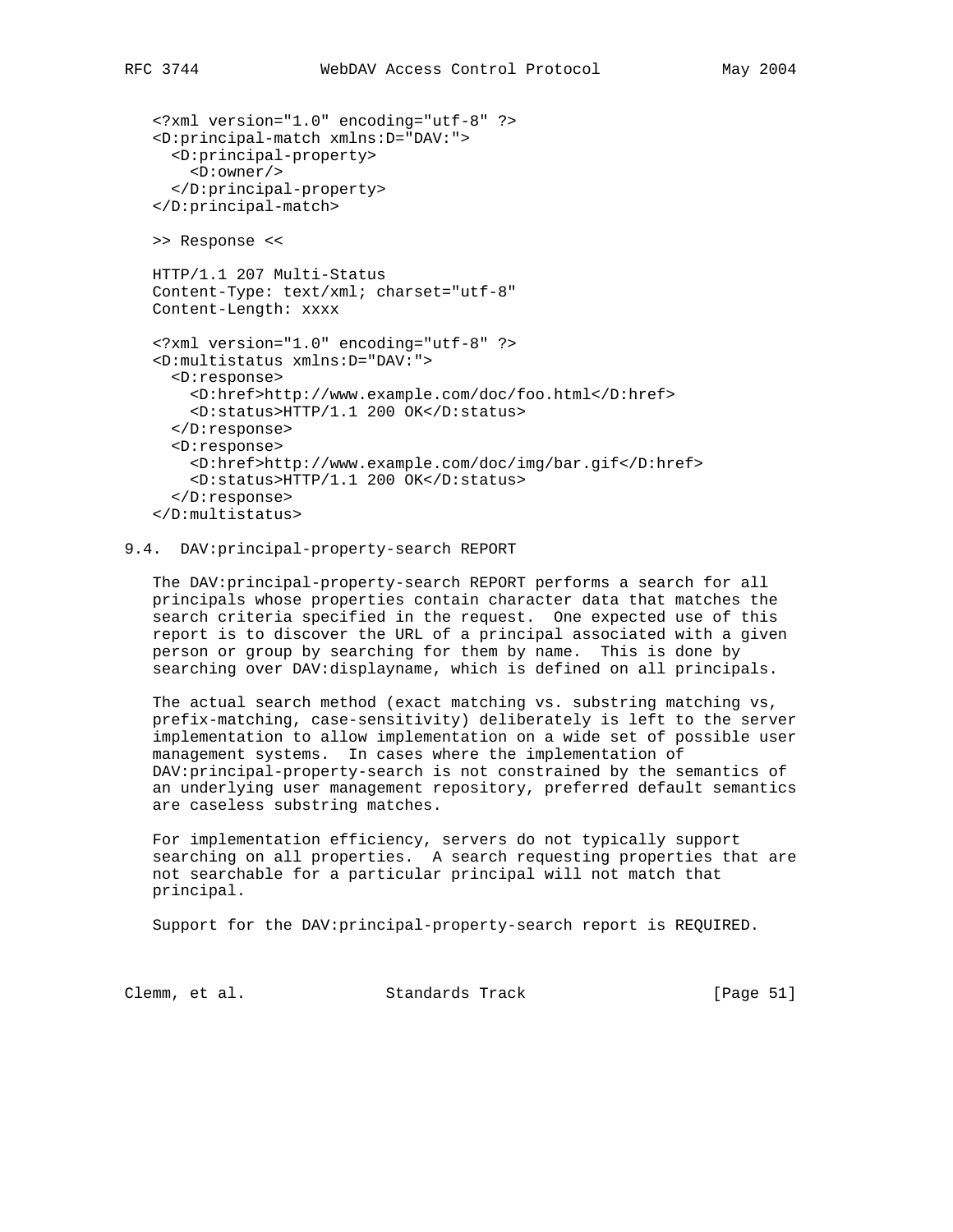```
<?xml version="1.0" encoding="utf-8" ?>
<D:principal-match xmlns:D="DAV:">
  <D:principal-property>
    <D:owner/>
  </D:principal-property>
</D:principal-match>

>> Response <<

HTTP/1.1 207 Multi-Status
Content-Type: text/xml; charset="utf-8"
Content-Length: xxxx

<?xml version="1.0" encoding="utf-8" ?>
<D:multistatus xmlns:D="DAV:">
  <D:response>
    <D:href>http://www.example.com/doc/foo.html</D:href>
    <D:status>HTTP/1.1 200 OK</D:status>
  </D:response>
  <D:response>
    <D:href>http://www.example.com/doc/img/bar.gif</D:href>
    <D:status>HTTP/1.1 200 OK</D:status>
  </D:response>
</D:multistatus>
```

## 9.4. DAV:principal-property-search REPORT

The DAV:principal-property-search REPORT performs a search for all principals whose properties contain character data that matches the search criteria specified in the request. One expected use of this report is to discover the URL of a principal associated with a given person or group by searching for them by name. This is done by searching over DAV:displayname, which is defined on all principals.

The actual search method (exact matching vs. substring matching vs, prefix-matching, case-sensitivity) deliberately is left to the server implementation to allow implementation on a wide set of possible user management systems. In cases where the implementation of DAV:principal-property-search is not constrained by the semantics of an underlying user management repository, preferred default semantics are caseless substring matches.

For implementation efficiency, servers do not typically support searching on all properties. A search requesting properties that are not searchable for a particular principal will not match that principal.

Support for the DAV:principal-property-search report is REQUIRED.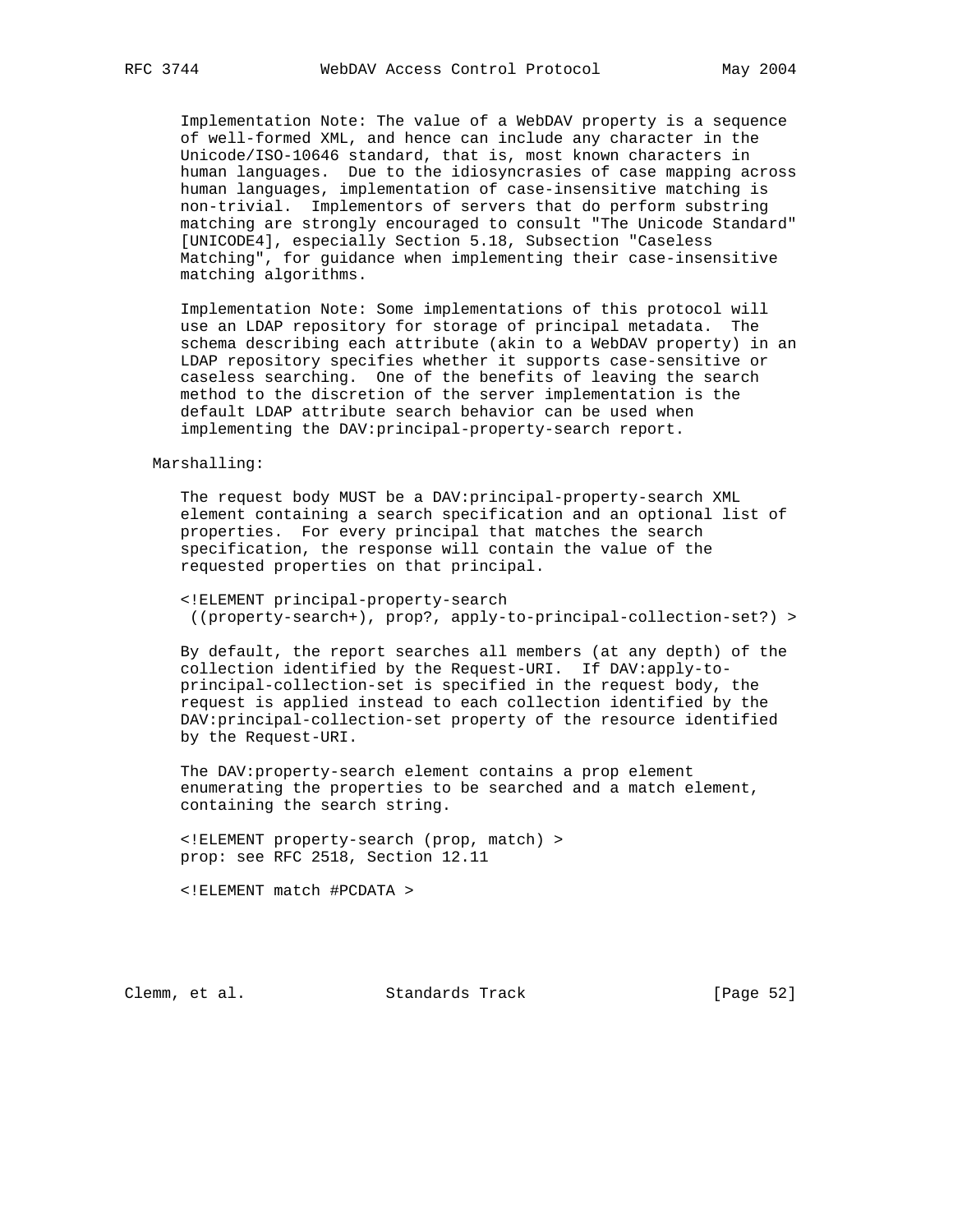Implementation Note: The value of a WebDAV property is a sequence of well-formed XML, and hence can include any character in the Unicode/ISO-10646 standard, that is, most known characters in human languages. Due to the idiosyncrasies of case mapping across human languages, implementation of case-insensitive matching is non-trivial. Implementors of servers that do perform substring matching are strongly encouraged to consult "The Unicode Standard" [UNICODE4], especially Section 5.18, Subsection "Caseless Matching", for guidance when implementing their case-insensitive matching algorithms.

Implementation Note: Some implementations of this protocol will use an LDAP repository for storage of principal metadata. The schema describing each attribute (akin to a WebDAV property) in an LDAP repository specifies whether it supports case-sensitive or caseless searching. One of the benefits of leaving the search method to the discretion of the server implementation is the default LDAP attribute search behavior can be used when implementing the DAV:principal-property-search report.

Marshalling:

The request body MUST be a DAV:principal-property-search XML element containing a search specification and an optional list of properties. For every principal that matches the search specification, the response will contain the value of the requested properties on that principal.

```
<!ELEMENT principal-property-search
 ((property-search+), prop?, apply-to-principal-collection-set?) >
```

By default, the report searches all members (at any depth) of the collection identified by the Request-URI. If DAV:apply-to-principal-collection-set is specified in the request body, the request is applied instead to each collection identified by the DAV:principal-collection-set property of the resource identified by the Request-URI.

The DAV:property-search element contains a prop element enumerating the properties to be searched and a match element, containing the search string.

```
<!ELEMENT property-search (prop, match) >
prop: see RFC 2518, Section 12.11

<!ELEMENT match #PCDATA >
```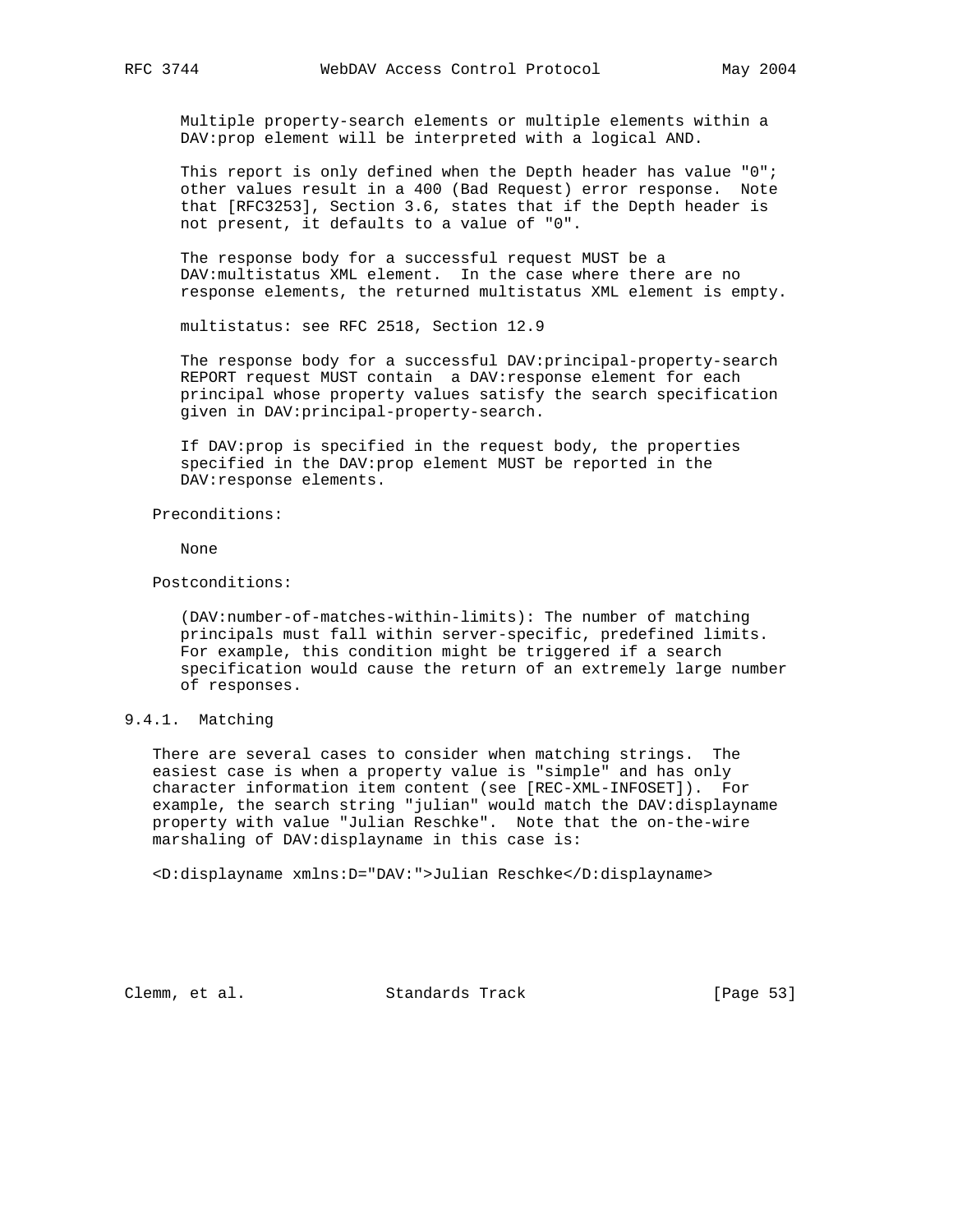Multiple property-search elements or multiple elements within a DAV:prop element will be interpreted with a logical AND.

This report is only defined when the Depth header has value "0"; other values result in a 400 (Bad Request) error response. Note that [RFC3253], Section 3.6, states that if the Depth header is not present, it defaults to a value of "0".

The response body for a successful request MUST be a DAV:multistatus XML element. In the case where there are no response elements, the returned multistatus XML element is empty.

multistatus: see RFC 2518, Section 12.9

The response body for a successful DAV:principal-property-search REPORT request MUST contain a DAV:response element for each principal whose property values satisfy the search specification given in DAV:principal-property-search.

If DAV:prop is specified in the request body, the properties specified in the DAV:prop element MUST be reported in the DAV:response elements.

Preconditions:

None

Postconditions:

(DAV:number-of-matches-within-limits): The number of matching principals must fall within server-specific, predefined limits. For example, this condition might be triggered if a search specification would cause the return of an extremely large number of responses.

### 9.4.1. Matching

There are several cases to consider when matching strings. The easiest case is when a property value is "simple" and has only character information item content (see [REC-XML-INFOSET]). For example, the search string "julian" would match the DAV:displayname property with value "Julian Reschke". Note that the on-the-wire marshaling of DAV:displayname in this case is:

```
<D:displayname xmlns:D="DAV:">Julian Reschke</D:displayname>
```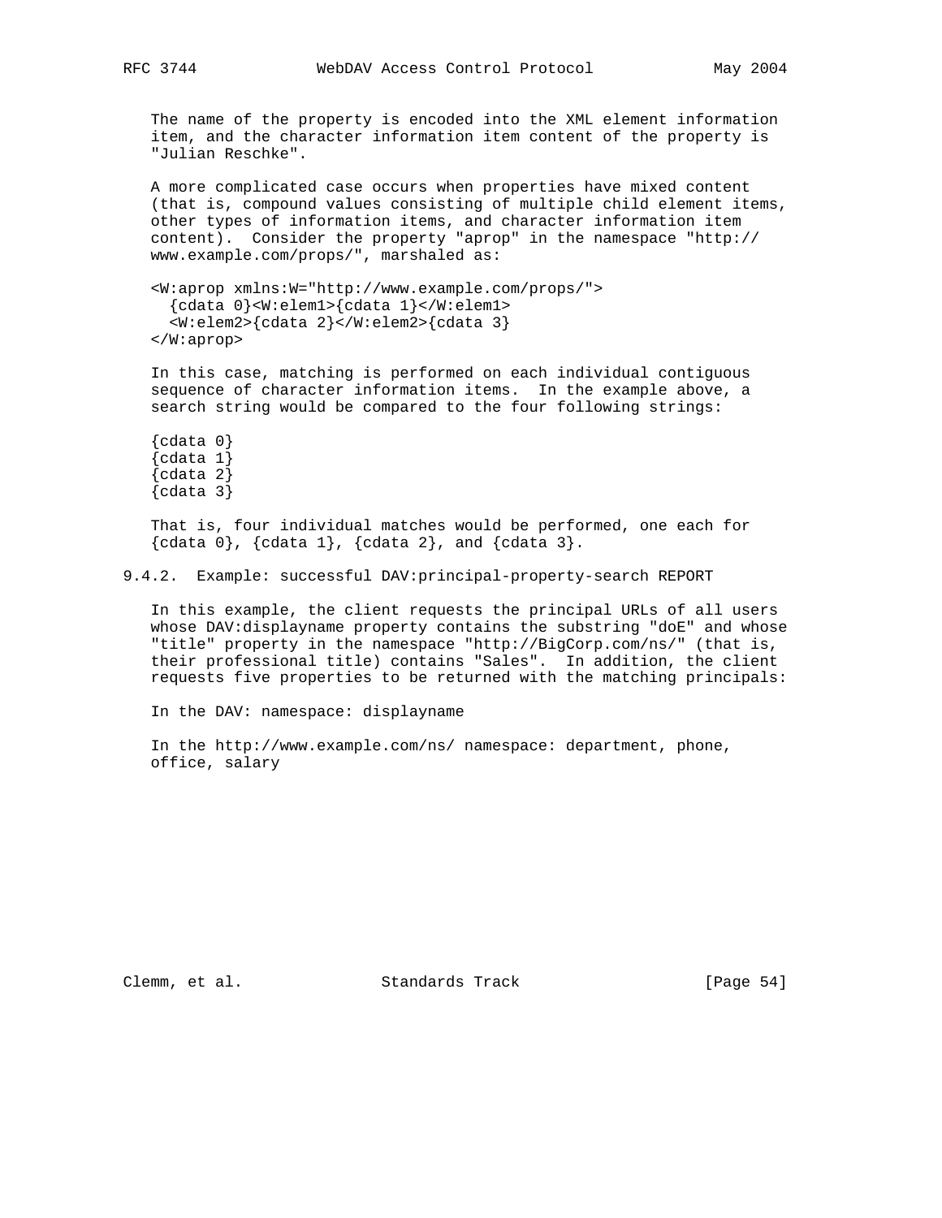The name of the property is encoded into the XML element information item, and the character information item content of the property is "Julian Reschke".

A more complicated case occurs when properties have mixed content (that is, compound values consisting of multiple child element items, other types of information items, and character information item content). Consider the property "aprop" in the namespace "http://www.example.com/props/", marshaled as:

```
<W:aprop xmlns:W="http://www.example.com/props/">
  {cdata 0}<W:elem1>{cdata 1}</W:elem1>
  <W:elem2>{cdata 2}</W:elem2>{cdata 3}
</W:aprop>
```

In this case, matching is performed on each individual contiguous sequence of character information items. In the example above, a search string would be compared to the four following strings:

```
{cdata 0}
{cdata 1}
{cdata 2}
{cdata 3}
```

That is, four individual matches would be performed, one each for {cdata 0}, {cdata 1}, {cdata 2}, and {cdata 3}.

### 9.4.2. Example: successful DAV:principal-property-search REPORT

In this example, the client requests the principal URLs of all users whose DAV:displayname property contains the substring "doE" and whose "title" property in the namespace "http://BigCorp.com/ns/" (that is, their professional title) contains "Sales". In addition, the client requests five properties to be returned with the matching principals:

In the DAV: namespace: displayname

In the http://www.example.com/ns/ namespace: department, phone, office, salary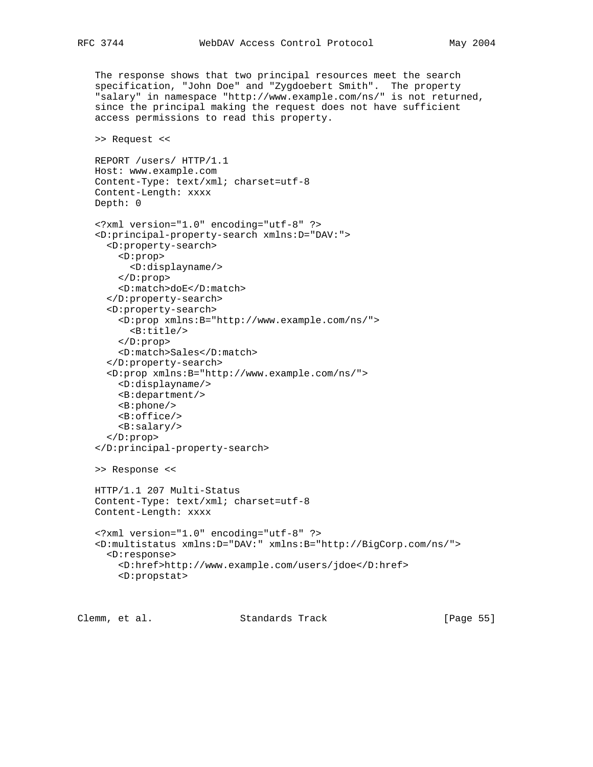The response shows that two principal resources meet the search specification, "John Doe" and "Zygdoebert Smith". The property "salary" in namespace "http://www.example.com/ns/" is not returned, since the principal making the request does not have sufficient access permissions to read this property.

>> Request <<

```
REPORT /users/ HTTP/1.1
Host: www.example.com
Content-Type: text/xml; charset=utf-8
Content-Length: xxxx
Depth: 0

<?xml version="1.0" encoding="utf-8" ?>
<D:principal-property-search xmlns:D="DAV:">
  <D:property-search>
    <D:prop>
      <D:displayname/>
    </D:prop>
    <D:match>doE</D:match>
  </D:property-search>
  <D:property-search>
    <D:prop xmlns:B="http://www.example.com/ns/">
      <B:title/>
    </D:prop>
    <D:match>Sales</D:match>
  </D:property-search>
  <D:prop xmlns:B="http://www.example.com/ns/">
    <D:displayname/>
    <B:department/>
    <B:phone/>
    <B:office/>
    <B:salary/>
  </D:prop>
</D:principal-property-search>
```

>> Response <<

```
HTTP/1.1 207 Multi-Status
Content-Type: text/xml; charset=utf-8
Content-Length: xxxx

<?xml version="1.0" encoding="utf-8" ?>
<D:multistatus xmlns:D="DAV:" xmlns:B="http://BigCorp.com/ns/">
  <D:response>
    <D:href>http://www.example.com/users/jdoe</D:href>
    <D:propstat>
```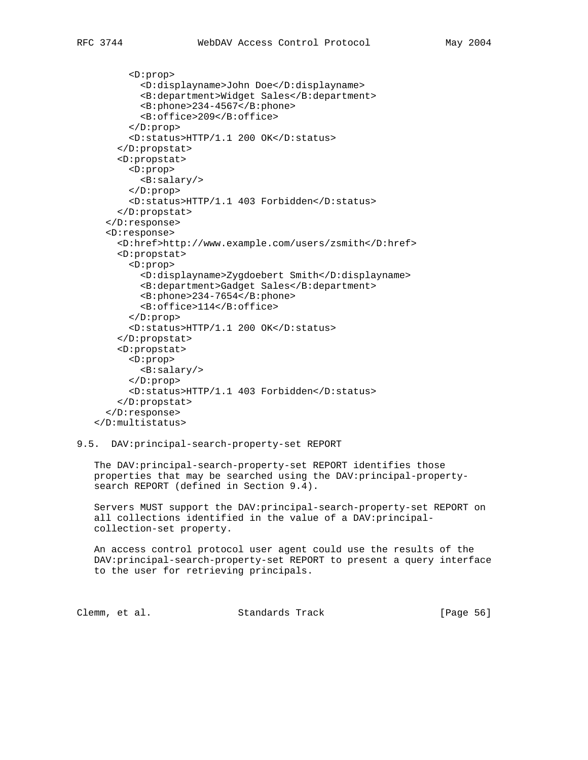```
        <D:prop>
          <D:displayname>John Doe</D:displayname>
          <B:department>Widget Sales</B:department>
          <B:phone>234-4567</B:phone>
          <B:office>209</B:office>
        </D:prop>
        <D:status>HTTP/1.1 200 OK</D:status>
      </D:propstat>
      <D:propstat>
        <D:prop>
          <B:salary/>
        </D:prop>
        <D:status>HTTP/1.1 403 Forbidden</D:status>
      </D:propstat>
    </D:response>
    <D:response>
      <D:href>http://www.example.com/users/zsmith</D:href>
      <D:propstat>
        <D:prop>
          <D:displayname>Zygdoebert Smith</D:displayname>
          <B:department>Gadget Sales</B:department>
          <B:phone>234-7654</B:phone>
          <B:office>114</B:office>
        </D:prop>
        <D:status>HTTP/1.1 200 OK</D:status>
      </D:propstat>
      <D:propstat>
        <D:prop>
          <B:salary/>
        </D:prop>
        <D:status>HTTP/1.1 403 Forbidden</D:status>
      </D:propstat>
    </D:response>
  </D:multistatus>
```

## 9.5. DAV:principal-search-property-set REPORT

The DAV:principal-search-property-set REPORT identifies those properties that may be searched using the DAV:principal-property-search REPORT (defined in Section 9.4).

Servers MUST support the DAV:principal-search-property-set REPORT on all collections identified in the value of a DAV:principal-collection-set property.

An access control protocol user agent could use the results of the DAV:principal-search-property-set REPORT to present a query interface to the user for retrieving principals.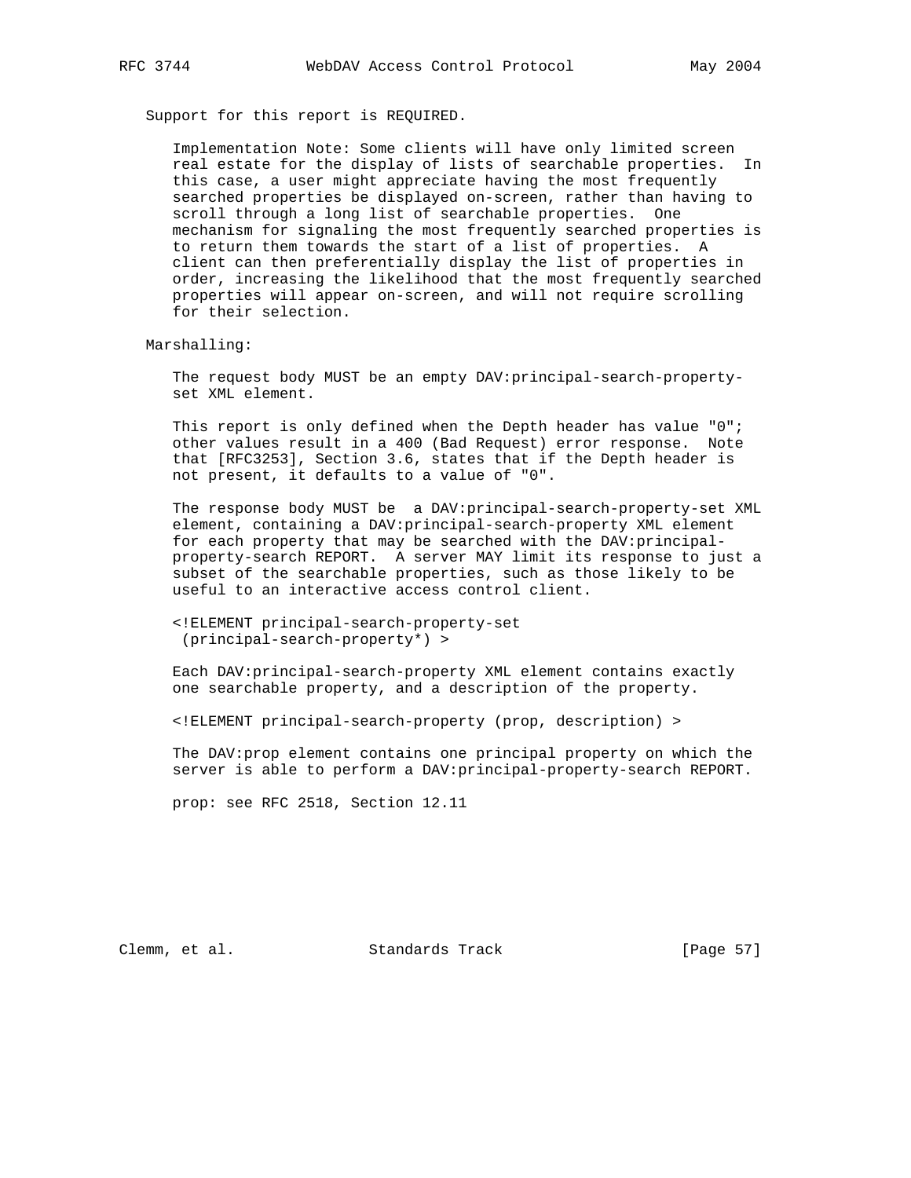Support for this report is REQUIRED.

Implementation Note: Some clients will have only limited screen real estate for the display of lists of searchable properties. In this case, a user might appreciate having the most frequently searched properties be displayed on-screen, rather than having to scroll through a long list of searchable properties. One mechanism for signaling the most frequently searched properties is to return them towards the start of a list of properties. A client can then preferentially display the list of properties in order, increasing the likelihood that the most frequently searched properties will appear on-screen, and will not require scrolling for their selection.

Marshalling:

The request body MUST be an empty DAV:principal-search-property-set XML element.

This report is only defined when the Depth header has value "0"; other values result in a 400 (Bad Request) error response. Note that [RFC3253], Section 3.6, states that if the Depth header is not present, it defaults to a value of "0".

The response body MUST be a DAV:principal-search-property-set XML element, containing a DAV:principal-search-property XML element for each property that may be searched with the DAV:principal-property-search REPORT. A server MAY limit its response to just a subset of the searchable properties, such as those likely to be useful to an interactive access control client.

```
<!ELEMENT principal-search-property-set
 (principal-search-property*) >
```

Each DAV:principal-search-property XML element contains exactly one searchable property, and a description of the property.

```
<!ELEMENT principal-search-property (prop, description) >
```

The DAV:prop element contains one principal property on which the server is able to perform a DAV:principal-property-search REPORT.

prop: see RFC 2518, Section 12.11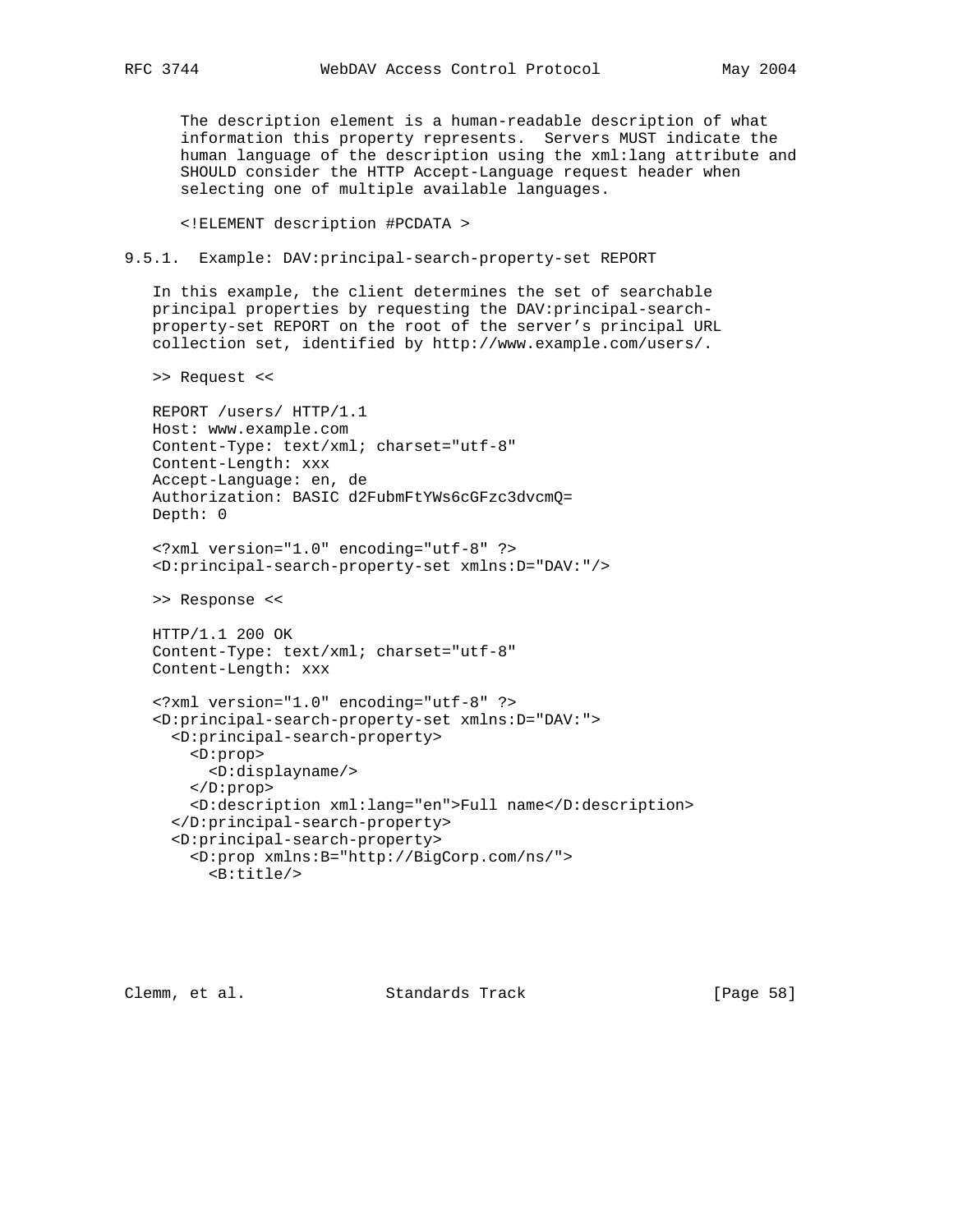The description element is a human-readable description of what information this property represents. Servers MUST indicate the human language of the description using the xml:lang attribute and SHOULD consider the HTTP Accept-Language request header when selecting one of multiple available languages.

```
<!ELEMENT description #PCDATA >
```

### 9.5.1. Example: DAV:principal-search-property-set REPORT

In this example, the client determines the set of searchable principal properties by requesting the DAV:principal-search-property-set REPORT on the root of the server's principal URL collection set, identified by http://www.example.com/users/.

```
>> Request <<

REPORT /users/ HTTP/1.1
Host: www.example.com
Content-Type: text/xml; charset="utf-8"
Content-Length: xxx
Accept-Language: en, de
Authorization: BASIC d2FubmFtYWs6cGFzc3dvcmQ=
Depth: 0

<?xml version="1.0" encoding="utf-8" ?>
<D:principal-search-property-set xmlns:D="DAV:"/>

>> Response <<

HTTP/1.1 200 OK
Content-Type: text/xml; charset="utf-8"
Content-Length: xxx

<?xml version="1.0" encoding="utf-8" ?>
<D:principal-search-property-set xmlns:D="DAV:">
  <D:principal-search-property>
    <D:prop>
      <D:displayname/>
    </D:prop>
    <D:description xml:lang="en">Full name</D:description>
  </D:principal-search-property>
  <D:principal-search-property>
    <D:prop xmlns:B="http://BigCorp.com/ns/">
      <B:title/>
```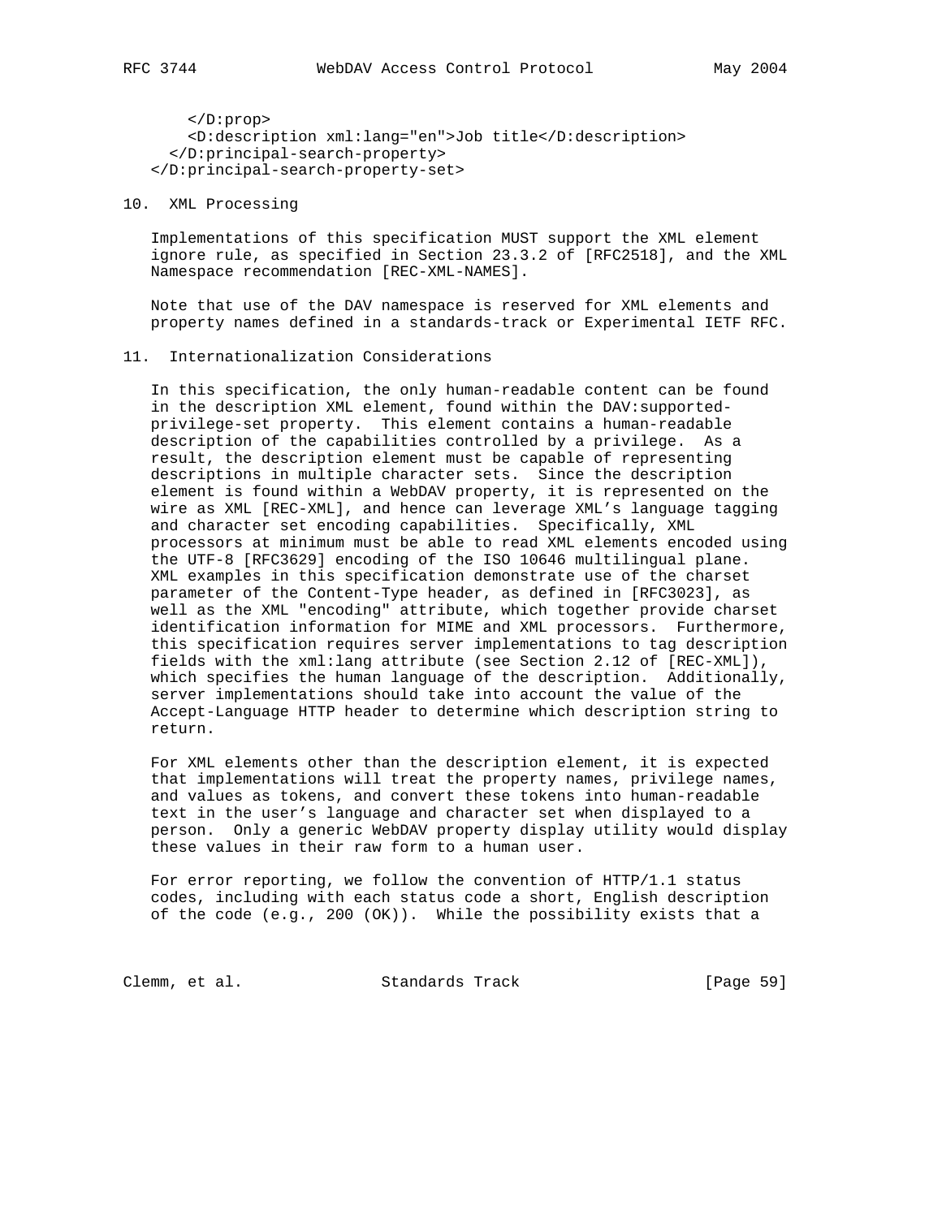```
      </D:prop>
      <D:description xml:lang="en">Job title</D:description>
    </D:principal-search-property>
  </D:principal-search-property-set>
```

## 10. XML Processing

Implementations of this specification MUST support the XML element ignore rule, as specified in Section 23.3.2 of [RFC2518], and the XML Namespace recommendation [REC-XML-NAMES].

Note that use of the DAV namespace is reserved for XML elements and property names defined in a standards-track or Experimental IETF RFC.

## 11. Internationalization Considerations

In this specification, the only human-readable content can be found in the description XML element, found within the DAV:supported-privilege-set property. This element contains a human-readable description of the capabilities controlled by a privilege. As a result, the description element must be capable of representing descriptions in multiple character sets. Since the description element is found within a WebDAV property, it is represented on the wire as XML [REC-XML], and hence can leverage XML's language tagging and character set encoding capabilities. Specifically, XML processors at minimum must be able to read XML elements encoded using the UTF-8 [RFC3629] encoding of the ISO 10646 multilingual plane. XML examples in this specification demonstrate use of the charset parameter of the Content-Type header, as defined in [RFC3023], as well as the XML "encoding" attribute, which together provide charset identification information for MIME and XML processors. Furthermore, this specification requires server implementations to tag description fields with the xml:lang attribute (see Section 2.12 of [REC-XML]), which specifies the human language of the description. Additionally, server implementations should take into account the value of the Accept-Language HTTP header to determine which description string to return.

For XML elements other than the description element, it is expected that implementations will treat the property names, privilege names, and values as tokens, and convert these tokens into human-readable text in the user's language and character set when displayed to a person. Only a generic WebDAV property display utility would display these values in their raw form to a human user.

For error reporting, we follow the convention of HTTP/1.1 status codes, including with each status code a short, English description of the code (e.g., 200 (OK)). While the possibility exists that a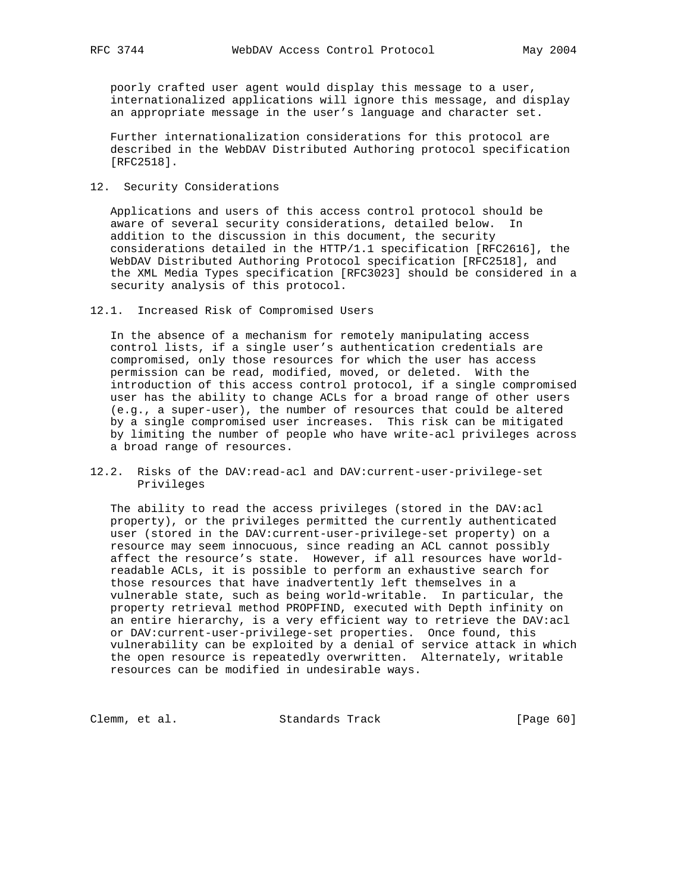poorly crafted user agent would display this message to a user, internationalized applications will ignore this message, and display an appropriate message in the user's language and character set.

Further internationalization considerations for this protocol are described in the WebDAV Distributed Authoring protocol specification [RFC2518].

## 12. Security Considerations

Applications and users of this access control protocol should be aware of several security considerations, detailed below. In addition to the discussion in this document, the security considerations detailed in the HTTP/1.1 specification [RFC2616], the WebDAV Distributed Authoring Protocol specification [RFC2518], and the XML Media Types specification [RFC3023] should be considered in a security analysis of this protocol.

### 12.1. Increased Risk of Compromised Users

In the absence of a mechanism for remotely manipulating access control lists, if a single user's authentication credentials are compromised, only those resources for which the user has access permission can be read, modified, moved, or deleted. With the introduction of this access control protocol, if a single compromised user has the ability to change ACLs for a broad range of other users (e.g., a super-user), the number of resources that could be altered by a single compromised user increases. This risk can be mitigated by limiting the number of people who have write-acl privileges across a broad range of resources.

### 12.2. Risks of the DAV:read-acl and DAV:current-user-privilege-set Privileges

The ability to read the access privileges (stored in the DAV:acl property), or the privileges permitted the currently authenticated user (stored in the DAV:current-user-privilege-set property) on a resource may seem innocuous, since reading an ACL cannot possibly affect the resource's state. However, if all resources have world-readable ACLs, it is possible to perform an exhaustive search for those resources that have inadvertently left themselves in a vulnerable state, such as being world-writable. In particular, the property retrieval method PROPFIND, executed with Depth infinity on an entire hierarchy, is a very efficient way to retrieve the DAV:acl or DAV:current-user-privilege-set properties. Once found, this vulnerability can be exploited by a denial of service attack in which the open resource is repeatedly overwritten. Alternately, writable resources can be modified in undesirable ways.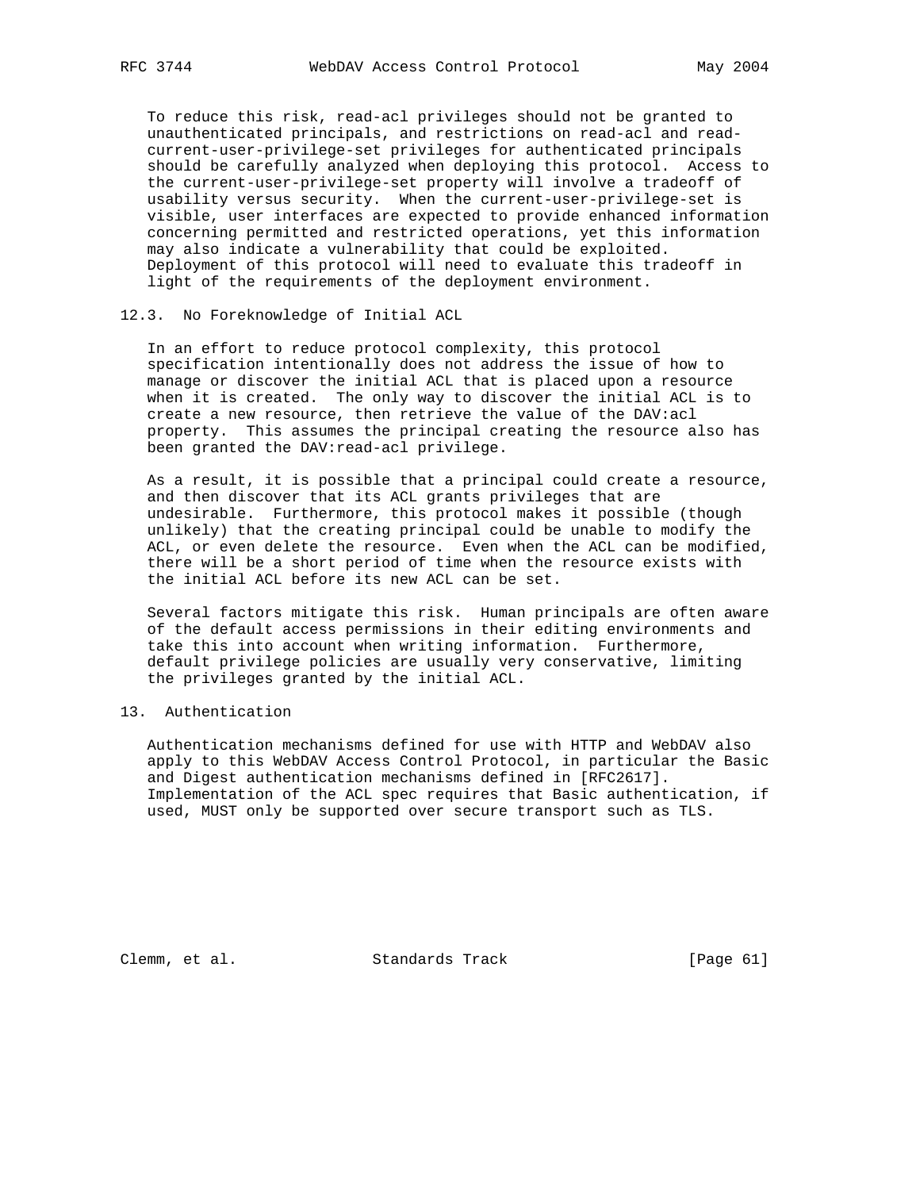To reduce this risk, read-acl privileges should not be granted to unauthenticated principals, and restrictions on read-acl and read-current-user-privilege-set privileges for authenticated principals should be carefully analyzed when deploying this protocol. Access to the current-user-privilege-set property will involve a tradeoff of usability versus security. When the current-user-privilege-set is visible, user interfaces are expected to provide enhanced information concerning permitted and restricted operations, yet this information may also indicate a vulnerability that could be exploited. Deployment of this protocol will need to evaluate this tradeoff in light of the requirements of the deployment environment.

### 12.3. No Foreknowledge of Initial ACL

In an effort to reduce protocol complexity, this protocol specification intentionally does not address the issue of how to manage or discover the initial ACL that is placed upon a resource when it is created. The only way to discover the initial ACL is to create a new resource, then retrieve the value of the DAV:acl property. This assumes the principal creating the resource also has been granted the DAV:read-acl privilege.

As a result, it is possible that a principal could create a resource, and then discover that its ACL grants privileges that are undesirable. Furthermore, this protocol makes it possible (though unlikely) that the creating principal could be unable to modify the ACL, or even delete the resource. Even when the ACL can be modified, there will be a short period of time when the resource exists with the initial ACL before its new ACL can be set.

Several factors mitigate this risk. Human principals are often aware of the default access permissions in their editing environments and take this into account when writing information. Furthermore, default privilege policies are usually very conservative, limiting the privileges granted by the initial ACL.

## 13. Authentication

Authentication mechanisms defined for use with HTTP and WebDAV also apply to this WebDAV Access Control Protocol, in particular the Basic and Digest authentication mechanisms defined in [RFC2617]. Implementation of the ACL spec requires that Basic authentication, if used, MUST only be supported over secure transport such as TLS.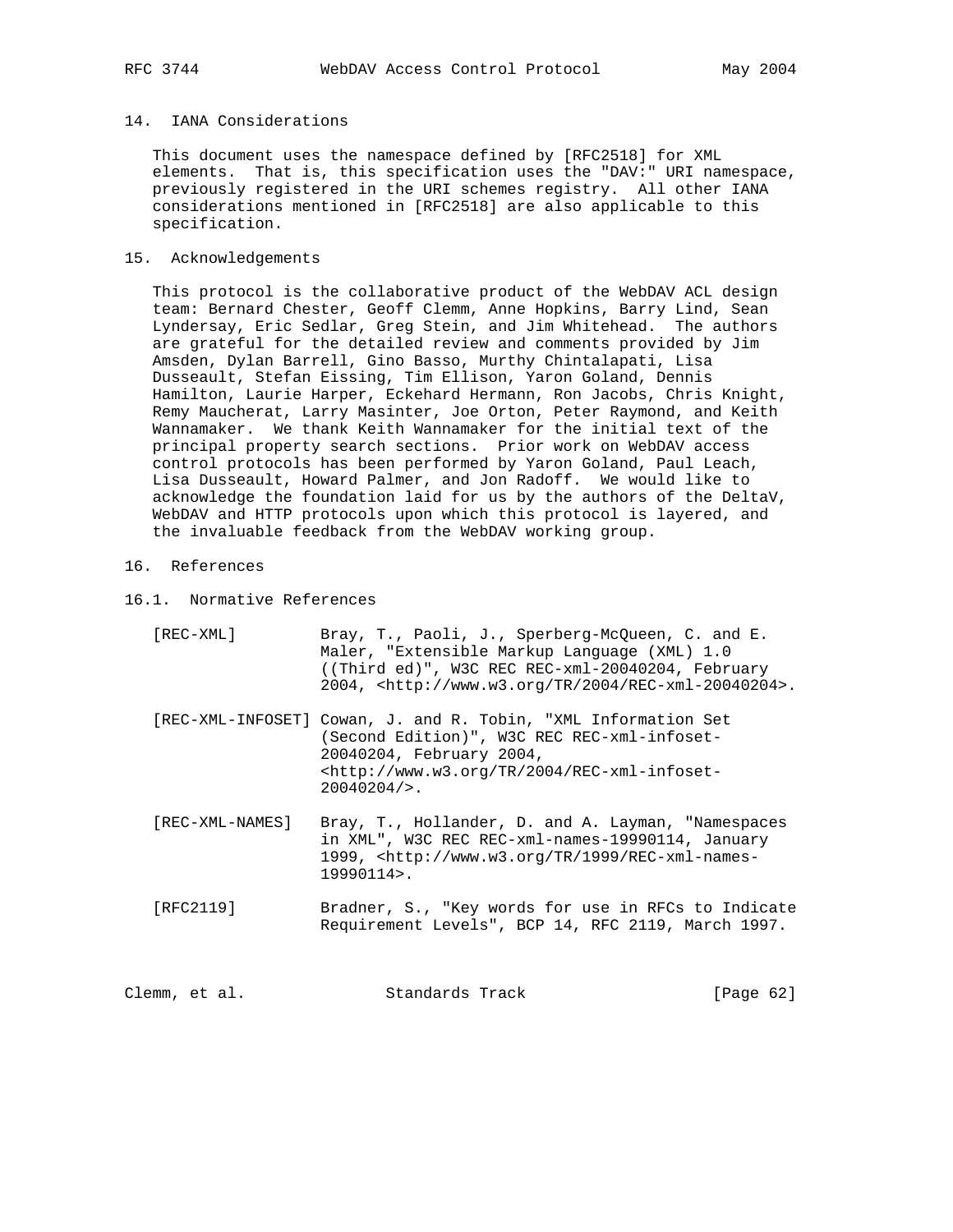## 14. IANA Considerations

This document uses the namespace defined by [RFC2518] for XML elements. That is, this specification uses the "DAV:" URI namespace, previously registered in the URI schemes registry. All other IANA considerations mentioned in [RFC2518] are also applicable to this specification.

## 15. Acknowledgements

This protocol is the collaborative product of the WebDAV ACL design team: Bernard Chester, Geoff Clemm, Anne Hopkins, Barry Lind, Sean Lyndersay, Eric Sedlar, Greg Stein, and Jim Whitehead. The authors are grateful for the detailed review and comments provided by Jim Amsden, Dylan Barrell, Gino Basso, Murthy Chintalapati, Lisa Dusseault, Stefan Eissing, Tim Ellison, Yaron Goland, Dennis Hamilton, Laurie Harper, Eckehard Hermann, Ron Jacobs, Chris Knight, Remy Maucherat, Larry Masinter, Joe Orton, Peter Raymond, and Keith Wannamaker. We thank Keith Wannamaker for the initial text of the principal property search sections. Prior work on WebDAV access control protocols has been performed by Yaron Goland, Paul Leach, Lisa Dusseault, Howard Palmer, and Jon Radoff. We would like to acknowledge the foundation laid for us by the authors of the DeltaV, WebDAV and HTTP protocols upon which this protocol is layered, and the invaluable feedback from the WebDAV working group.

## 16. References

### 16.1. Normative References

[REC-XML] Bray, T., Paoli, J., Sperberg-McQueen, C. and E. Maler, "Extensible Markup Language (XML) 1.0 ((Third ed)", W3C REC REC-xml-20040204, February 2004, <http://www.w3.org/TR/2004/REC-xml-20040204>.

[REC-XML-INFOSET] Cowan, J. and R. Tobin, "XML Information Set (Second Edition)", W3C REC REC-xml-infoset-20040204, February 2004, <http://www.w3.org/TR/2004/REC-xml-infoset-20040204/>.

[REC-XML-NAMES] Bray, T., Hollander, D. and A. Layman, "Namespaces in XML", W3C REC REC-xml-names-19990114, January 1999, <http://www.w3.org/TR/1999/REC-xml-names-19990114>.

[RFC2119] Bradner, S., "Key words for use in RFCs to Indicate Requirement Levels", BCP 14, RFC 2119, March 1997.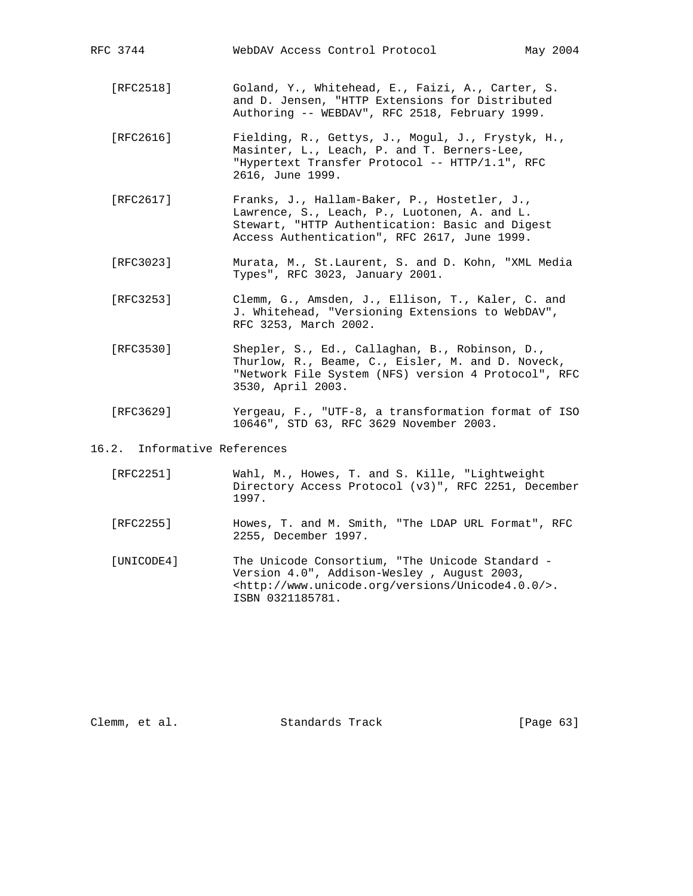[RFC2518] Goland, Y., Whitehead, E., Faizi, A., Carter, S. and D. Jensen, "HTTP Extensions for Distributed Authoring -- WEBDAV", RFC 2518, February 1999.

[RFC2616] Fielding, R., Gettys, J., Mogul, J., Frystyk, H., Masinter, L., Leach, P. and T. Berners-Lee, "Hypertext Transfer Protocol -- HTTP/1.1", RFC 2616, June 1999.

[RFC2617] Franks, J., Hallam-Baker, P., Hostetler, J., Lawrence, S., Leach, P., Luotonen, A. and L. Stewart, "HTTP Authentication: Basic and Digest Access Authentication", RFC 2617, June 1999.

[RFC3023] Murata, M., St.Laurent, S. and D. Kohn, "XML Media Types", RFC 3023, January 2001.

[RFC3253] Clemm, G., Amsden, J., Ellison, T., Kaler, C. and J. Whitehead, "Versioning Extensions to WebDAV", RFC 3253, March 2002.

[RFC3530] Shepler, S., Ed., Callaghan, B., Robinson, D., Thurlow, R., Beame, C., Eisler, M. and D. Noveck, "Network File System (NFS) version 4 Protocol", RFC 3530, April 2003.

[RFC3629] Yergeau, F., "UTF-8, a transformation format of ISO 10646", STD 63, RFC 3629 November 2003.

## 16.2. Informative References

[RFC2251] Wahl, M., Howes, T. and S. Kille, "Lightweight Directory Access Protocol (v3)", RFC 2251, December 1997.

[RFC2255] Howes, T. and M. Smith, "The LDAP URL Format", RFC 2255, December 1997.

[UNICODE4] The Unicode Consortium, "The Unicode Standard - Version 4.0", Addison-Wesley , August 2003, <http://www.unicode.org/versions/Unicode4.0.0/>. ISBN 0321185781.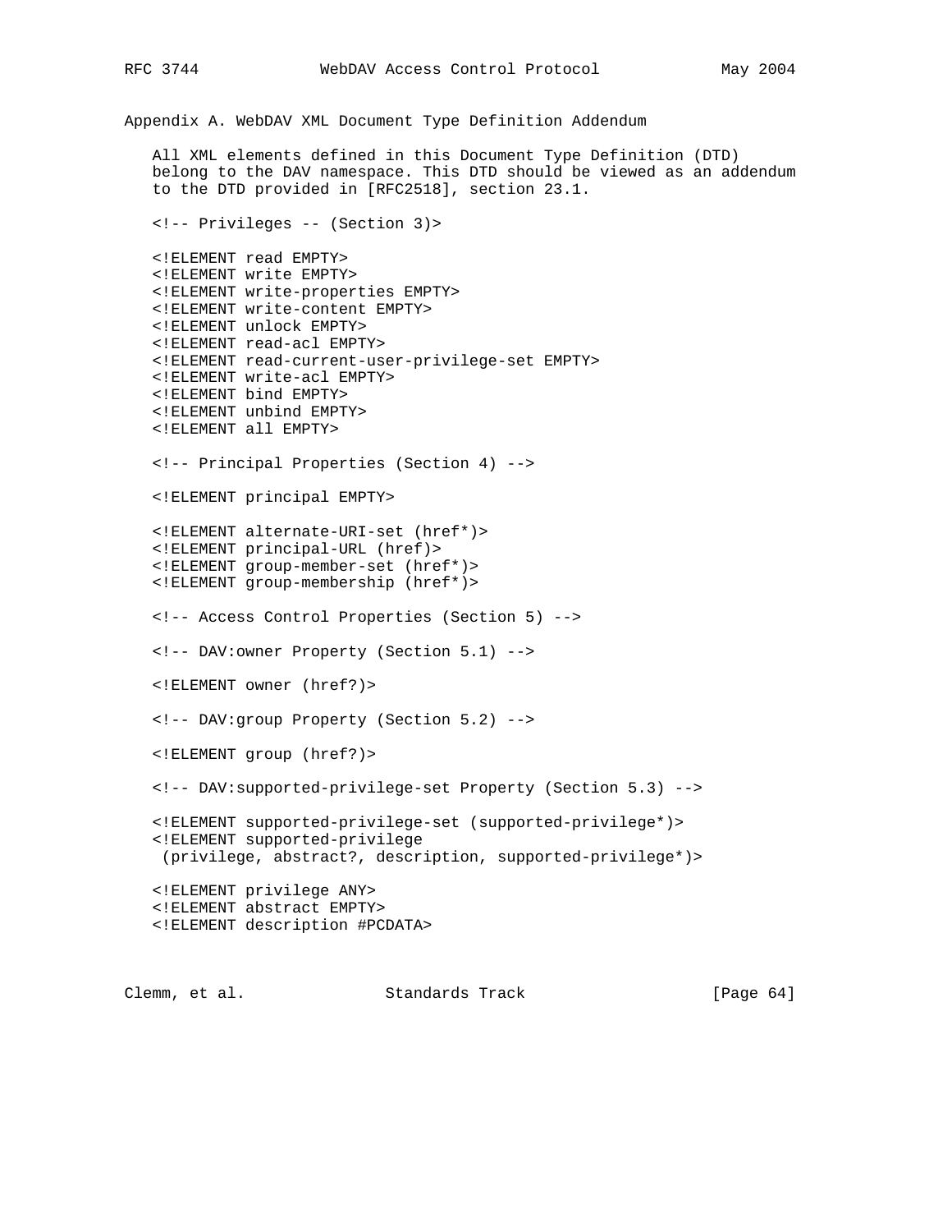## Appendix A. WebDAV XML Document Type Definition Addendum

All XML elements defined in this Document Type Definition (DTD) belong to the DAV namespace. This DTD should be viewed as an addendum to the DTD provided in [RFC2518], section 23.1.

```
<!-- Privileges -- (Section 3)>

<!ELEMENT read EMPTY>
<!ELEMENT write EMPTY>
<!ELEMENT write-properties EMPTY>
<!ELEMENT write-content EMPTY>
<!ELEMENT unlock EMPTY>
<!ELEMENT read-acl EMPTY>
<!ELEMENT read-current-user-privilege-set EMPTY>
<!ELEMENT write-acl EMPTY>
<!ELEMENT bind EMPTY>
<!ELEMENT unbind EMPTY>
<!ELEMENT all EMPTY>

<!-- Principal Properties (Section 4) -->

<!ELEMENT principal EMPTY>

<!ELEMENT alternate-URI-set (href*)>
<!ELEMENT principal-URL (href)>
<!ELEMENT group-member-set (href*)>
<!ELEMENT group-membership (href*)>

<!-- Access Control Properties (Section 5) -->

<!-- DAV:owner Property (Section 5.1) -->

<!ELEMENT owner (href?)>

<!-- DAV:group Property (Section 5.2) -->

<!ELEMENT group (href?)>

<!-- DAV:supported-privilege-set Property (Section 5.3) -->

<!ELEMENT supported-privilege-set (supported-privilege*)>
<!ELEMENT supported-privilege
 (privilege, abstract?, description, supported-privilege*)>

<!ELEMENT privilege ANY>
<!ELEMENT abstract EMPTY>
<!ELEMENT description #PCDATA>
```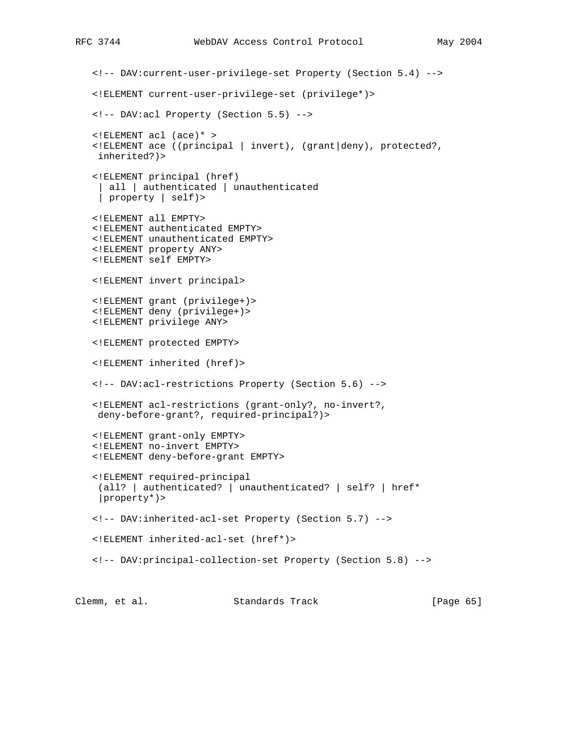```
<!-- DAV:current-user-privilege-set Property (Section 5.4) -->

<!ELEMENT current-user-privilege-set (privilege*)>

<!-- DAV:acl Property (Section 5.5) -->

<!ELEMENT acl (ace)* >
<!ELEMENT ace ((principal | invert), (grant|deny), protected?,
 inherited?)>

<!ELEMENT principal (href)
 | all | authenticated | unauthenticated
 | property | self)>

<!ELEMENT all EMPTY>
<!ELEMENT authenticated EMPTY>
<!ELEMENT unauthenticated EMPTY>
<!ELEMENT property ANY>
<!ELEMENT self EMPTY>

<!ELEMENT invert principal>

<!ELEMENT grant (privilege+)>
<!ELEMENT deny (privilege+)>
<!ELEMENT privilege ANY>

<!ELEMENT protected EMPTY>

<!ELEMENT inherited (href)>

<!-- DAV:acl-restrictions Property (Section 5.6) -->

<!ELEMENT acl-restrictions (grant-only?, no-invert?,
 deny-before-grant?, required-principal?)>

<!ELEMENT grant-only EMPTY>
<!ELEMENT no-invert EMPTY>
<!ELEMENT deny-before-grant EMPTY>

<!ELEMENT required-principal
 (all? | authenticated? | unauthenticated? | self? | href*
 |property*)>

<!-- DAV:inherited-acl-set Property (Section 5.7) -->

<!ELEMENT inherited-acl-set (href*)>

<!-- DAV:principal-collection-set Property (Section 5.8) -->
```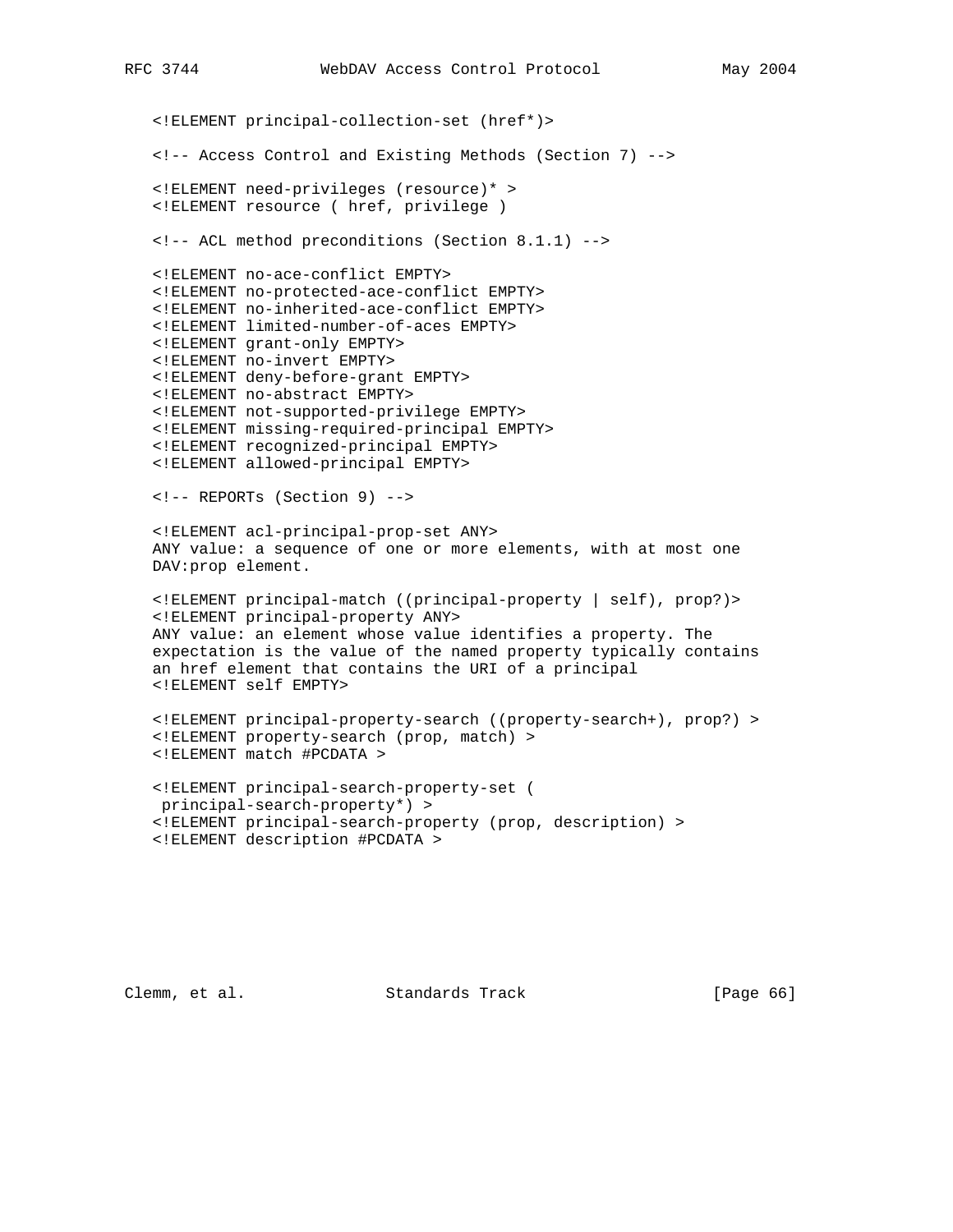```
<!ELEMENT principal-collection-set (href*)>

<!-- Access Control and Existing Methods (Section 7) -->

<!ELEMENT need-privileges (resource)* >
<!ELEMENT resource ( href, privilege )

<!-- ACL method preconditions (Section 8.1.1) -->

<!ELEMENT no-ace-conflict EMPTY>
<!ELEMENT no-protected-ace-conflict EMPTY>
<!ELEMENT no-inherited-ace-conflict EMPTY>
<!ELEMENT limited-number-of-aces EMPTY>
<!ELEMENT grant-only EMPTY>
<!ELEMENT no-invert EMPTY>
<!ELEMENT deny-before-grant EMPTY>
<!ELEMENT no-abstract EMPTY>
<!ELEMENT not-supported-privilege EMPTY>
<!ELEMENT missing-required-principal EMPTY>
<!ELEMENT recognized-principal EMPTY>
<!ELEMENT allowed-principal EMPTY>

<!-- REPORTs (Section 9) -->

<!ELEMENT acl-principal-prop-set ANY>
ANY value: a sequence of one or more elements, with at most one
DAV:prop element.

<!ELEMENT principal-match ((principal-property | self), prop?)>
<!ELEMENT principal-property ANY>
ANY value: an element whose value identifies a property. The
expectation is the value of the named property typically contains
an href element that contains the URI of a principal
<!ELEMENT self EMPTY>

<!ELEMENT principal-property-search ((property-search+), prop?) >
<!ELEMENT property-search (prop, match) >
<!ELEMENT match #PCDATA >

<!ELEMENT principal-search-property-set (
 principal-search-property*) >
<!ELEMENT principal-search-property (prop, description) >
<!ELEMENT description #PCDATA >
```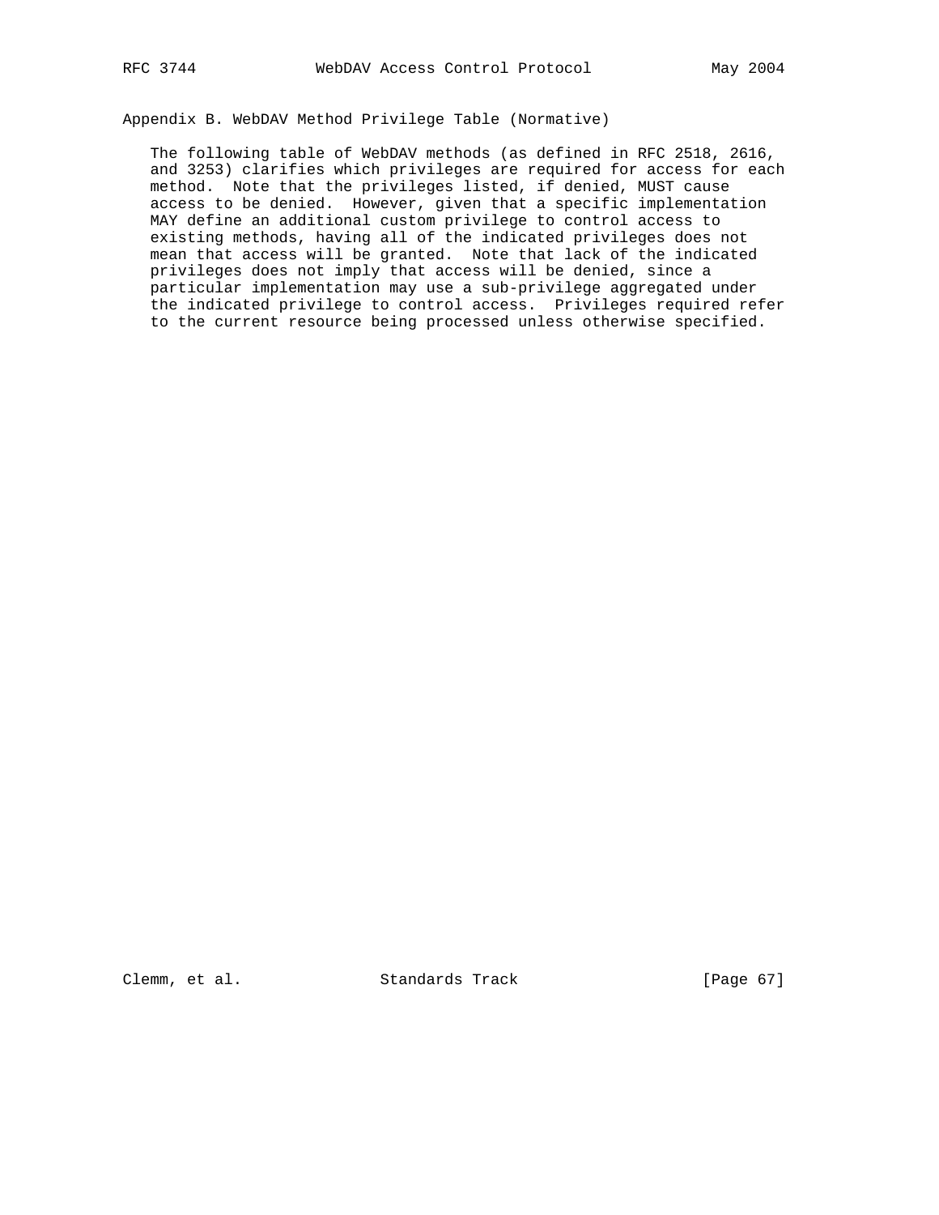## Appendix B. WebDAV Method Privilege Table (Normative)

The following table of WebDAV methods (as defined in RFC 2518, 2616, and 3253) clarifies which privileges are required for access for each method. Note that the privileges listed, if denied, MUST cause access to be denied. However, given that a specific implementation MAY define an additional custom privilege to control access to existing methods, having all of the indicated privileges does not mean that access will be granted. Note that lack of the indicated privileges does not imply that access will be denied, since a particular implementation may use a sub-privilege aggregated under the indicated privilege to control access. Privileges required refer to the current resource being processed unless otherwise specified.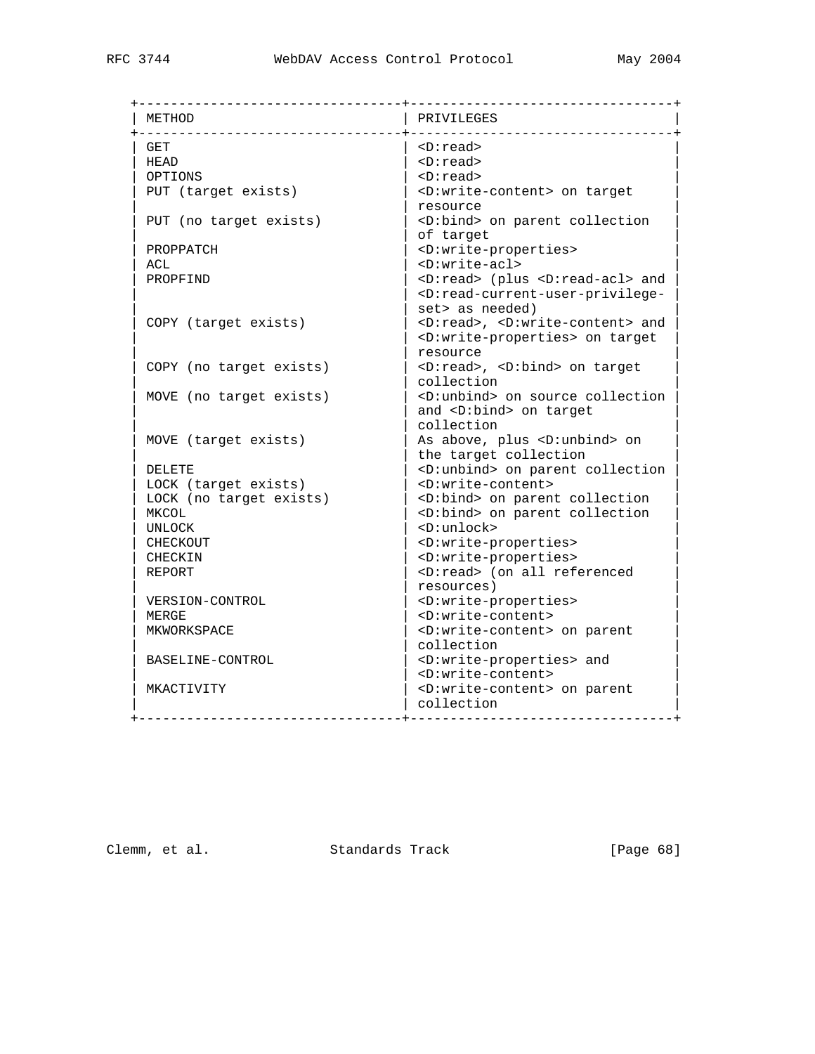| METHOD | PRIVILEGES |
| --- | --- |
| GET | <D:read> |
| HEAD | <D:read> |
| OPTIONS | <D:read> |
| PUT (target exists) | <D:write-content> on target resource |
| PUT (no target exists) | <D:bind> on parent collection of target |
| PROPPATCH | <D:write-properties> |
| ACL | <D:write-acl> |
| PROPFIND | <D:read> (plus <D:read-acl> and <D:read-current-user-privilege-set> as needed) |
| COPY (target exists) | <D:read>, <D:write-content> and <D:write-properties> on target resource |
| COPY (no target exists) | <D:read>, <D:bind> on target collection |
| MOVE (no target exists) | <D:unbind> on source collection and <D:bind> on target collection |
| MOVE (target exists) | As above, plus <D:unbind> on the target collection |
| DELETE | <D:unbind> on parent collection |
| LOCK (target exists) | <D:write-content> |
| LOCK (no target exists) | <D:bind> on parent collection |
| MKCOL | <D:bind> on parent collection |
| UNLOCK | <D:unlock> |
| CHECKOUT | <D:write-properties> |
| CHECKIN | <D:write-properties> |
| REPORT | <D:read> (on all referenced resources) |
| VERSION-CONTROL | <D:write-properties> |
| MERGE | <D:write-content> |
| MKWORKSPACE | <D:write-content> on parent collection |
| BASELINE-CONTROL | <D:write-properties> and <D:write-content> |
| MKACTIVITY | <D:write-content> on parent collection |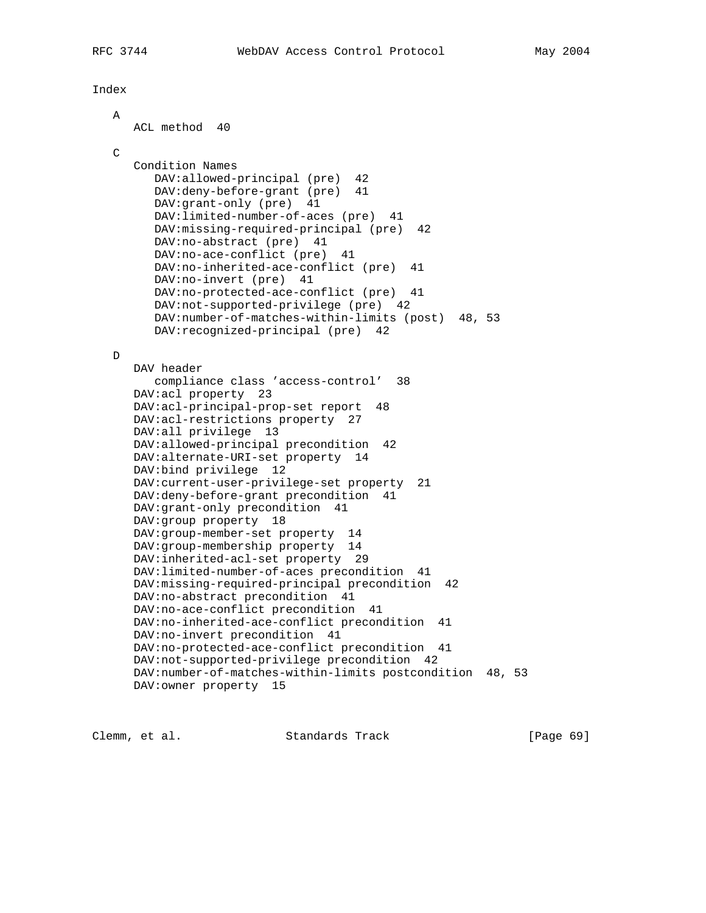## Index

A

- ACL method 40

C

- Condition Names
  - DAV:allowed-principal (pre) 42
  - DAV:deny-before-grant (pre) 41
  - DAV:grant-only (pre) 41
  - DAV:limited-number-of-aces (pre) 41
  - DAV:missing-required-principal (pre) 42
  - DAV:no-abstract (pre) 41
  - DAV:no-ace-conflict (pre) 41
  - DAV:no-inherited-ace-conflict (pre) 41
  - DAV:no-invert (pre) 41
  - DAV:no-protected-ace-conflict (pre) 41
  - DAV:not-supported-privilege (pre) 42
  - DAV:number-of-matches-within-limits (post) 48, 53
  - DAV:recognized-principal (pre) 42

D

- DAV header
  - compliance class 'access-control' 38
- DAV:acl property 23
- DAV:acl-principal-prop-set report 48
- DAV:acl-restrictions property 27
- DAV:all privilege 13
- DAV:allowed-principal precondition 42
- DAV:alternate-URI-set property 14
- DAV:bind privilege 12
- DAV:current-user-privilege-set property 21
- DAV:deny-before-grant precondition 41
- DAV:grant-only precondition 41
- DAV:group property 18
- DAV:group-member-set property 14
- DAV:group-membership property 14
- DAV:inherited-acl-set property 29
- DAV:limited-number-of-aces precondition 41
- DAV:missing-required-principal precondition 42
- DAV:no-abstract precondition 41
- DAV:no-ace-conflict precondition 41
- DAV:no-inherited-ace-conflict precondition 41
- DAV:no-invert precondition 41
- DAV:no-protected-ace-conflict precondition 41
- DAV:not-supported-privilege precondition 42
- DAV:number-of-matches-within-limits postcondition 48, 53
- DAV:owner property 15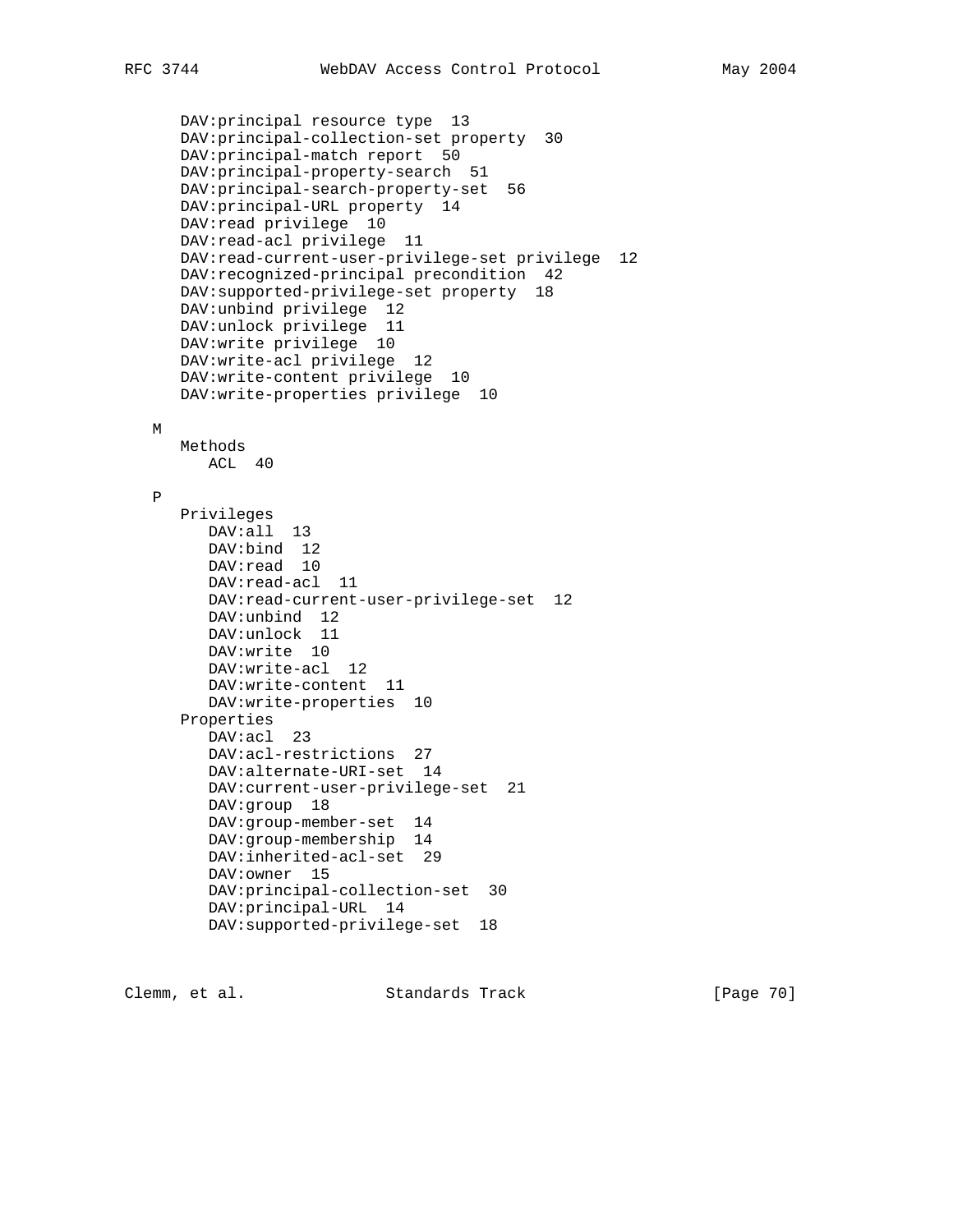```
      DAV:principal resource type  13
      DAV:principal-collection-set property  30
      DAV:principal-match report  50
      DAV:principal-property-search  51
      DAV:principal-search-property-set  56
      DAV:principal-URL property  14
      DAV:read privilege  10
      DAV:read-acl privilege  11
      DAV:read-current-user-privilege-set privilege  12
      DAV:recognized-principal precondition  42
      DAV:supported-privilege-set property  18
      DAV:unbind privilege  12
      DAV:unlock privilege  11
      DAV:write privilege  10
      DAV:write-acl privilege  12
      DAV:write-content privilege  10
      DAV:write-properties privilege  10

   M
      Methods
         ACL  40

   P
      Privileges
         DAV:all  13
         DAV:bind  12
         DAV:read  10
         DAV:read-acl  11
         DAV:read-current-user-privilege-set  12
         DAV:unbind  12
         DAV:unlock  11
         DAV:write  10
         DAV:write-acl  12
         DAV:write-content  11
         DAV:write-properties  10
      Properties
         DAV:acl  23
         DAV:acl-restrictions  27
         DAV:alternate-URI-set  14
         DAV:current-user-privilege-set  21
         DAV:group  18
         DAV:group-member-set  14
         DAV:group-membership  14
         DAV:inherited-acl-set  29
         DAV:owner  15
         DAV:principal-collection-set  30
         DAV:principal-URL  14
         DAV:supported-privilege-set  18
```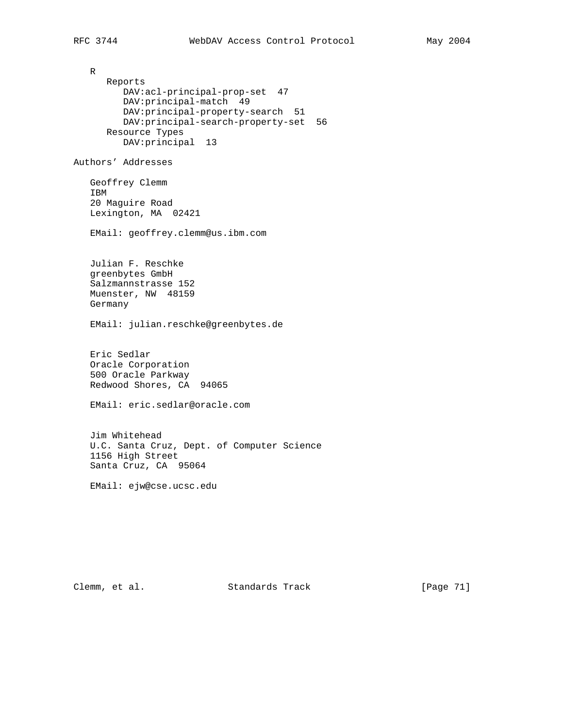R

- Reports
  - DAV:acl-principal-prop-set 47
  - DAV:principal-match 49
  - DAV:principal-property-search 51
  - DAV:principal-search-property-set 56
- Resource Types
  - DAV:principal 13

## Authors' Addresses

Geoffrey Clemm
IBM
20 Maguire Road
Lexington, MA 02421

EMail: geoffrey.clemm@us.ibm.com

Julian F. Reschke
greenbytes GmbH
Salzmannstrasse 152
Muenster, NW 48159
Germany

EMail: julian.reschke@greenbytes.de

Eric Sedlar
Oracle Corporation
500 Oracle Parkway
Redwood Shores, CA 94065

EMail: eric.sedlar@oracle.com

Jim Whitehead
U.C. Santa Cruz, Dept. of Computer Science
1156 High Street
Santa Cruz, CA 95064

EMail: ejw@cse.ucsc.edu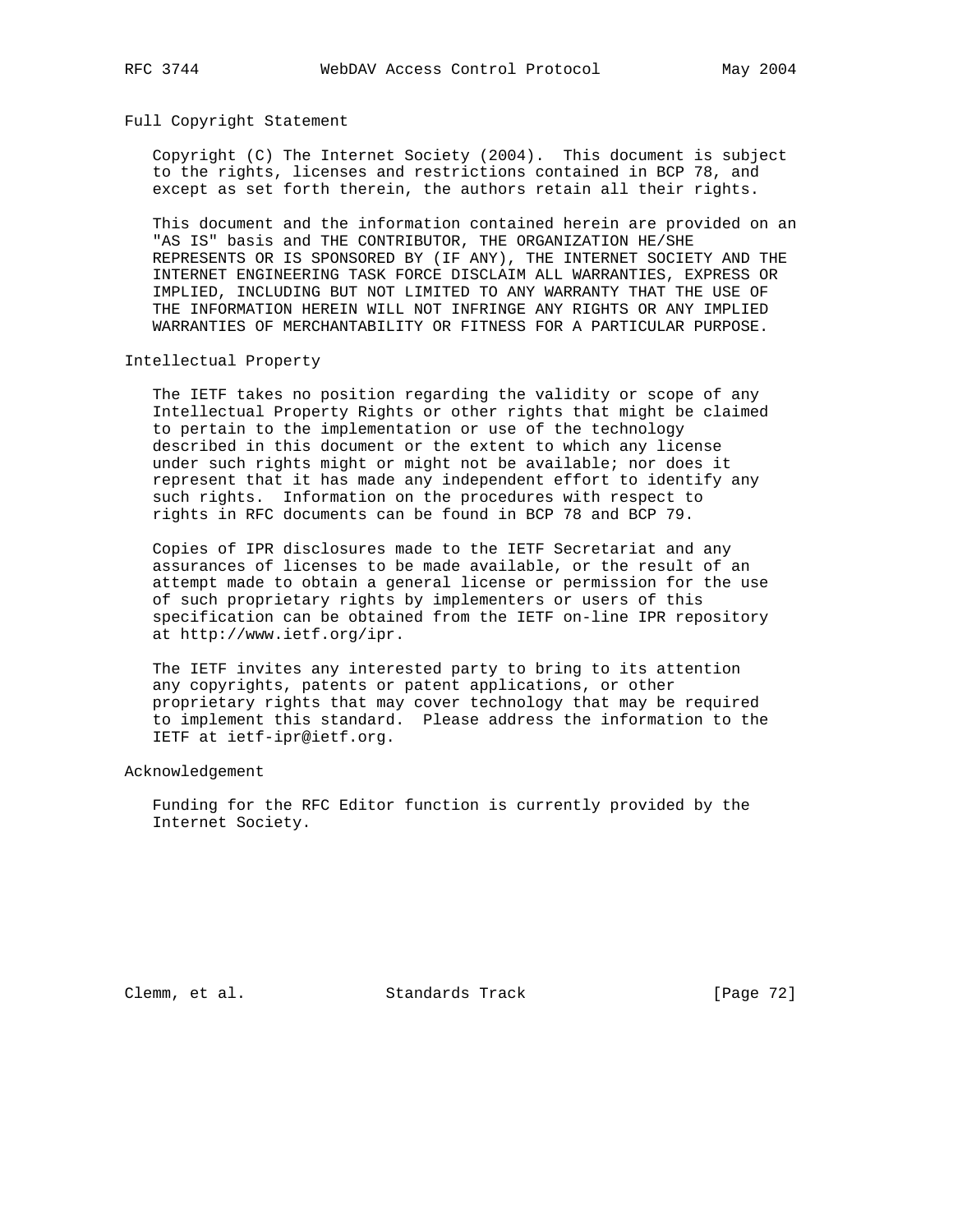## Full Copyright Statement

Copyright (C) The Internet Society (2004). This document is subject to the rights, licenses and restrictions contained in BCP 78, and except as set forth therein, the authors retain all their rights.

This document and the information contained herein are provided on an "AS IS" basis and THE CONTRIBUTOR, THE ORGANIZATION HE/SHE REPRESENTS OR IS SPONSORED BY (IF ANY), THE INTERNET SOCIETY AND THE INTERNET ENGINEERING TASK FORCE DISCLAIM ALL WARRANTIES, EXPRESS OR IMPLIED, INCLUDING BUT NOT LIMITED TO ANY WARRANTY THAT THE USE OF THE INFORMATION HEREIN WILL NOT INFRINGE ANY RIGHTS OR ANY IMPLIED WARRANTIES OF MERCHANTABILITY OR FITNESS FOR A PARTICULAR PURPOSE.

## Intellectual Property

The IETF takes no position regarding the validity or scope of any Intellectual Property Rights or other rights that might be claimed to pertain to the implementation or use of the technology described in this document or the extent to which any license under such rights might or might not be available; nor does it represent that it has made any independent effort to identify any such rights. Information on the procedures with respect to rights in RFC documents can be found in BCP 78 and BCP 79.

Copies of IPR disclosures made to the IETF Secretariat and any assurances of licenses to be made available, or the result of an attempt made to obtain a general license or permission for the use of such proprietary rights by implementers or users of this specification can be obtained from the IETF on-line IPR repository at http://www.ietf.org/ipr.

The IETF invites any interested party to bring to its attention any copyrights, patents or patent applications, or other proprietary rights that may cover technology that may be required to implement this standard. Please address the information to the IETF at ietf-ipr@ietf.org.

## Acknowledgement

Funding for the RFC Editor function is currently provided by the Internet Society.